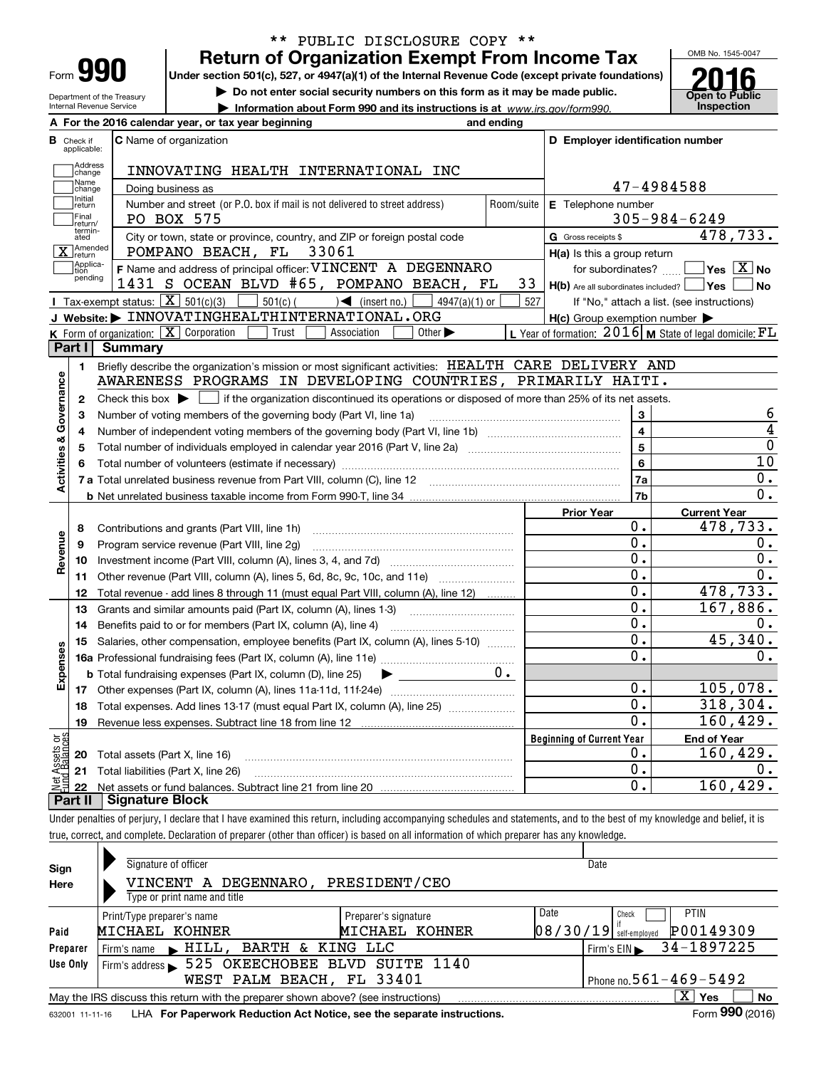\*\* PUBLIC DISCLOSURE COPY \*\*

Form **990**

# Return of Organization Exempt From Income Tax

**Under section 501(c), 527, or 4947(a)(1) of the Internal Revenue Code (except private foundations)**

▶ Do not enter social security numbers on this form as it may be made public.

▶ Information about Form 990 and its instructions is at www.irs.gov/form990.

Department of the Treasury
Internal Revenue Service

OMB No. 1545-0047

**2016**

**Open to Public Inspection**

**A** For the 2016 calendar year, or tax year beginning and ending

**B** Check if applicable:
- Address change
- Name change
- Initial return
- Final return/terminated
- [X] Amended return
- Application pending

**C** Name of organization: INNOVATING HEALTH INTERNATIONAL INC

Doing business as

Number and street (or P.O. box if mail is not delivered to street address) / Room/suite: PO BOX 575

City or town, state or province, country, and ZIP or foreign postal code: POMPANO BEACH, FL 33061

**D** Employer identification number: 47-4984588

**E** Telephone number: 305-984-6249

**G** Gross receipts $ 478,733.

**F** Name and address of principal officer: VINCENT A DEGENNARO, 1431 S OCEAN BLVD #65, POMPANO BEACH, FL 33

**H(a)** Is this a group return for subordinates? Yes [X] No

**H(b)** Are all subordinates included? Yes No
If "No," attach a list. (see instructions)

**H(c)** Group exemption number ▶

**I** Tax-exempt status: [X] 501(c)(3) 501(c) ( ) ◀ (insert no.) 4947(a)(1) or 527

**J** Website: ▶ INNOVATINGHEALTHINTERNATIONAL.ORG

**K** Form of organization: [X] Corporation Trust Association Other ▶

**L** Year of formation: 2016 **M** State of legal domicile: FL

## Part I Summary

**Activities & Governance**

1 Briefly describe the organization's mission or most significant activities: HEALTH CARE DELIVERY AND AWARENESS PROGRAMS IN DEVELOPING COUNTRIES, PRIMARILY HAITI.

2 Check this box ▶ if the organization discontinued its operations or disposed of more than 25% of its net assets.

| Line | Description | No. | Value |
|---|---|---|---|
| 3 | Number of voting members of the governing body (Part VI, line 1a) | 3 | 6 |
| 4 | Number of independent voting members of the governing body (Part VI, line 1b) | 4 | 4 |
| 5 | Total number of individuals employed in calendar year 2016 (Part V, line 2a) | 5 | 0 |
| 6 | Total number of volunteers (estimate if necessary) | 6 | 10 |
| 7a | Total unrelated business revenue from Part VIII, column (C), line 12 | 7a | 0. |
| b | Net unrelated business taxable income from Form 990-T, line 34 | 7b | 0. |

| | Line | Description | Prior Year | Current Year |
|---|---|---|---|---|
| Revenue | 8 | Contributions and grants (Part VIII, line 1h) | 0. | 478,733. |
| | 9 | Program service revenue (Part VIII, line 2g) | 0. | 0. |
| | 10 | Investment income (Part VIII, column (A), lines 3, 4, and 7d) | 0. | 0. |
| | 11 | Other revenue (Part VIII, column (A), lines 5, 6d, 8c, 9c, 10c, and 11e) | 0. | 0. |
| | 12 | Total revenue - add lines 8 through 11 (must equal Part VIII, column (A), line 12) | 0. | 478,733. |
| Expenses | 13 | Grants and similar amounts paid (Part IX, column (A), lines 1-3) | 0. | 167,886. |
| | 14 | Benefits paid to or for members (Part IX, column (A), line 4) | 0. | 0. |
| | 15 | Salaries, other compensation, employee benefits (Part IX, column (A), lines 5-10) | 0. | 45,340. |
| | 16a | Professional fundraising fees (Part IX, column (A), line 11e) | 0. | 0. |
| | b | Total fundraising expenses (Part IX, column (D), line 25) ▶ 0. | | |
| | 17 | Other expenses (Part IX, column (A), lines 11a-11d, 11f-24e) | 0. | 105,078. |
| | 18 | Total expenses. Add lines 13-17 (must equal Part IX, column (A), line 25) | 0. | 318,304. |
| | 19 | Revenue less expenses. Subtract line 18 from line 12 | 0. | 160,429. |

| | Line | Description | Beginning of Current Year | End of Year |
|---|---|---|---|---|
| Net Assets or Fund Balances | 20 | Total assets (Part X, line 16) | 0. | 160,429. |
| | 21 | Total liabilities (Part X, line 26) | 0. | 0. |
| | 22 | Net assets or fund balances. Subtract line 21 from line 20 | 0. | 160,429. |

## Part II Signature Block

Under penalties of perjury, I declare that I have examined this return, including accompanying schedules and statements, and to the best of my knowledge and belief, it is true, correct, and complete. Declaration of preparer (other than officer) is based on all information of which preparer has any knowledge.

**Sign Here**

Signature of officer — Date

VINCENT A DEGENNARO, PRESIDENT/CEO
Type or print name and title

**Paid Preparer Use Only**

| Print/Type preparer's name | Preparer's signature | Date | Check if self-employed | PTIN |
|---|---|---|---|---|
| MICHAEL KOHNER | MICHAEL KOHNER | 08/30/19 | | P00149309 |

Firm's name ▶ HILL, BARTH & KING LLC — Firm's EIN ▶ 34-1897225

Firm's address ▶ 525 OKEECHOBEE BLVD SUITE 1140, WEST PALM BEACH, FL 33401 — Phone no. 561-469-5492

May the IRS discuss this return with the preparer shown above? (see instructions) [X] Yes No

632001 11-11-16 LHA For Paperwork Reduction Act Notice, see the separate instructions. Form **990** (2016)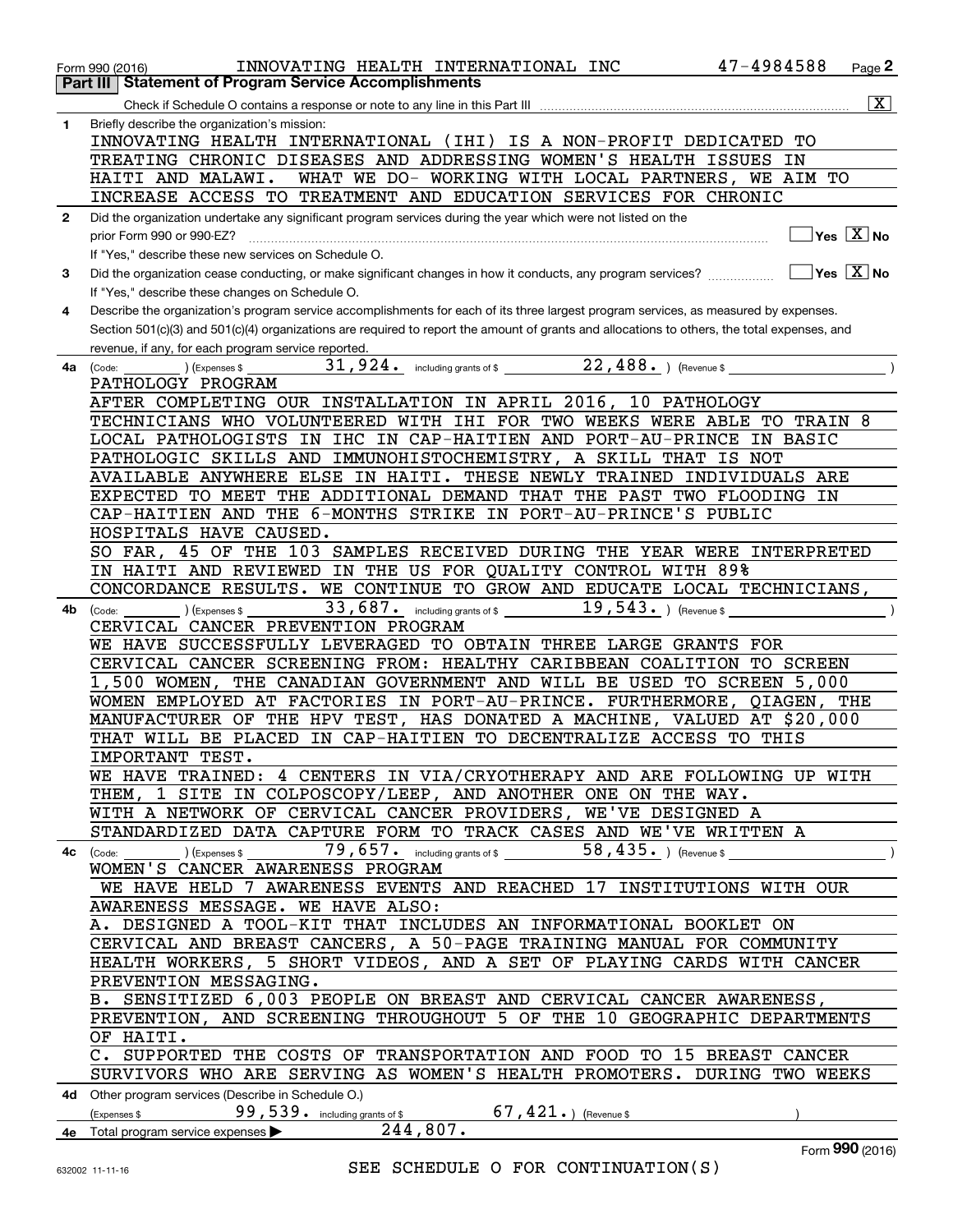Form 990 (2016) INNOVATING HEALTH INTERNATIONAL INC 47-4984588

**Part III | Statement of Program Service Accomplishments**

Check if Schedule O contains a response or note to any line in this Part III ..... [X]

**1** Briefly describe the organization's mission:

INNOVATING HEALTH INTERNATIONAL (IHI) IS A NON-PROFIT DEDICATED TO TREATING CHRONIC DISEASES AND ADDRESSING WOMEN'S HEALTH ISSUES IN HAITI AND MALAWI. WHAT WE DO- WORKING WITH LOCAL PARTNERS, WE AIM TO INCREASE ACCESS TO TREATMENT AND EDUCATION SERVICES FOR CHRONIC

**2** Did the organization undertake any significant program services during the year which were not listed on the prior Form 990 or 990-EZ? ..... [ ] Yes [X] No

If "Yes," describe these new services on Schedule O.

**3** Did the organization cease conducting, or make significant changes in how it conducts, any program services? ..... [ ] Yes [X] No

If "Yes," describe these changes on Schedule O.

**4** Describe the organization's program service accomplishments for each of its three largest program services, as measured by expenses. Section 501(c)(3) and 501(c)(4) organizations are required to report the amount of grants and allocations to others, the total expenses, and revenue, if any, for each program service reported.

**4a** (Code: ) (Expenses $ 31,924. including grants of $ 22,488. ) (Revenue $ )

PATHOLOGY PROGRAM

AFTER COMPLETING OUR INSTALLATION IN APRIL 2016, 10 PATHOLOGY TECHNICIANS WHO VOLUNTEERED WITH IHI FOR TWO WEEKS WERE ABLE TO TRAIN 8 LOCAL PATHOLOGISTS IN IHC IN CAP-HAITIEN AND PORT-AU-PRINCE IN BASIC PATHOLOGIC SKILLS AND IMMUNOHISTOCHEMISTRY, A SKILL THAT IS NOT AVAILABLE ANYWHERE ELSE IN HAITI. THESE NEWLY TRAINED INDIVIDUALS ARE EXPECTED TO MEET THE ADDITIONAL DEMAND THAT THE PAST TWO FLOODING IN CAP-HAITIEN AND THE 6-MONTHS STRIKE IN PORT-AU-PRINCE'S PUBLIC HOSPITALS HAVE CAUSED.

SO FAR, 45 OF THE 103 SAMPLES RECEIVED DURING THE YEAR WERE INTERPRETED IN HAITI AND REVIEWED IN THE US FOR QUALITY CONTROL WITH 89% CONCORDANCE RESULTS. WE CONTINUE TO GROW AND EDUCATE LOCAL TECHNICIANS,

**4b** (Code: ) (Expenses $ 33,687. including grants of $ 19,543. ) (Revenue $ )

CERVICAL CANCER PREVENTION PROGRAM

WE HAVE SUCCESSFULLY LEVERAGED TO OBTAIN THREE LARGE GRANTS FOR CERVICAL CANCER SCREENING FROM: HEALTHY CARIBBEAN COALITION TO SCREEN 1,500 WOMEN, THE CANADIAN GOVERNMENT AND WILL BE USED TO SCREEN 5,000 WOMEN EMPLOYED AT FACTORIES IN PORT-AU-PRINCE. FURTHERMORE, QIAGEN, THE MANUFACTURER OF THE HPV TEST, HAS DONATED A MACHINE, VALUED AT $20,000 THAT WILL BE PLACED IN CAP-HAITIEN TO DECENTRALIZE ACCESS TO THIS IMPORTANT TEST.

WE HAVE TRAINED: 4 CENTERS IN VIA/CRYOTHERAPY AND ARE FOLLOWING UP WITH THEM, 1 SITE IN COLPOSCOPY/LEEP, AND ANOTHER ONE ON THE WAY.

WITH A NETWORK OF CERVICAL CANCER PROVIDERS, WE'VE DESIGNED A STANDARDIZED DATA CAPTURE FORM TO TRACK CASES AND WE'VE WRITTEN A

**4c** (Code: ) (Expenses $ 79,657. including grants of $ 58,435. ) (Revenue $ )

WOMEN'S CANCER AWARENESS PROGRAM

WE HAVE HELD 7 AWARENESS EVENTS AND REACHED 17 INSTITUTIONS WITH OUR AWARENESS MESSAGE. WE HAVE ALSO:

A. DESIGNED A TOOL-KIT THAT INCLUDES AN INFORMATIONAL BOOKLET ON CERVICAL AND BREAST CANCERS, A 50-PAGE TRAINING MANUAL FOR COMMUNITY HEALTH WORKERS, 5 SHORT VIDEOS, AND A SET OF PLAYING CARDS WITH CANCER PREVENTION MESSAGING.

B. SENSITIZED 6,003 PEOPLE ON BREAST AND CERVICAL CANCER AWARENESS, PREVENTION, AND SCREENING THROUGHOUT 5 OF THE 10 GEOGRAPHIC DEPARTMENTS OF HAITI.

C. SUPPORTED THE COSTS OF TRANSPORTATION AND FOOD TO 15 BREAST CANCER SURVIVORS WHO ARE SERVING AS WOMEN'S HEALTH PROMOTERS. DURING TWO WEEKS

**4d** Other program services (Describe in Schedule O.)

(Expenses $ 99,539. including grants of $ 67,421. ) (Revenue $ )

**4e** Total program service expenses ▶ 244,807.

Form **990** (2016)

632002 11-11-16

SEE SCHEDULE O FOR CONTINUATION(S)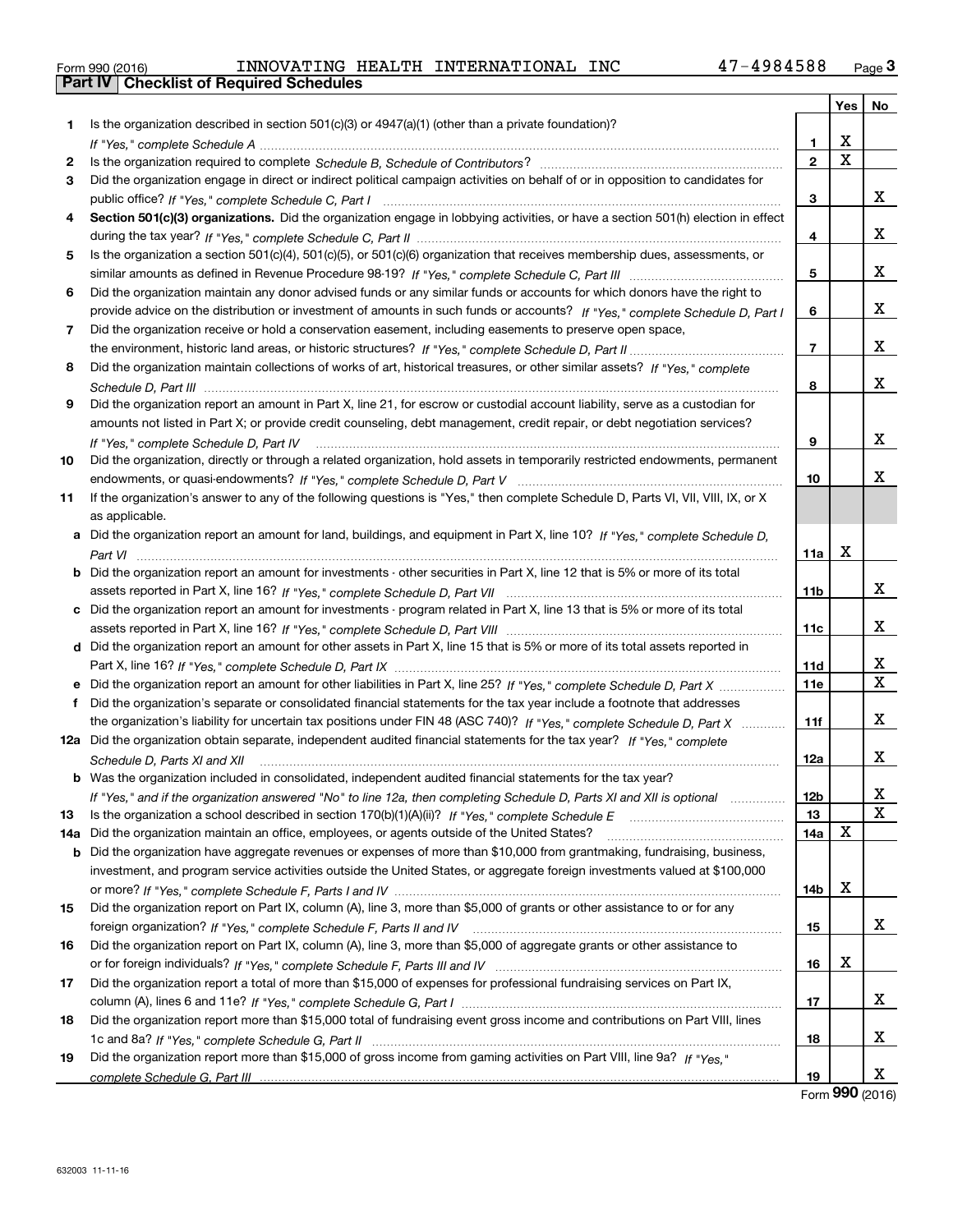Form 990 (2016) INNOVATING HEALTH INTERNATIONAL INC 47-4984588

## Part IV | Checklist of Required Schedules

| | | | Yes | No |
|---|---|---|---|---|
| 1 | Is the organization described in section 501(c)(3) or 4947(a)(1) (other than a private foundation)? *If "Yes," complete Schedule A* | 1 | X | |
| 2 | Is the organization required to complete *Schedule B, Schedule of Contributors*? | 2 | X | |
| 3 | Did the organization engage in direct or indirect political campaign activities on behalf of or in opposition to candidates for public office? *If "Yes," complete Schedule C, Part I* | 3 | | X |
| 4 | **Section 501(c)(3) organizations.** Did the organization engage in lobbying activities, or have a section 501(h) election in effect during the tax year? *If "Yes," complete Schedule C, Part II* | 4 | | X |
| 5 | Is the organization a section 501(c)(4), 501(c)(5), or 501(c)(6) organization that receives membership dues, assessments, or similar amounts as defined in Revenue Procedure 98-19? *If "Yes," complete Schedule C, Part III* | 5 | | X |
| 6 | Did the organization maintain any donor advised funds or any similar funds or accounts for which donors have the right to provide advice on the distribution or investment of amounts in such funds or accounts? *If "Yes," complete Schedule D, Part I* | 6 | | X |
| 7 | Did the organization receive or hold a conservation easement, including easements to preserve open space, the environment, historic land areas, or historic structures? *If "Yes," complete Schedule D, Part II* | 7 | | X |
| 8 | Did the organization maintain collections of works of art, historical treasures, or other similar assets? *If "Yes," complete Schedule D, Part III* | 8 | | X |
| 9 | Did the organization report an amount in Part X, line 21, for escrow or custodial account liability, serve as a custodian for amounts not listed in Part X; or provide credit counseling, debt management, credit repair, or debt negotiation services? *If "Yes," complete Schedule D, Part IV* | 9 | | X |
| 10 | Did the organization, directly or through a related organization, hold assets in temporarily restricted endowments, permanent endowments, or quasi-endowments? *If "Yes," complete Schedule D, Part V* | 10 | | X |
| 11 | If the organization's answer to any of the following questions is "Yes," then complete Schedule D, Parts VI, VII, VIII, IX, or X as applicable. | | | |
| a | Did the organization report an amount for land, buildings, and equipment in Part X, line 10? *If "Yes," complete Schedule D, Part VI* | 11a | X | |
| b | Did the organization report an amount for investments - other securities in Part X, line 12 that is 5% or more of its total assets reported in Part X, line 16? *If "Yes," complete Schedule D, Part VII* | 11b | | X |
| c | Did the organization report an amount for investments - program related in Part X, line 13 that is 5% or more of its total assets reported in Part X, line 16? *If "Yes," complete Schedule D, Part VIII* | 11c | | X |
| d | Did the organization report an amount for other assets in Part X, line 15 that is 5% or more of its total assets reported in Part X, line 16? *If "Yes," complete Schedule D, Part IX* | 11d | | X |
| e | Did the organization report an amount for other liabilities in Part X, line 25? *If "Yes," complete Schedule D, Part X* | 11e | | X |
| f | Did the organization's separate or consolidated financial statements for the tax year include a footnote that addresses the organization's liability for uncertain tax positions under FIN 48 (ASC 740)? *If "Yes," complete Schedule D, Part X* | 11f | | X |
| 12a | Did the organization obtain separate, independent audited financial statements for the tax year? *If "Yes," complete Schedule D, Parts XI and XII* | 12a | | X |
| b | Was the organization included in consolidated, independent audited financial statements for the tax year? *If "Yes," and if the organization answered "No" to line 12a, then completing Schedule D, Parts XI and XII is optional* | 12b | | X |
| 13 | Is the organization a school described in section 170(b)(1)(A)(ii)? *If "Yes," complete Schedule E* | 13 | | X |
| 14a | Did the organization maintain an office, employees, or agents outside of the United States? | 14a | X | |
| b | Did the organization have aggregate revenues or expenses of more than $10,000 from grantmaking, fundraising, business, investment, and program service activities outside the United States, or aggregate foreign investments valued at $100,000 or more? *If "Yes," complete Schedule F, Parts I and IV* | 14b | X | |
| 15 | Did the organization report on Part IX, column (A), line 3, more than $5,000 of grants or other assistance to or for any foreign organization? *If "Yes," complete Schedule F, Parts II and IV* | 15 | | X |
| 16 | Did the organization report on Part IX, column (A), line 3, more than $5,000 of aggregate grants or other assistance to or for foreign individuals? *If "Yes," complete Schedule F, Parts III and IV* | 16 | X | |
| 17 | Did the organization report a total of more than $15,000 of expenses for professional fundraising services on Part IX, column (A), lines 6 and 11e? *If "Yes," complete Schedule G, Part I* | 17 | | X |
| 18 | Did the organization report more than $15,000 total of fundraising event gross income and contributions on Part VIII, lines 1c and 8a? *If "Yes," complete Schedule G, Part II* | 18 | | X |
| 19 | Did the organization report more than $15,000 of gross income from gaming activities on Part VIII, line 9a? *If "Yes," complete Schedule G, Part III* | 19 | | X |

Form **990** (2016)

632003 11-11-16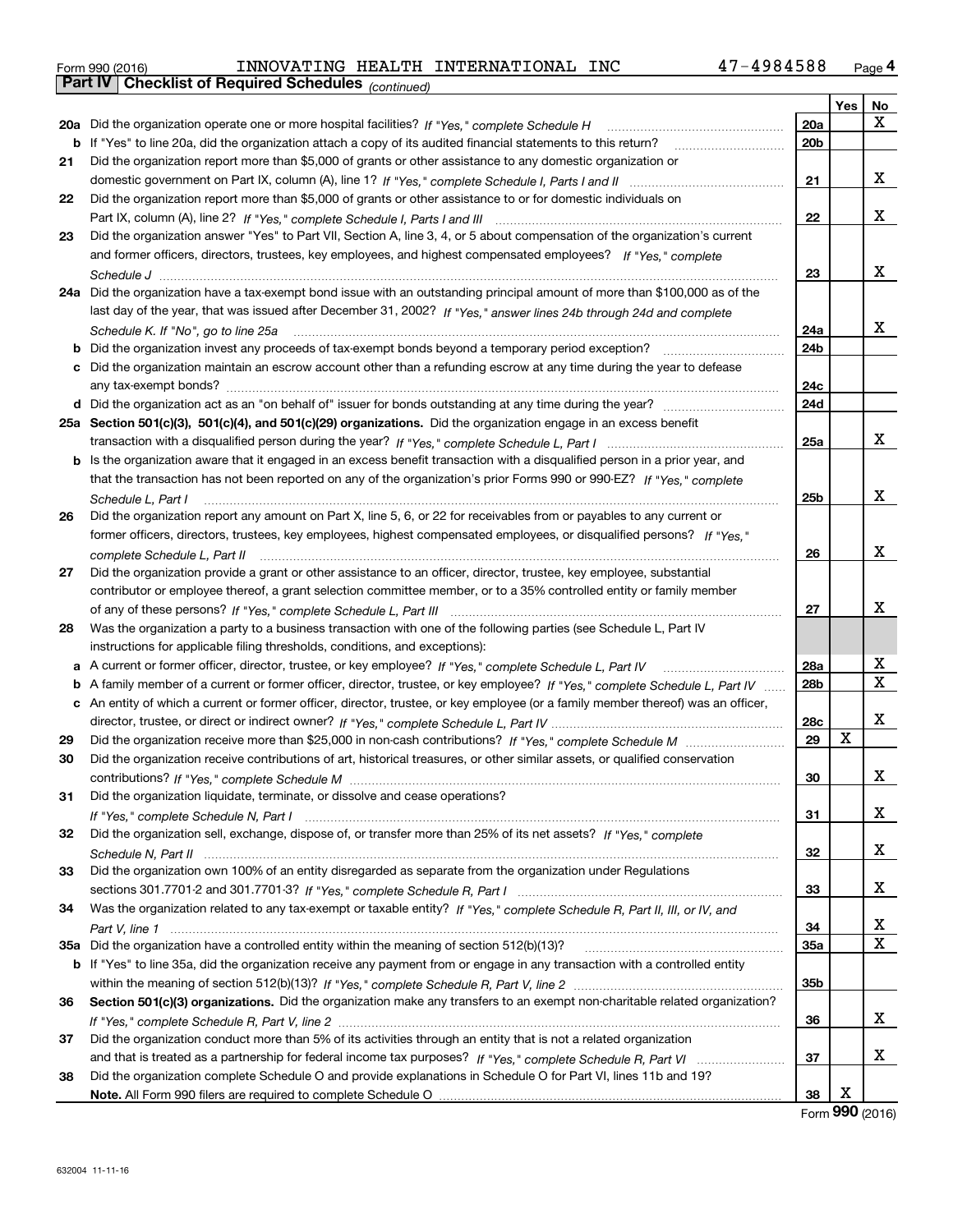Form 990 (2016) INNOVATING HEALTH INTERNATIONAL INC 47-4984588 Page **4**

## Part IV Checklist of Required Schedules *(continued)*

| | | | Yes | No |
|---|---|---|---|---|
| **20a** | Did the organization operate one or more hospital facilities? *If "Yes," complete Schedule H* | **20a** | | X |
| **b** | If "Yes" to line 20a, did the organization attach a copy of its audited financial statements to this return? | **20b** | | |
| **21** | Did the organization report more than $5,000 of grants or other assistance to any domestic organization or domestic government on Part IX, column (A), line 1? *If "Yes," complete Schedule I, Parts I and II* | **21** | | X |
| **22** | Did the organization report more than $5,000 of grants or other assistance to or for domestic individuals on Part IX, column (A), line 2? *If "Yes," complete Schedule I, Parts I and III* | **22** | | X |
| **23** | Did the organization answer "Yes" to Part VII, Section A, line 3, 4, or 5 about compensation of the organization's current and former officers, directors, trustees, key employees, and highest compensated employees? *If "Yes," complete Schedule J* | **23** | | X |
| **24a** | Did the organization have a tax-exempt bond issue with an outstanding principal amount of more than $100,000 as of the last day of the year, that was issued after December 31, 2002? *If "Yes," answer lines 24b through 24d and complete Schedule K. If "No", go to line 25a* | **24a** | | X |
| **b** | Did the organization invest any proceeds of tax-exempt bonds beyond a temporary period exception? | **24b** | | |
| **c** | Did the organization maintain an escrow account other than a refunding escrow at any time during the year to defease any tax-exempt bonds? | **24c** | | |
| **d** | Did the organization act as an "on behalf of" issuer for bonds outstanding at any time during the year? | **24d** | | |
| **25a** | **Section 501(c)(3), 501(c)(4), and 501(c)(29) organizations.** Did the organization engage in an excess benefit transaction with a disqualified person during the year? *If "Yes," complete Schedule L, Part I* | **25a** | | X |
| **b** | Is the organization aware that it engaged in an excess benefit transaction with a disqualified person in a prior year, and that the transaction has not been reported on any of the organization's prior Forms 990 or 990-EZ? *If "Yes," complete Schedule L, Part I* | **25b** | | X |
| **26** | Did the organization report any amount on Part X, line 5, 6, or 22 for receivables from or payables to any current or former officers, directors, trustees, key employees, highest compensated employees, or disqualified persons? *If "Yes," complete Schedule L, Part II* | **26** | | X |
| **27** | Did the organization provide a grant or other assistance to an officer, director, trustee, key employee, substantial contributor or employee thereof, a grant selection committee member, or to a 35% controlled entity or family member of any of these persons? *If "Yes," complete Schedule L, Part III* | **27** | | X |
| **28** | Was the organization a party to a business transaction with one of the following parties (see Schedule L, Part IV instructions for applicable filing thresholds, conditions, and exceptions): | | | |
| **a** | A current or former officer, director, trustee, or key employee? *If "Yes," complete Schedule L, Part IV* | **28a** | | X |
| **b** | A family member of a current or former officer, director, trustee, or key employee? *If "Yes," complete Schedule L, Part IV* | **28b** | | X |
| **c** | An entity of which a current or former officer, director, trustee, or key employee (or a family member thereof) was an officer, director, trustee, or direct or indirect owner? *If "Yes," complete Schedule L, Part IV* | **28c** | | X |
| **29** | Did the organization receive more than $25,000 in non-cash contributions? *If "Yes," complete Schedule M* | **29** | X | |
| **30** | Did the organization receive contributions of art, historical treasures, or other similar assets, or qualified conservation contributions? *If "Yes," complete Schedule M* | **30** | | X |
| **31** | Did the organization liquidate, terminate, or dissolve and cease operations? *If "Yes," complete Schedule N, Part I* | **31** | | X |
| **32** | Did the organization sell, exchange, dispose of, or transfer more than 25% of its net assets? *If "Yes," complete Schedule N, Part II* | **32** | | X |
| **33** | Did the organization own 100% of an entity disregarded as separate from the organization under Regulations sections 301.7701-2 and 301.7701-3? *If "Yes," complete Schedule R, Part I* | **33** | | X |
| **34** | Was the organization related to any tax-exempt or taxable entity? *If "Yes," complete Schedule R, Part II, III, or IV, and Part V, line 1* | **34** | | X |
| **35a** | Did the organization have a controlled entity within the meaning of section 512(b)(13)? | **35a** | | X |
| **b** | If "Yes" to line 35a, did the organization receive any payment from or engage in any transaction with a controlled entity within the meaning of section 512(b)(13)? *If "Yes," complete Schedule R, Part V, line 2* | **35b** | | |
| **36** | **Section 501(c)(3) organizations.** Did the organization make any transfers to an exempt non-charitable related organization? *If "Yes," complete Schedule R, Part V, line 2* | **36** | | X |
| **37** | Did the organization conduct more than 5% of its activities through an entity that is not a related organization and that is treated as a partnership for federal income tax purposes? *If "Yes," complete Schedule R, Part VI* | **37** | | X |
| **38** | Did the organization complete Schedule O and provide explanations in Schedule O for Part VI, lines 11b and 19? **Note.** All Form 990 filers are required to complete Schedule O | **38** | X | |

Form **990** (2016)

632004 11-11-16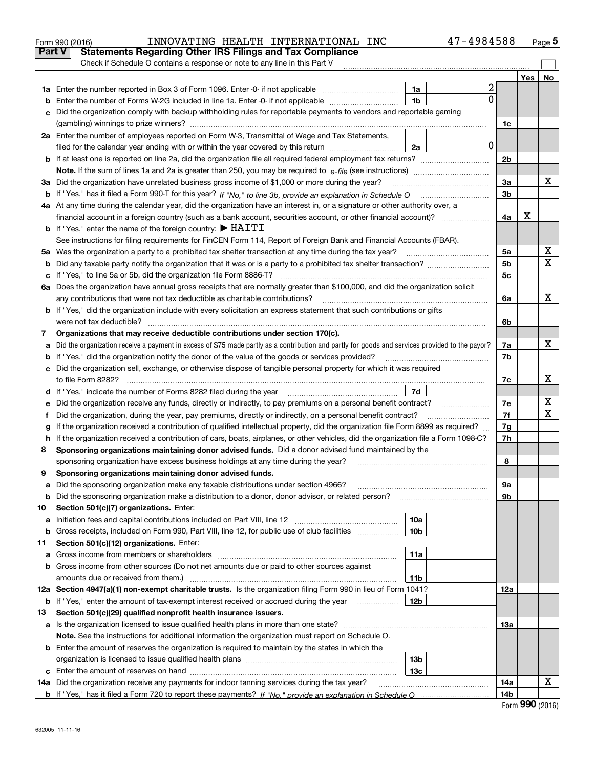Form 990 (2016) INNOVATING HEALTH INTERNATIONAL INC 47-4984588

## Part V Statements Regarding Other IRS Filings and Tax Compliance

Check if Schedule O contains a response or note to any line in this Part V

| | | | | | Yes | No |
|---|---|---|---|---|---|---|
| 1a | Enter the number reported in Box 3 of Form 1096. Enter -0- if not applicable | 1a | 2 | | | |
| b | Enter the number of Forms W-2G included in line 1a. Enter -0- if not applicable | 1b | 0 | | | |
| c | Did the organization comply with backup withholding rules for reportable payments to vendors and reportable gaming (gambling) winnings to prize winners? | | | 1c | | |
| 2a | Enter the number of employees reported on Form W-3, Transmittal of Wage and Tax Statements, filed for the calendar year ending with or within the year covered by this return | 2a | 0 | | | |
| b | If at least one is reported on line 2a, did the organization file all required federal employment tax returns? | | | 2b | | |
| | **Note.** If the sum of lines 1a and 2a is greater than 250, you may be required to *e-file* (see instructions) | | | | | |
| 3a | Did the organization have unrelated business gross income of $1,000 or more during the year? | | | 3a | | X |
| b | If "Yes," has it filed a Form 990-T for this year? *If "No," to line 3b, provide an explanation in Schedule O* | | | 3b | | |
| 4a | At any time during the calendar year, did the organization have an interest in, or a signature or other authority over, a financial account in a foreign country (such as a bank account, securities account, or other financial account)? | | | 4a | X | |
| b | If "Yes," enter the name of the foreign country: ▶ HAITI | | | | | |
| | See instructions for filing requirements for FinCEN Form 114, Report of Foreign Bank and Financial Accounts (FBAR). | | | | | |
| 5a | Was the organization a party to a prohibited tax shelter transaction at any time during the tax year? | | | 5a | | X |
| b | Did any taxable party notify the organization that it was or is a party to a prohibited tax shelter transaction? | | | 5b | | X |
| c | If "Yes," to line 5a or 5b, did the organization file Form 8886-T? | | | 5c | | |
| 6a | Does the organization have annual gross receipts that are normally greater than $100,000, and did the organization solicit any contributions that were not tax deductible as charitable contributions? | | | 6a | | X |
| b | If "Yes," did the organization include with every solicitation an express statement that such contributions or gifts were not tax deductible? | | | 6b | | |
| 7 | **Organizations that may receive deductible contributions under section 170(c).** | | | | | |
| a | Did the organization receive a payment in excess of $75 made partly as a contribution and partly for goods and services provided to the payor? | | | 7a | | X |
| b | If "Yes," did the organization notify the donor of the value of the goods or services provided? | | | 7b | | |
| c | Did the organization sell, exchange, or otherwise dispose of tangible personal property for which it was required to file Form 8282? | | | 7c | | X |
| d | If "Yes," indicate the number of Forms 8282 filed during the year | 7d | | | | |
| e | Did the organization receive any funds, directly or indirectly, to pay premiums on a personal benefit contract? | | | 7e | | X |
| f | Did the organization, during the year, pay premiums, directly or indirectly, on a personal benefit contract? | | | 7f | | X |
| g | If the organization received a contribution of qualified intellectual property, did the organization file Form 8899 as required? | | | 7g | | |
| h | If the organization received a contribution of cars, boats, airplanes, or other vehicles, did the organization file a Form 1098-C? | | | 7h | | |
| 8 | **Sponsoring organizations maintaining donor advised funds.** Did a donor advised fund maintained by the sponsoring organization have excess business holdings at any time during the year? | | | 8 | | |
| 9 | **Sponsoring organizations maintaining donor advised funds.** | | | | | |
| a | Did the sponsoring organization make any taxable distributions under section 4966? | | | 9a | | |
| b | Did the sponsoring organization make a distribution to a donor, donor advisor, or related person? | | | 9b | | |
| 10 | **Section 501(c)(7) organizations.** Enter: | | | | | |
| a | Initiation fees and capital contributions included on Part VIII, line 12 | 10a | | | | |
| b | Gross receipts, included on Form 990, Part VIII, line 12, for public use of club facilities | 10b | | | | |
| 11 | **Section 501(c)(12) organizations.** Enter: | | | | | |
| a | Gross income from members or shareholders | 11a | | | | |
| b | Gross income from other sources (Do not net amounts due or paid to other sources against amounts due or received from them.) | 11b | | | | |
| 12a | **Section 4947(a)(1) non-exempt charitable trusts.** Is the organization filing Form 990 in lieu of Form 1041? | | | 12a | | |
| b | If "Yes," enter the amount of tax-exempt interest received or accrued during the year | 12b | | | | |
| 13 | **Section 501(c)(29) qualified nonprofit health insurance issuers.** | | | | | |
| a | Is the organization licensed to issue qualified health plans in more than one state? | | | 13a | | |
| | **Note.** See the instructions for additional information the organization must report on Schedule O. | | | | | |
| b | Enter the amount of reserves the organization is required to maintain by the states in which the organization is licensed to issue qualified health plans | 13b | | | | |
| c | Enter the amount of reserves on hand | 13c | | | | |
| 14a | Did the organization receive any payments for indoor tanning services during the tax year? | | | 14a | | X |
| b | If "Yes," has it filed a Form 720 to report these payments? *If "No," provide an explanation in Schedule O* | | | 14b | | |

Form **990** (2016)

632005 11-11-16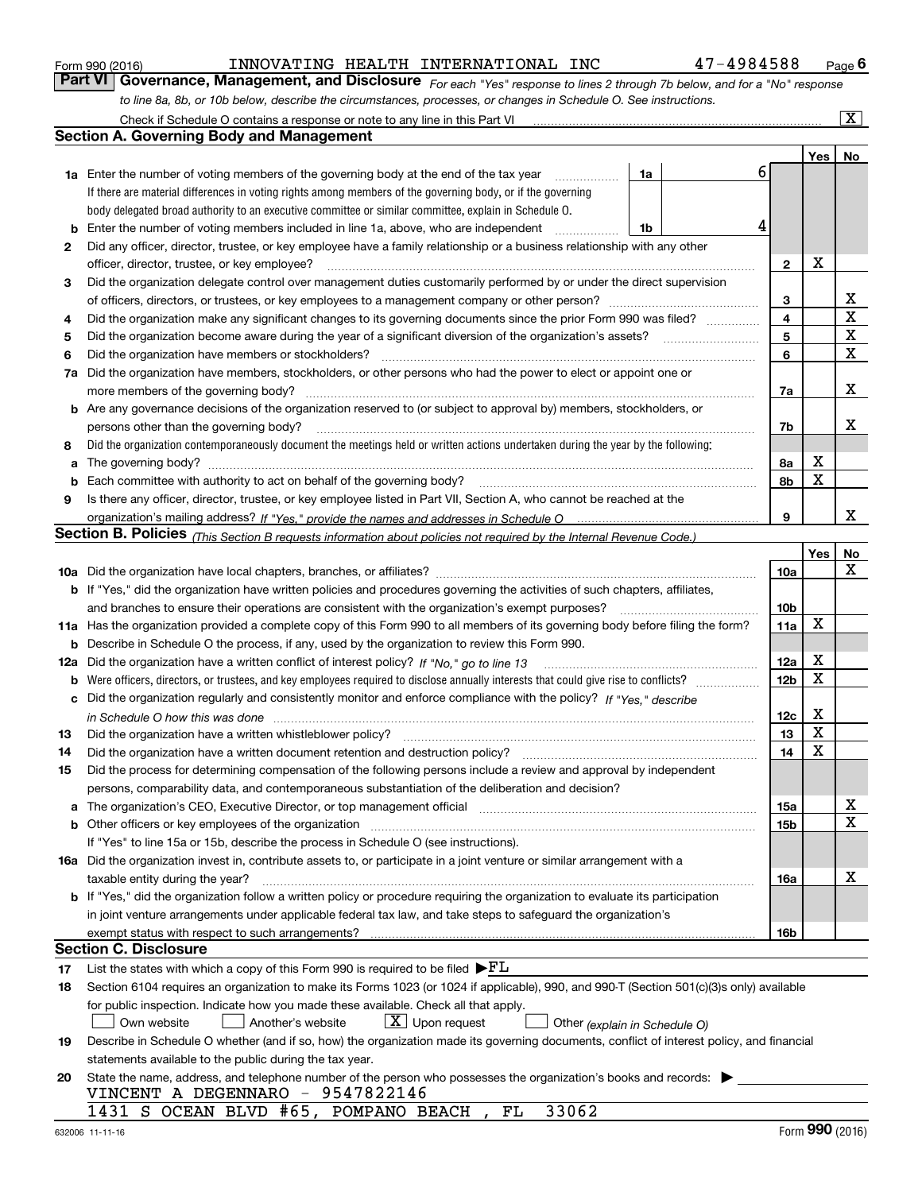Form 990 (2016) INNOVATING HEALTH INTERNATIONAL INC 47-4984588

## Part VI Governance, Management, and Disclosure

*For each "Yes" response to lines 2 through 7b below, and for a "No" response to line 8a, 8b, or 10b below, describe the circumstances, processes, or changes in Schedule O. See instructions.*

Check if Schedule O contains a response or note to any line in this Part VI [X]

### Section A. Governing Body and Management

| | | | | Yes | No |
|---|---|---|---|---|---|
| 1a | Enter the number of voting members of the governing body at the end of the tax year. If there are material differences in voting rights among members of the governing body, or if the governing body delegated broad authority to an executive committee or similar committee, explain in Schedule O. | 1a | 6 | | |
| b | Enter the number of voting members included in line 1a, above, who are independent | 1b | 4 | | |
| 2 | Did any officer, director, trustee, or key employee have a family relationship or a business relationship with any other officer, director, trustee, or key employee? | 2 | | X | |
| 3 | Did the organization delegate control over management duties customarily performed by or under the direct supervision of officers, directors, or trustees, or key employees to a management company or other person? | 3 | | | X |
| 4 | Did the organization make any significant changes to its governing documents since the prior Form 990 was filed? | 4 | | | X |
| 5 | Did the organization become aware during the year of a significant diversion of the organization's assets? | 5 | | | X |
| 6 | Did the organization have members or stockholders? | 6 | | | X |
| 7a | Did the organization have members, stockholders, or other persons who had the power to elect or appoint one or more members of the governing body? | 7a | | | X |
| b | Are any governance decisions of the organization reserved to (or subject to approval by) members, stockholders, or persons other than the governing body? | 7b | | | X |
| 8 | Did the organization contemporaneously document the meetings held or written actions undertaken during the year by the following: | | | | |
| a | The governing body? | 8a | | X | |
| b | Each committee with authority to act on behalf of the governing body? | 8b | | X | |
| 9 | Is there any officer, director, trustee, or key employee listed in Part VII, Section A, who cannot be reached at the organization's mailing address? *If "Yes," provide the names and addresses in Schedule O* | 9 | | | X |

### Section B. Policies *(This Section B requests information about policies not required by the Internal Revenue Code.)*

| | | | Yes | No |
|---|---|---|---|---|
| 10a | Did the organization have local chapters, branches, or affiliates? | 10a | | X |
| b | If "Yes," did the organization have written policies and procedures governing the activities of such chapters, affiliates, and branches to ensure their operations are consistent with the organization's exempt purposes? | 10b | | |
| 11a | Has the organization provided a complete copy of this Form 990 to all members of its governing body before filing the form? | 11a | X | |
| b | Describe in Schedule O the process, if any, used by the organization to review this Form 990. | | | |
| 12a | Did the organization have a written conflict of interest policy? *If "No," go to line 13* | 12a | X | |
| b | Were officers, directors, or trustees, and key employees required to disclose annually interests that could give rise to conflicts? | 12b | X | |
| c | Did the organization regularly and consistently monitor and enforce compliance with the policy? *If "Yes," describe in Schedule O how this was done* | 12c | X | |
| 13 | Did the organization have a written whistleblower policy? | 13 | X | |
| 14 | Did the organization have a written document retention and destruction policy? | 14 | X | |
| 15 | Did the process for determining compensation of the following persons include a review and approval by independent persons, comparability data, and contemporaneous substantiation of the deliberation and decision? | | | |
| a | The organization's CEO, Executive Director, or top management official | 15a | | X |
| b | Other officers or key employees of the organization | 15b | | X |
| | If "Yes" to line 15a or 15b, describe the process in Schedule O (see instructions). | | | |
| 16a | Did the organization invest in, contribute assets to, or participate in a joint venture or similar arrangement with a taxable entity during the year? | 16a | | X |
| b | If "Yes," did the organization follow a written policy or procedure requiring the organization to evaluate its participation in joint venture arrangements under applicable federal tax law, and take steps to safeguard the organization's exempt status with respect to such arrangements? | 16b | | |

### Section C. Disclosure

17 List the states with which a copy of this Form 990 is required to be filed ▶FL

18 Section 6104 requires an organization to make its Forms 1023 (or 1024 if applicable), 990, and 990-T (Section 501(c)(3)s only) available for public inspection. Indicate how you made these available. Check all that apply.

[ ] Own website [ ] Another's website [X] Upon request [ ] Other *(explain in Schedule O)*

19 Describe in Schedule O whether (and if so, how) the organization made its governing documents, conflict of interest policy, and financial statements available to the public during the tax year.

20 State the name, address, and telephone number of the person who possesses the organization's books and records: ▶

VINCENT A DEGENNARO - 9547822146
1431 S OCEAN BLVD #65, POMPANO BEACH , FL 33062

632006 11-11-16 Form **990** (2016)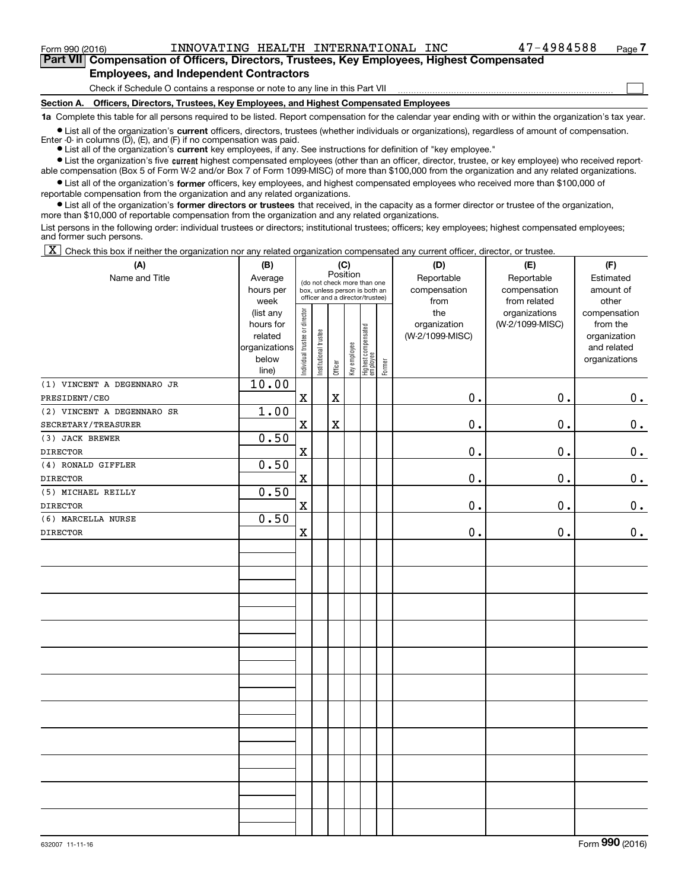Form 990 (2016) INNOVATING HEALTH INTERNATIONAL INC 47-4984588

**Part VII Compensation of Officers, Directors, Trustees, Key Employees, Highest Compensated Employees, and Independent Contractors**

Check if Schedule O contains a response or note to any line in this Part VII ☐

**Section A. Officers, Directors, Trustees, Key Employees, and Highest Compensated Employees**

**1a** Complete this table for all persons required to be listed. Report compensation for the calendar year ending with or within the organization's tax year.

- List all of the organization's **current** officers, directors, trustees (whether individuals or organizations), regardless of amount of compensation. Enter -0- in columns (D), (E), and (F) if no compensation was paid.
- List all of the organization's **current** key employees, if any. See instructions for definition of "key employee."
- List the organization's five **current** highest compensated employees (other than an officer, director, trustee, or key employee) who received reportable compensation (Box 5 of Form W-2 and/or Box 7 of Form 1099-MISC) of more than $100,000 from the organization and any related organizations.
- List all of the organization's **former** officers, key employees, and highest compensated employees who received more than $100,000 of reportable compensation from the organization and any related organizations.
- List all of the organization's **former directors or trustees** that received, in the capacity as a former director or trustee of the organization, more than $10,000 of reportable compensation from the organization and any related organizations.

List persons in the following order: individual trustees or directors; institutional trustees; officers; key employees; highest compensated employees; and former such persons.

☒ Check this box if neither the organization nor any related organization compensated any current officer, director, or trustee.

| (A) Name and Title | (B) Average hours per week (list any hours for related organizations below line) | (C) Position: Individual trustee or director | Institutional trustee | Officer | Key employee | Highest compensated employee | Former | (D) Reportable compensation from the organization (W-2/1099-MISC) | (E) Reportable compensation from related organizations (W-2/1099-MISC) | (F) Estimated amount of other compensation from the organization and related organizations |
|---|---|---|---|---|---|---|---|---|---|---|
| (1) VINCENT A DEGENNARO JR<br>PRESIDENT/CEO | 10.00 | X | | X | | | | 0. | 0. | 0. |
| (2) VINCENT A DEGENNARO SR<br>SECRETARY/TREASURER | 1.00 | X | | X | | | | 0. | 0. | 0. |
| (3) JACK BREWER<br>DIRECTOR | 0.50 | X | | | | | | 0. | 0. | 0. |
| (4) RONALD GIFFLER<br>DIRECTOR | 0.50 | X | | | | | | 0. | 0. | 0. |
| (5) MICHAEL REILLY<br>DIRECTOR | 0.50 | X | | | | | | 0. | 0. | 0. |
| (6) MARCELLA NURSE<br>DIRECTOR | 0.50 | X | | | | | | 0. | 0. | 0. |

632007 11-11-16 Form **990** (2016)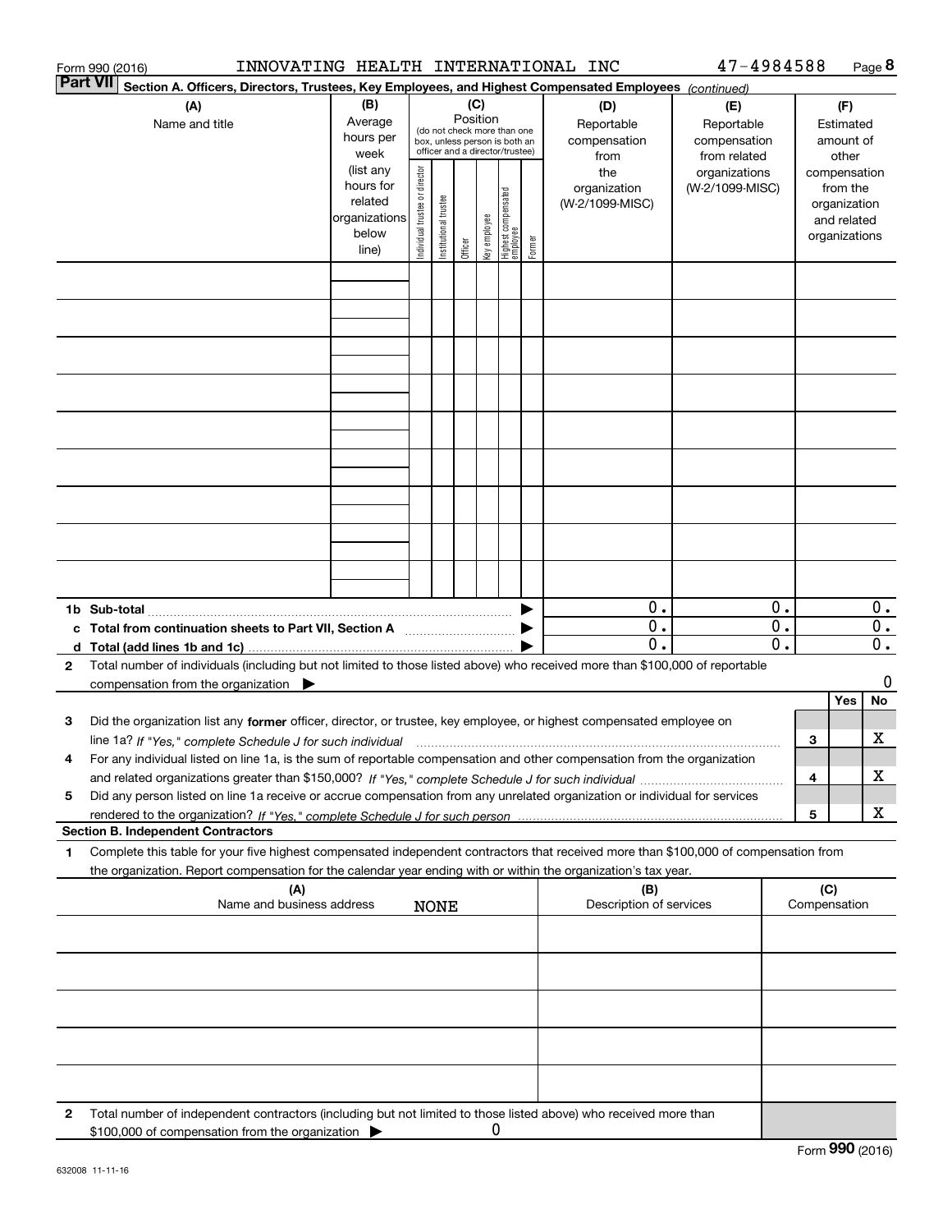Form 990 (2016) INNOVATING HEALTH INTERNATIONAL INC 47-4984588 Page 8

**Part VII Section A. Officers, Directors, Trustees, Key Employees, and Highest Compensated Employees** *(continued)*

| (A) Name and title | (B) Average hours per week (list any hours for related organizations below line) | (C) Position (do not check more than one box, unless person is both an officer and a director/trustee): Individual trustee or director | Institutional trustee | Officer | Key employee | Highest compensated employee | Former | (D) Reportable compensation from the organization (W-2/1099-MISC) | (E) Reportable compensation from related organizations (W-2/1099-MISC) | (F) Estimated amount of other compensation from the organization and related organizations |
|---|---|---|---|---|---|---|---|---|---|---|
| | | | | | | | | | | |
| | | | | | | | | | | |
| | | | | | | | | | | |
| | | | | | | | | | | |
| | | | | | | | | | | |
| | | | | | | | | | | |
| | | | | | | | | | | |
| | | | | | | | | | | |
| | | | | | | | | | | |

| | (D) | (E) | (F) |
|---|---|---|---|
| **1b Sub-total** | 0. | 0. | 0. |
| **c Total from continuation sheets to Part VII, Section A** | 0. | 0. | 0. |
| **d Total (add lines 1b and 1c)** | 0. | 0. | 0. |

**2** Total number of individuals (including but not limited to those listed above) who received more than $100,000 of reportable compensation from the organization ▶ 0

| | | | Yes | No |
|---|---|---|---|---|
| **3** | Did the organization list any **former** officer, director, or trustee, key employee, or highest compensated employee on line 1a? *If "Yes," complete Schedule J for such individual* | 3 | | X |
| **4** | For any individual listed on line 1a, is the sum of reportable compensation and other compensation from the organization and related organizations greater than $150,000? *If "Yes," complete Schedule J for such individual* | 4 | | X |
| **5** | Did any person listed on line 1a receive or accrue compensation from any unrelated organization or individual for services rendered to the organization? *If "Yes," complete Schedule J for such person* | 5 | | X |

**Section B. Independent Contractors**

**1** Complete this table for your five highest compensated independent contractors that received more than $100,000 of compensation from the organization. Report compensation for the calendar year ending with or within the organization's tax year.

| (A) Name and business address NONE | (B) Description of services | (C) Compensation |
|---|---|---|
| | | |
| | | |
| | | |
| | | |
| | | |

**2** Total number of independent contractors (including but not limited to those listed above) who received more than $100,000 of compensation from the organization ▶ 0

Form **990** (2016)

632008 11-11-16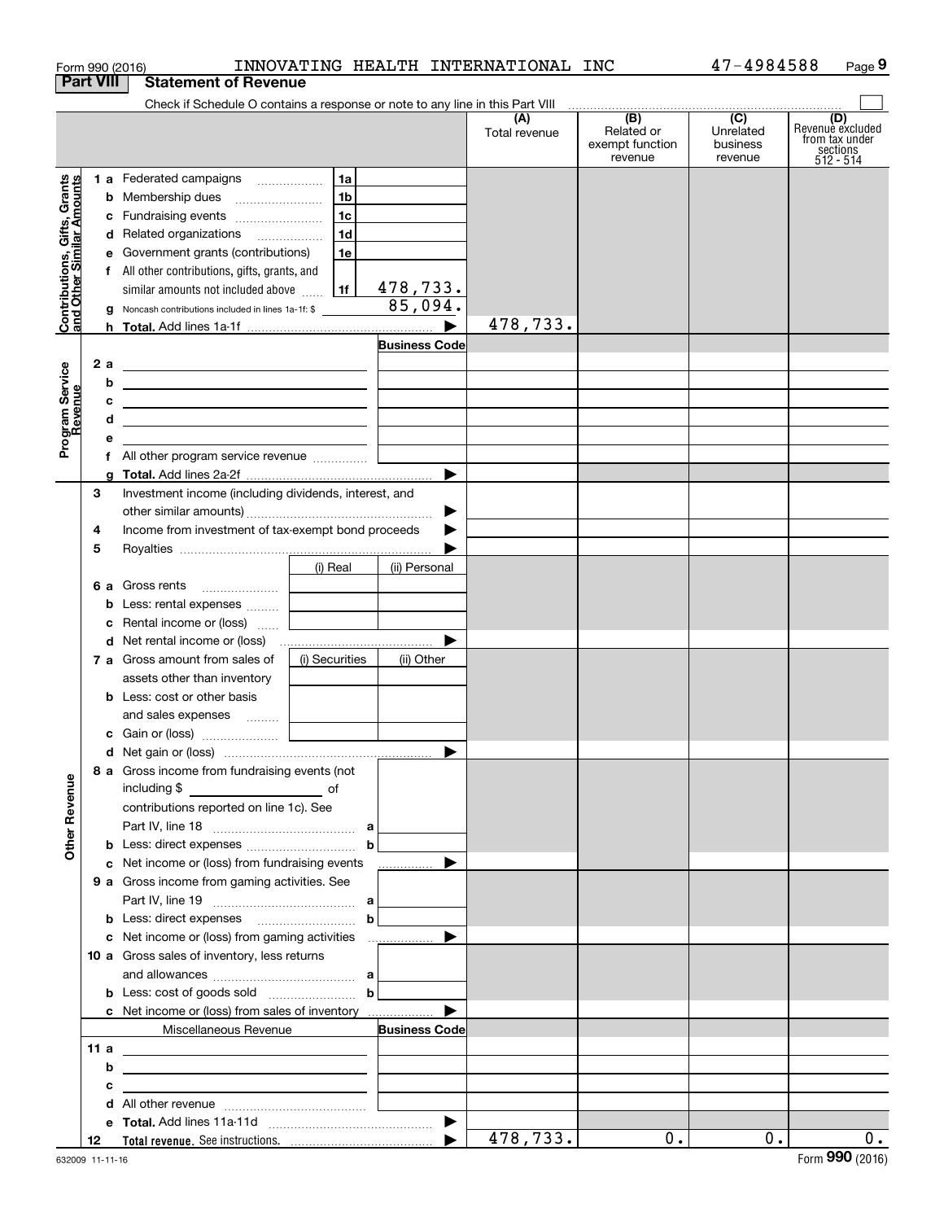Form 990 (2016) INNOVATING HEALTH INTERNATIONAL INC 47-4984588

## Part VIII Statement of Revenue

Check if Schedule O contains a response or note to any line in this Part VIII

| | | | (A) Total revenue | (B) Related or exempt function revenue | (C) Unrelated business revenue | (D) Revenue excluded from tax under sections 512 - 514 |
|---|---|---|---|---|---|---|
| **Contributions, Gifts, Grants and Other Similar Amounts** | 1 a Federated campaigns | 1a | | | | |
| | b Membership dues | 1b | | | | |
| | c Fundraising events | 1c | | | | |
| | d Related organizations | 1d | | | | |
| | e Government grants (contributions) | 1e | | | | |
| | f All other contributions, gifts, grants, and similar amounts not included above | 1f 478,733. | | | | |
| | g Noncash contributions included in lines 1a-1f: $ 85,094. | | | | | |
| | h **Total.** Add lines 1a-1f | | 478,733. | | | |
| **Program Service Revenue** | | Business Code | | | | |
| | 2 a | | | | | |
| | b | | | | | |
| | c | | | | | |
| | d | | | | | |
| | e | | | | | |
| | f All other program service revenue | | | | | |
| | g **Total.** Add lines 2a-2f | | | | | |
| **Other Revenue** | 3 Investment income (including dividends, interest, and other similar amounts) | | | | | |
| | 4 Income from investment of tax-exempt bond proceeds | | | | | |
| | 5 Royalties | | | | | |
| | | (i) Real / (ii) Personal | | | | |
| | 6 a Gross rents | | | | | |
| | b Less: rental expenses | | | | | |
| | c Rental income or (loss) | | | | | |
| | d Net rental income or (loss) | | | | | |
| | | (i) Securities / (ii) Other | | | | |
| | 7 a Gross amount from sales of assets other than inventory | | | | | |
| | b Less: cost or other basis and sales expenses | | | | | |
| | c Gain or (loss) | | | | | |
| | d Net gain or (loss) | | | | | |
| | 8 a Gross income from fundraising events (not including $ of contributions reported on line 1c). See Part IV, line 18 | a | | | | |
| | b Less: direct expenses | b | | | | |
| | c Net income or (loss) from fundraising events | | | | | |
| | 9 a Gross income from gaming activities. See Part IV, line 19 | a | | | | |
| | b Less: direct expenses | b | | | | |
| | c Net income or (loss) from gaming activities | | | | | |
| | 10 a Gross sales of inventory, less returns and allowances | a | | | | |
| | b Less: cost of goods sold | b | | | | |
| | c Net income or (loss) from sales of inventory | | | | | |
| | Miscellaneous Revenue | Business Code | | | | |
| | 11 a | | | | | |
| | b | | | | | |
| | c | | | | | |
| | d All other revenue | | | | | |
| | e **Total.** Add lines 11a-11d | | | | | |
| | 12 **Total revenue.** See instructions. | | 478,733. | 0. | 0. | 0. |

632009 11-11-16 Form **990** (2016)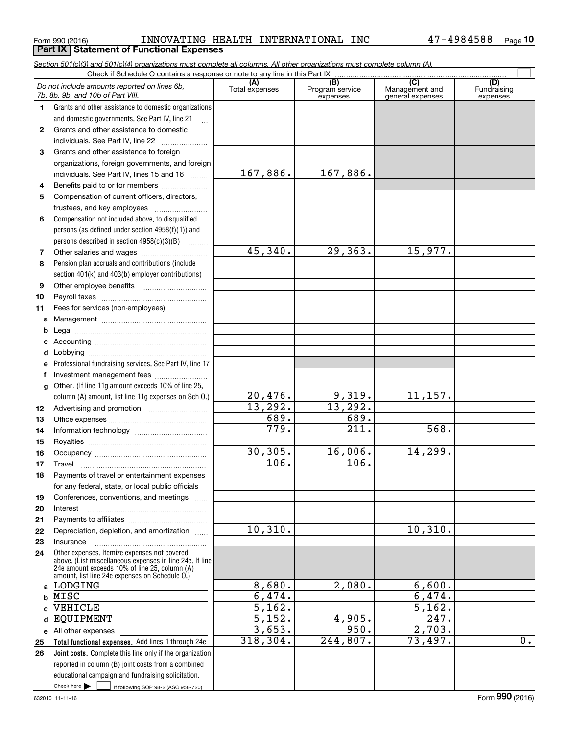Form 990 (2016) INNOVATING HEALTH INTERNATIONAL INC 47-4984588

## Part IX Statement of Functional Expenses

*Section 501(c)(3) and 501(c)(4) organizations must complete all columns. All other organizations must complete column (A).*

Check if Schedule O contains a response or note to any line in this Part IX

| | *Do not include amounts reported on lines 6b, 7b, 8b, 9b, and 10b of Part VIII.* | (A) Total expenses | (B) Program service expenses | (C) Management and general expenses | (D) Fundraising expenses |
|---|---|---|---|---|---|
| 1 | Grants and other assistance to domestic organizations and domestic governments. See Part IV, line 21 | | | | |
| 2 | Grants and other assistance to domestic individuals. See Part IV, line 22 | | | | |
| 3 | Grants and other assistance to foreign organizations, foreign governments, and foreign individuals. See Part IV, lines 15 and 16 | 167,886. | 167,886. | | |
| 4 | Benefits paid to or for members | | | | |
| 5 | Compensation of current officers, directors, trustees, and key employees | | | | |
| 6 | Compensation not included above, to disqualified persons (as defined under section 4958(f)(1)) and persons described in section 4958(c)(3)(B) | | | | |
| 7 | Other salaries and wages | 45,340. | 29,363. | 15,977. | |
| 8 | Pension plan accruals and contributions (include section 401(k) and 403(b) employer contributions) | | | | |
| 9 | Other employee benefits | | | | |
| 10 | Payroll taxes | | | | |
| 11 | Fees for services (non-employees): | | | | |
| a | Management | | | | |
| b | Legal | | | | |
| c | Accounting | | | | |
| d | Lobbying | | | | |
| e | Professional fundraising services. See Part IV, line 17 | | | | |
| f | Investment management fees | | | | |
| g | Other. (If line 11g amount exceeds 10% of line 25, column (A) amount, list line 11g expenses on Sch O.) | 20,476. | 9,319. | 11,157. | |
| 12 | Advertising and promotion | 13,292. | 13,292. | | |
| 13 | Office expenses | 689. | 689. | | |
| 14 | Information technology | 779. | 211. | 568. | |
| 15 | Royalties | | | | |
| 16 | Occupancy | 30,305. | 16,006. | 14,299. | |
| 17 | Travel | 106. | 106. | | |
| 18 | Payments of travel or entertainment expenses for any federal, state, or local public officials | | | | |
| 19 | Conferences, conventions, and meetings | | | | |
| 20 | Interest | | | | |
| 21 | Payments to affiliates | | | | |
| 22 | Depreciation, depletion, and amortization | 10,310. | | 10,310. | |
| 23 | Insurance | | | | |
| 24 | Other expenses. Itemize expenses not covered above. (List miscellaneous expenses in line 24e. If line 24e amount exceeds 10% of line 25, column (A) amount, list line 24e expenses on Schedule O.) | | | | |
| a | LODGING | 8,680. | 2,080. | 6,600. | |
| b | MISC | 6,474. | | 6,474. | |
| c | VEHICLE | 5,162. | | 5,162. | |
| d | EQUIPMENT | 5,152. | 4,905. | 247. | |
| e | All other expenses | 3,653. | 950. | 2,703. | |
| 25 | **Total functional expenses.** Add lines 1 through 24e | 318,304. | 244,807. | 73,497. | 0. |
| 26 | **Joint costs.** Complete this line only if the organization reported in column (B) joint costs from a combined educational campaign and fundraising solicitation. Check here ☐ if following SOP 98-2 (ASC 958-720) | | | | |

632010 11-11-16 Form **990** (2016)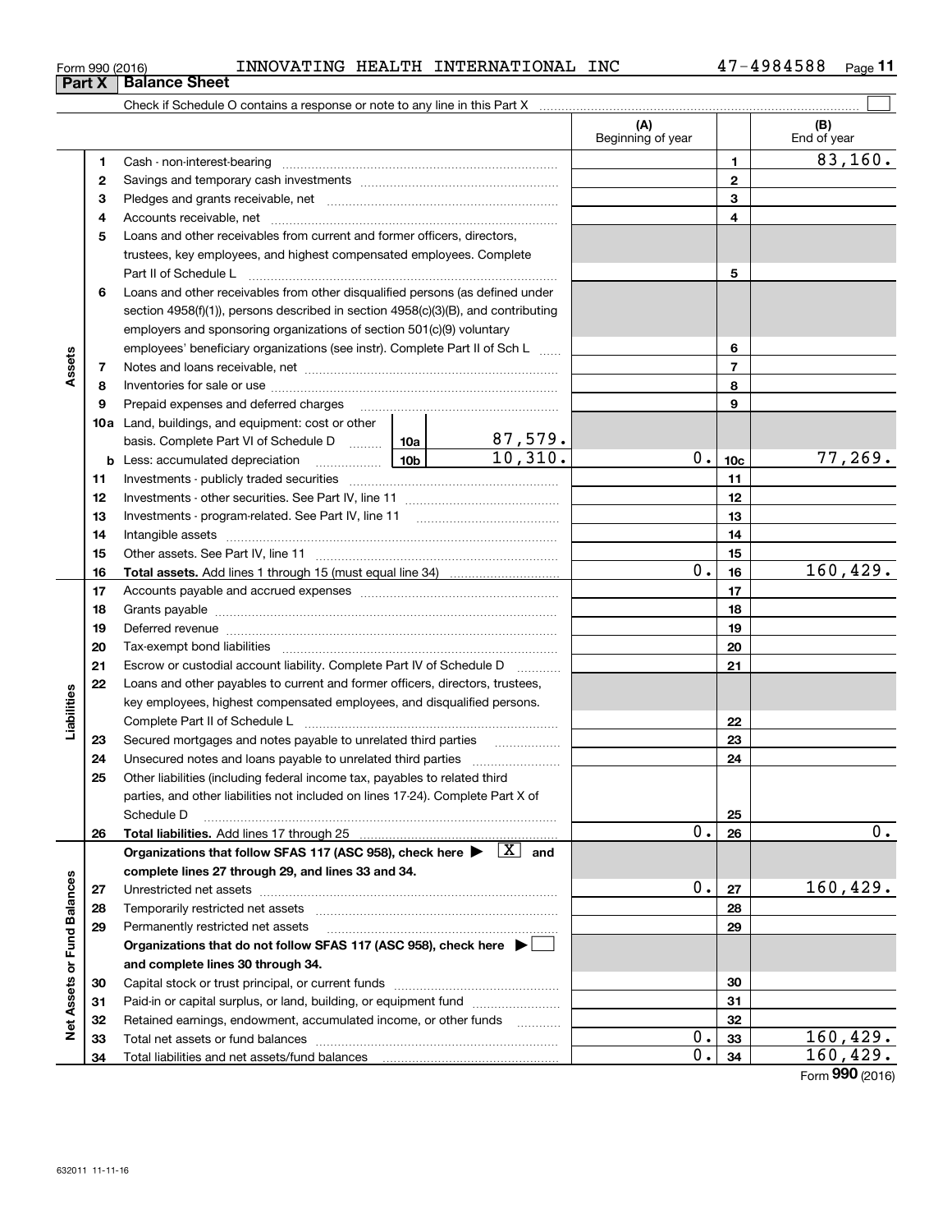Form 990 (2016) INNOVATING HEALTH INTERNATIONAL INC 47-4984588

## Part X Balance Sheet

Check if Schedule O contains a response or note to any line in this Part X ☐

| | | | | (A) Beginning of year | | (B) End of year |
|---|---|---|---|---|---|---|
| **Assets** | 1 | Cash - non-interest-bearing | | | 1 | 83,160. |
| | 2 | Savings and temporary cash investments | | | 2 | |
| | 3 | Pledges and grants receivable, net | | | 3 | |
| | 4 | Accounts receivable, net | | | 4 | |
| | 5 | Loans and other receivables from current and former officers, directors, trustees, key employees, and highest compensated employees. Complete Part II of Schedule L | | | 5 | |
| | 6 | Loans and other receivables from other disqualified persons (as defined under section 4958(f)(1)), persons described in section 4958(c)(3)(B), and contributing employers and sponsoring organizations of section 501(c)(9) voluntary employees' beneficiary organizations (see instr). Complete Part II of Sch L | | | 6 | |
| | 7 | Notes and loans receivable, net | | | 7 | |
| | 8 | Inventories for sale or use | | | 8 | |
| | 9 | Prepaid expenses and deferred charges | | | 9 | |
| | 10a | Land, buildings, and equipment: cost or other basis. Complete Part VI of Schedule D | 10a | 87,579. | | | |
| | b | Less: accumulated depreciation | 10b | 10,310. | 0. | 10c | 77,269. |
| | 11 | Investments - publicly traded securities | | | 11 | |
| | 12 | Investments - other securities. See Part IV, line 11 | | | 12 | |
| | 13 | Investments - program-related. See Part IV, line 11 | | | 13 | |
| | 14 | Intangible assets | | | 14 | |
| | 15 | Other assets. See Part IV, line 11 | | | 15 | |
| | 16 | **Total assets.** Add lines 1 through 15 (must equal line 34) | | 0. | 16 | 160,429. |
| **Liabilities** | 17 | Accounts payable and accrued expenses | | | 17 | |
| | 18 | Grants payable | | | 18 | |
| | 19 | Deferred revenue | | | 19 | |
| | 20 | Tax-exempt bond liabilities | | | 20 | |
| | 21 | Escrow or custodial account liability. Complete Part IV of Schedule D | | | 21 | |
| | 22 | Loans and other payables to current and former officers, directors, trustees, key employees, highest compensated employees, and disqualified persons. Complete Part II of Schedule L | | | 22 | |
| | 23 | Secured mortgages and notes payable to unrelated third parties | | | 23 | |
| | 24 | Unsecured notes and loans payable to unrelated third parties | | | 24 | |
| | 25 | Other liabilities (including federal income tax, payables to related third parties, and other liabilities not included on lines 17-24). Complete Part X of Schedule D | | | 25 | |
| | 26 | **Total liabilities.** Add lines 17 through 25 | | 0. | 26 | 0. |
| **Net Assets or Fund Balances** | | **Organizations that follow SFAS 117 (ASC 958), check here ▶ [X] and complete lines 27 through 29, and lines 33 and 34.** | | | | |
| | 27 | Unrestricted net assets | | 0. | 27 | 160,429. |
| | 28 | Temporarily restricted net assets | | | 28 | |
| | 29 | Permanently restricted net assets | | | 29 | |
| | | **Organizations that do not follow SFAS 117 (ASC 958), check here ▶ ☐ and complete lines 30 through 34.** | | | | |
| | 30 | Capital stock or trust principal, or current funds | | | 30 | |
| | 31 | Paid-in or capital surplus, or land, building, or equipment fund | | | 31 | |
| | 32 | Retained earnings, endowment, accumulated income, or other funds | | | 32 | |
| | 33 | Total net assets or fund balances | | 0. | 33 | 160,429. |
| | 34 | Total liabilities and net assets/fund balances | | 0. | 34 | 160,429. |

Form **990** (2016)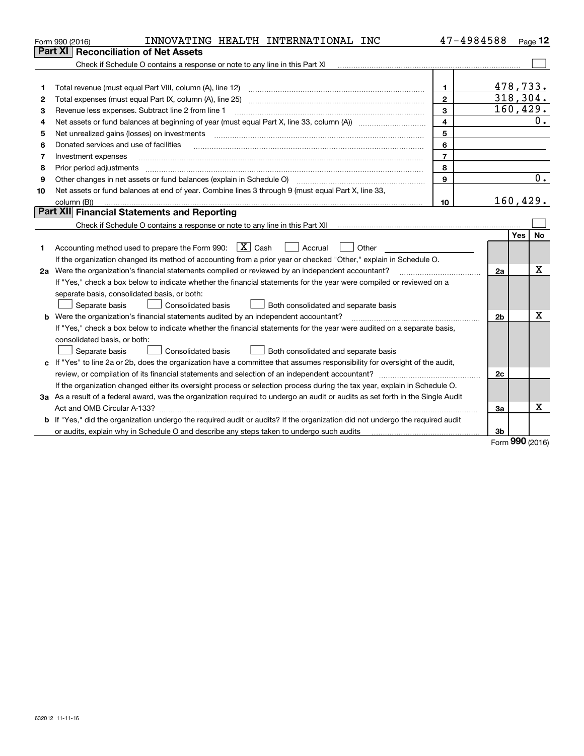Form 990 (2016) INNOVATING HEALTH INTERNATIONAL INC 47-4984588

## Part XI Reconciliation of Net Assets

Check if Schedule O contains a response or note to any line in this Part XI ☐

| | | | |
|---|---|---|---|
| 1 | Total revenue (must equal Part VIII, column (A), line 12) | 1 | 478,733. |
| 2 | Total expenses (must equal Part IX, column (A), line 25) | 2 | 318,304. |
| 3 | Revenue less expenses. Subtract line 2 from line 1 | 3 | 160,429. |
| 4 | Net assets or fund balances at beginning of year (must equal Part X, line 33, column (A)) | 4 | 0. |
| 5 | Net unrealized gains (losses) on investments | 5 | |
| 6 | Donated services and use of facilities | 6 | |
| 7 | Investment expenses | 7 | |
| 8 | Prior period adjustments | 8 | |
| 9 | Other changes in net assets or fund balances (explain in Schedule O) | 9 | 0. |
| 10 | Net assets or fund balances at end of year. Combine lines 3 through 9 (must equal Part X, line 33, column (B)) | 10 | 160,429. |

## Part XII Financial Statements and Reporting

Check if Schedule O contains a response or note to any line in this Part XII ☐

| | | | Yes | No |
|---|---|---|---|---|
| 1 | Accounting method used to prepare the Form 990: ☒ Cash ☐ Accrual ☐ Other<br>If the organization changed its method of accounting from a prior year or checked "Other," explain in Schedule O. | | | |
| 2a | Were the organization's financial statements compiled or reviewed by an independent accountant?<br>If "Yes," check a box below to indicate whether the financial statements for the year were compiled or reviewed on a separate basis, consolidated basis, or both:<br>☐ Separate basis ☐ Consolidated basis ☐ Both consolidated and separate basis | 2a | | X |
| b | Were the organization's financial statements audited by an independent accountant?<br>If "Yes," check a box below to indicate whether the financial statements for the year were audited on a separate basis, consolidated basis, or both:<br>☐ Separate basis ☐ Consolidated basis ☐ Both consolidated and separate basis | 2b | | X |
| c | If "Yes" to line 2a or 2b, does the organization have a committee that assumes responsibility for oversight of the audit, review, or compilation of its financial statements and selection of an independent accountant?<br>If the organization changed either its oversight process or selection process during the tax year, explain in Schedule O. | 2c | | |
| 3a | As a result of a federal award, was the organization required to undergo an audit or audits as set forth in the Single Audit Act and OMB Circular A-133? | 3a | | X |
| b | If "Yes," did the organization undergo the required audit or audits? If the organization did not undergo the required audit or audits, explain why in Schedule O and describe any steps taken to undergo such audits | 3b | | |

Form **990** (2016)

632012 11-11-16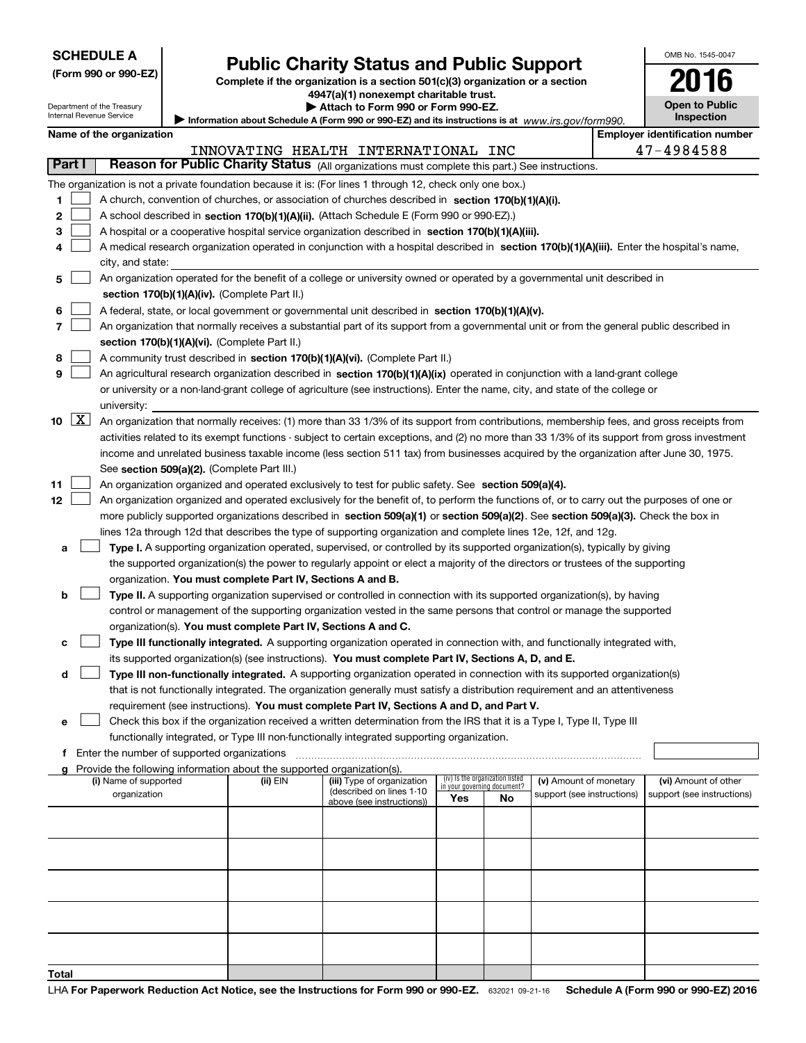**SCHEDULE A**
**(Form 990 or 990-EZ)**

Department of the Treasury
Internal Revenue Service

# Public Charity Status and Public Support

**Complete if the organization is a section 501(c)(3) organization or a section 4947(a)(1) nonexempt charitable trust.**
**▶ Attach to Form 990 or Form 990-EZ.**
**▶ Information about Schedule A (Form 990 or 990-EZ) and its instructions is at** *www.irs.gov/form990.*

OMB No. 1545-0047

**2016**

**Open to Public Inspection**

**Name of the organization**: INNOVATING HEALTH INTERNATIONAL INC

**Employer identification number**: 47-4984588

## Part I — Reason for Public Charity Status (All organizations must complete this part.) See instructions.

The organization is not a private foundation because it is: (For lines 1 through 12, check only one box.)

1. ☐ A church, convention of churches, or association of churches described in **section 170(b)(1)(A)(i).**
2. ☐ A school described in **section 170(b)(1)(A)(ii).** (Attach Schedule E (Form 990 or 990-EZ).)
3. ☐ A hospital or a cooperative hospital service organization described in **section 170(b)(1)(A)(iii).**
4. ☐ A medical research organization operated in conjunction with a hospital described in **section 170(b)(1)(A)(iii).** Enter the hospital's name, city, and state:
5. ☐ An organization operated for the benefit of a college or university owned or operated by a governmental unit described in **section 170(b)(1)(A)(iv).** (Complete Part II.)
6. ☐ A federal, state, or local government or governmental unit described in **section 170(b)(1)(A)(v).**
7. ☐ An organization that normally receives a substantial part of its support from a governmental unit or from the general public described in **section 170(b)(1)(A)(vi).** (Complete Part II.)
8. ☐ A community trust described in **section 170(b)(1)(A)(vi).** (Complete Part II.)
9. ☐ An agricultural research organization described in **section 170(b)(1)(A)(ix)** operated in conjunction with a land-grant college or university or a non-land-grant college of agriculture (see instructions). Enter the name, city, and state of the college or university:
10. ☒ An organization that normally receives: (1) more than 33 1/3% of its support from contributions, membership fees, and gross receipts from activities related to its exempt functions - subject to certain exceptions, and (2) no more than 33 1/3% of its support from gross investment income and unrelated business taxable income (less section 511 tax) from businesses acquired by the organization after June 30, 1975. See **section 509(a)(2).** (Complete Part III.)
11. ☐ An organization organized and operated exclusively to test for public safety. See **section 509(a)(4).**
12. ☐ An organization organized and operated exclusively for the benefit of, to perform the functions of, or to carry out the purposes of one or more publicly supported organizations described in **section 509(a)(1)** or **section 509(a)(2)**. See **section 509(a)(3).** Check the box in lines 12a through 12d that describes the type of supporting organization and complete lines 12e, 12f, and 12g.
   - **a** ☐ **Type I.** A supporting organization operated, supervised, or controlled by its supported organization(s), typically by giving the supported organization(s) the power to regularly appoint or elect a majority of the directors or trustees of the supporting organization. **You must complete Part IV, Sections A and B.**
   - **b** ☐ **Type II.** A supporting organization supervised or controlled in connection with its supported organization(s), by having control or management of the supporting organization vested in the same persons that control or manage the supported organization(s). **You must complete Part IV, Sections A and C.**
   - **c** ☐ **Type III functionally integrated.** A supporting organization operated in connection with, and functionally integrated with, its supported organization(s) (see instructions). **You must complete Part IV, Sections A, D, and E.**
   - **d** ☐ **Type III non-functionally integrated.** A supporting organization operated in connection with its supported organization(s) that is not functionally integrated. The organization generally must satisfy a distribution requirement and an attentiveness requirement (see instructions). **You must complete Part IV, Sections A and D, and Part V.**
   - **e** ☐ Check this box if the organization received a written determination from the IRS that it is a Type I, Type II, Type III functionally integrated, or Type III non-functionally integrated supporting organization.
   - **f** Enter the number of supported organizations
   - **g** Provide the following information about the supported organization(s).

| (i) Name of supported organization | (ii) EIN | (iii) Type of organization (described on lines 1-10 above (see instructions)) | (iv) Is the organization listed in your governing document? Yes | No | (v) Amount of monetary support (see instructions) | (vi) Amount of other support (see instructions) |
|---|---|---|---|---|---|---|
| | | | | | | |
| | | | | | | |
| | | | | | | |
| | | | | | | |
| | | | | | | |
| **Total** | | | | | | |

LHA **For Paperwork Reduction Act Notice, see the Instructions for Form 990 or 990-EZ.** 632021 09-21-16 **Schedule A (Form 990 or 990-EZ) 2016**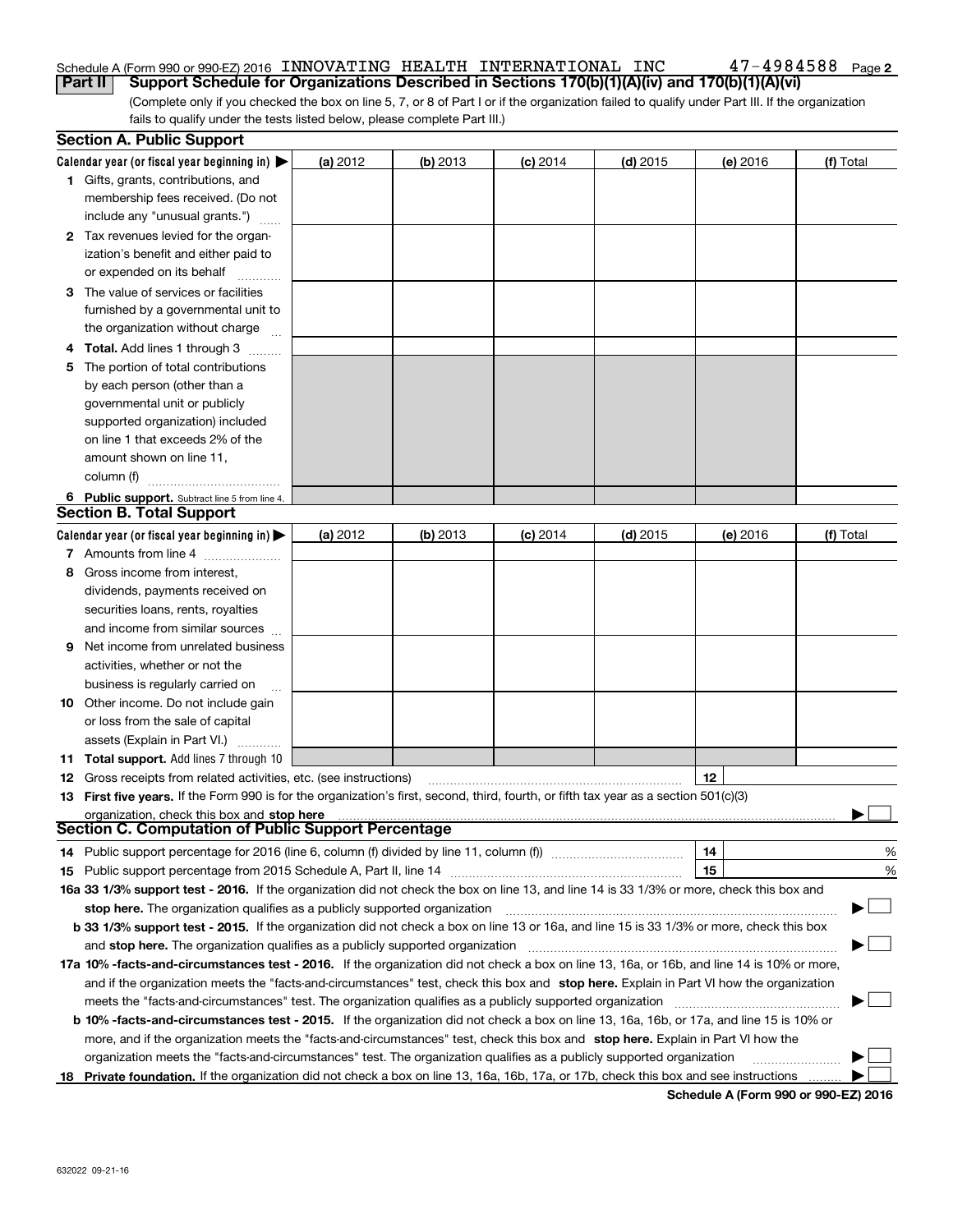Schedule A (Form 990 or 990-EZ) 2016 INNOVATING HEALTH INTERNATIONAL INC 47-4984588

## Part II Support Schedule for Organizations Described in Sections 170(b)(1)(A)(iv) and 170(b)(1)(A)(vi)

(Complete only if you checked the box on line 5, 7, or 8 of Part I or if the organization failed to qualify under Part III. If the organization fails to qualify under the tests listed below, please complete Part III.)

### Section A. Public Support

| Calendar year (or fiscal year beginning in) ▶ | (a) 2012 | (b) 2013 | (c) 2014 | (d) 2015 | (e) 2016 | (f) Total |
|---|---|---|---|---|---|---|
| 1 Gifts, grants, contributions, and membership fees received. (Do not include any "unusual grants.") | | | | | | |
| 2 Tax revenues levied for the organization's benefit and either paid to or expended on its behalf | | | | | | |
| 3 The value of services or facilities furnished by a governmental unit to the organization without charge | | | | | | |
| 4 **Total.** Add lines 1 through 3 | | | | | | |
| 5 The portion of total contributions by each person (other than a governmental unit or publicly supported organization) included on line 1 that exceeds 2% of the amount shown on line 11, column (f) | | | | | | |
| 6 **Public support.** Subtract line 5 from line 4. | | | | | | |

### Section B. Total Support

| Calendar year (or fiscal year beginning in) ▶ | (a) 2012 | (b) 2013 | (c) 2014 | (d) 2015 | (e) 2016 | (f) Total |
|---|---|---|---|---|---|---|
| 7 Amounts from line 4 | | | | | | |
| 8 Gross income from interest, dividends, payments received on securities loans, rents, royalties and income from similar sources | | | | | | |
| 9 Net income from unrelated business activities, whether or not the business is regularly carried on | | | | | | |
| 10 Other income. Do not include gain or loss from the sale of capital assets (Explain in Part VI.) | | | | | | |
| 11 **Total support.** Add lines 7 through 10 | | | | | | |

12 Gross receipts from related activities, etc. (see instructions) | 12 |

13 **First five years.** If the Form 990 is for the organization's first, second, third, fourth, or fifth tax year as a section 501(c)(3) organization, check this box and **stop here** ▶ ☐

### Section C. Computation of Public Support Percentage

14 Public support percentage for 2016 (line 6, column (f) divided by line 11, column (f)) | 14 | %

15 Public support percentage from 2015 Schedule A, Part II, line 14 | 15 | %

16a **33 1/3% support test - 2016.** If the organization did not check the box on line 13, and line 14 is 33 1/3% or more, check this box and **stop here.** The organization qualifies as a publicly supported organization ▶ ☐

b **33 1/3% support test - 2015.** If the organization did not check a box on line 13 or 16a, and line 15 is 33 1/3% or more, check this box and **stop here.** The organization qualifies as a publicly supported organization ▶ ☐

17a **10% -facts-and-circumstances test - 2016.** If the organization did not check a box on line 13, 16a, or 16b, and line 14 is 10% or more, and if the organization meets the "facts-and-circumstances" test, check this box and **stop here.** Explain in Part VI how the organization meets the "facts-and-circumstances" test. The organization qualifies as a publicly supported organization ▶ ☐

b **10% -facts-and-circumstances test - 2015.** If the organization did not check a box on line 13, 16a, 16b, or 17a, and line 15 is 10% or more, and if the organization meets the "facts-and-circumstances" test, check this box and **stop here.** Explain in Part VI how the organization meets the "facts-and-circumstances" test. The organization qualifies as a publicly supported organization ▶ ☐

18 **Private foundation.** If the organization did not check a box on line 13, 16a, 16b, 17a, or 17b, check this box and see instructions ▶ ☐

**Schedule A (Form 990 or 990-EZ) 2016**

632022 09-21-16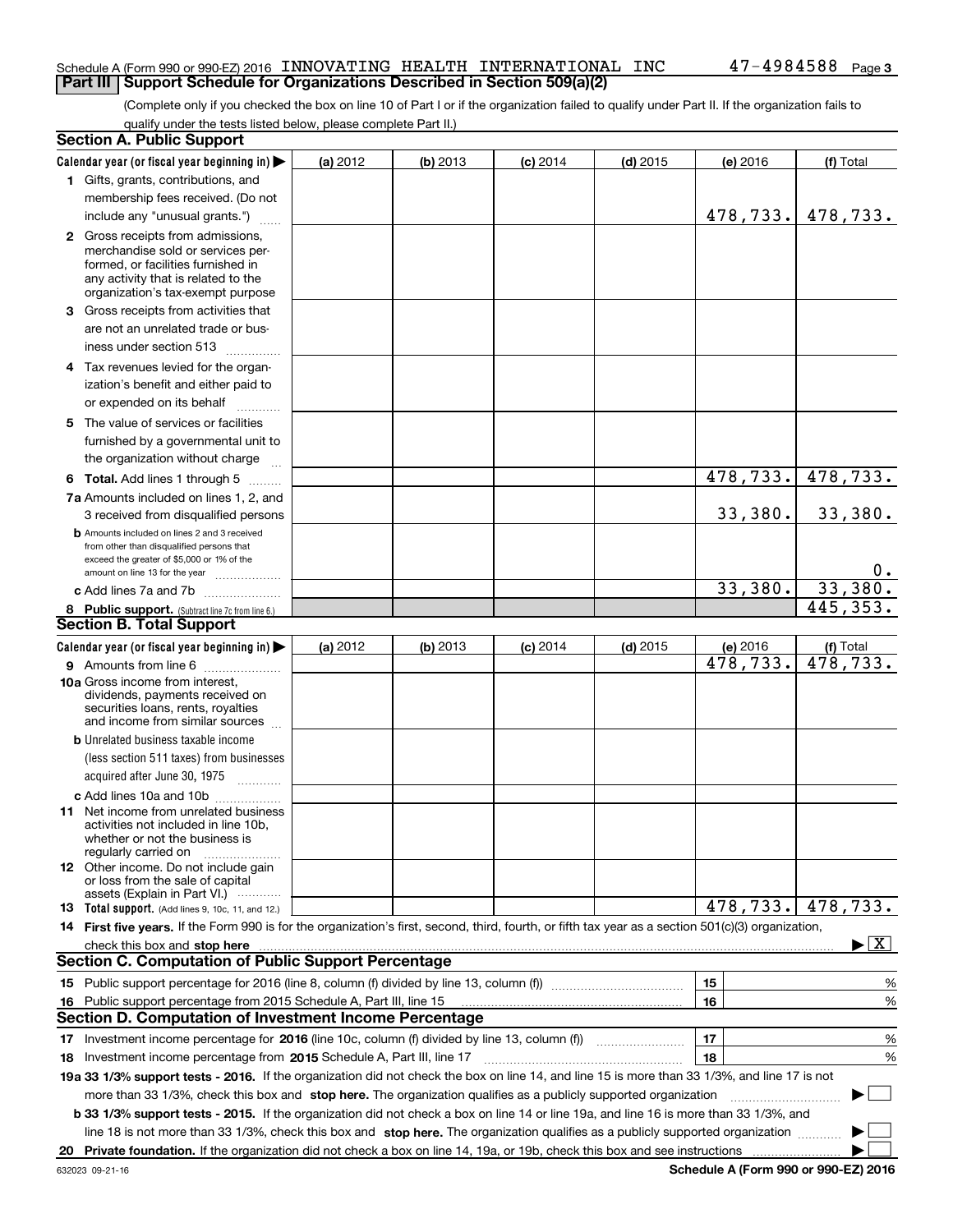Schedule A (Form 990 or 990-EZ) 2016 INNOVATING HEALTH INTERNATIONAL INC 47-4984588 Page 3

## Part III Support Schedule for Organizations Described in Section 509(a)(2)

(Complete only if you checked the box on line 10 of Part I or if the organization failed to qualify under Part II. If the organization fails to qualify under the tests listed below, please complete Part II.)

### Section A. Public Support

| Calendar year (or fiscal year beginning in) ▶ | (a) 2012 | (b) 2013 | (c) 2014 | (d) 2015 | (e) 2016 | (f) Total |
|---|---|---|---|---|---|---|
| 1 Gifts, grants, contributions, and membership fees received. (Do not include any "unusual grants.") | | | | | 478,733. | 478,733. |
| 2 Gross receipts from admissions, merchandise sold or services performed, or facilities furnished in any activity that is related to the organization's tax-exempt purpose | | | | | | |
| 3 Gross receipts from activities that are not an unrelated trade or business under section 513 | | | | | | |
| 4 Tax revenues levied for the organization's benefit and either paid to or expended on its behalf | | | | | | |
| 5 The value of services or facilities furnished by a governmental unit to the organization without charge | | | | | | |
| 6 **Total.** Add lines 1 through 5 | | | | | 478,733. | 478,733. |
| 7a Amounts included on lines 1, 2, and 3 received from disqualified persons | | | | | 33,380. | 33,380. |
| b Amounts included on lines 2 and 3 received from other than disqualified persons that exceed the greater of $5,000 or 1% of the amount on line 13 for the year | | | | | | 0. |
| c Add lines 7a and 7b | | | | | 33,380. | 33,380. |
| 8 **Public support.** (Subtract line 7c from line 6.) | | | | | | 445,353. |

### Section B. Total Support

| Calendar year (or fiscal year beginning in) ▶ | (a) 2012 | (b) 2013 | (c) 2014 | (d) 2015 | (e) 2016 | (f) Total |
|---|---|---|---|---|---|---|
| 9 Amounts from line 6 | | | | | 478,733. | 478,733. |
| 10a Gross income from interest, dividends, payments received on securities loans, rents, royalties and income from similar sources | | | | | | |
| b Unrelated business taxable income (less section 511 taxes) from businesses acquired after June 30, 1975 | | | | | | |
| c Add lines 10a and 10b | | | | | | |
| 11 Net income from unrelated business activities not included in line 10b, whether or not the business is regularly carried on | | | | | | |
| 12 Other income. Do not include gain or loss from the sale of capital assets (Explain in Part VI.) | | | | | | |
| 13 **Total support.** (Add lines 9, 10c, 11, and 12.) | | | | | 478,733. | 478,733. |

14 **First five years.** If the Form 990 is for the organization's first, second, third, fourth, or fifth tax year as a section 501(c)(3) organization, check this box and **stop here** ▶ [X]

### Section C. Computation of Public Support Percentage

| | | | |
|---|---|---|---|
| 15 | Public support percentage for 2016 (line 8, column (f) divided by line 13, column (f)) | 15 | % |
| 16 | Public support percentage from 2015 Schedule A, Part III, line 15 | 16 | % |

### Section D. Computation of Investment Income Percentage

| | | | |
|---|---|---|---|
| 17 | Investment income percentage for **2016** (line 10c, column (f) divided by line 13, column (f)) | 17 | % |
| 18 | Investment income percentage from **2015** Schedule A, Part III, line 17 | 18 | % |

**19a 33 1/3% support tests - 2016.** If the organization did not check the box on line 14, and line 15 is more than 33 1/3%, and line 17 is not more than 33 1/3%, check this box and **stop here.** The organization qualifies as a publicly supported organization ▶ [ ]

**b 33 1/3% support tests - 2015.** If the organization did not check a box on line 14 or line 19a, and line 16 is more than 33 1/3%, and line 18 is not more than 33 1/3%, check this box and **stop here.** The organization qualifies as a publicly supported organization ▶ [ ]

**20 Private foundation.** If the organization did not check a box on line 14, 19a, or 19b, check this box and see instructions ▶ [ ]

632023 09-21-16 **Schedule A (Form 990 or 990-EZ) 2016**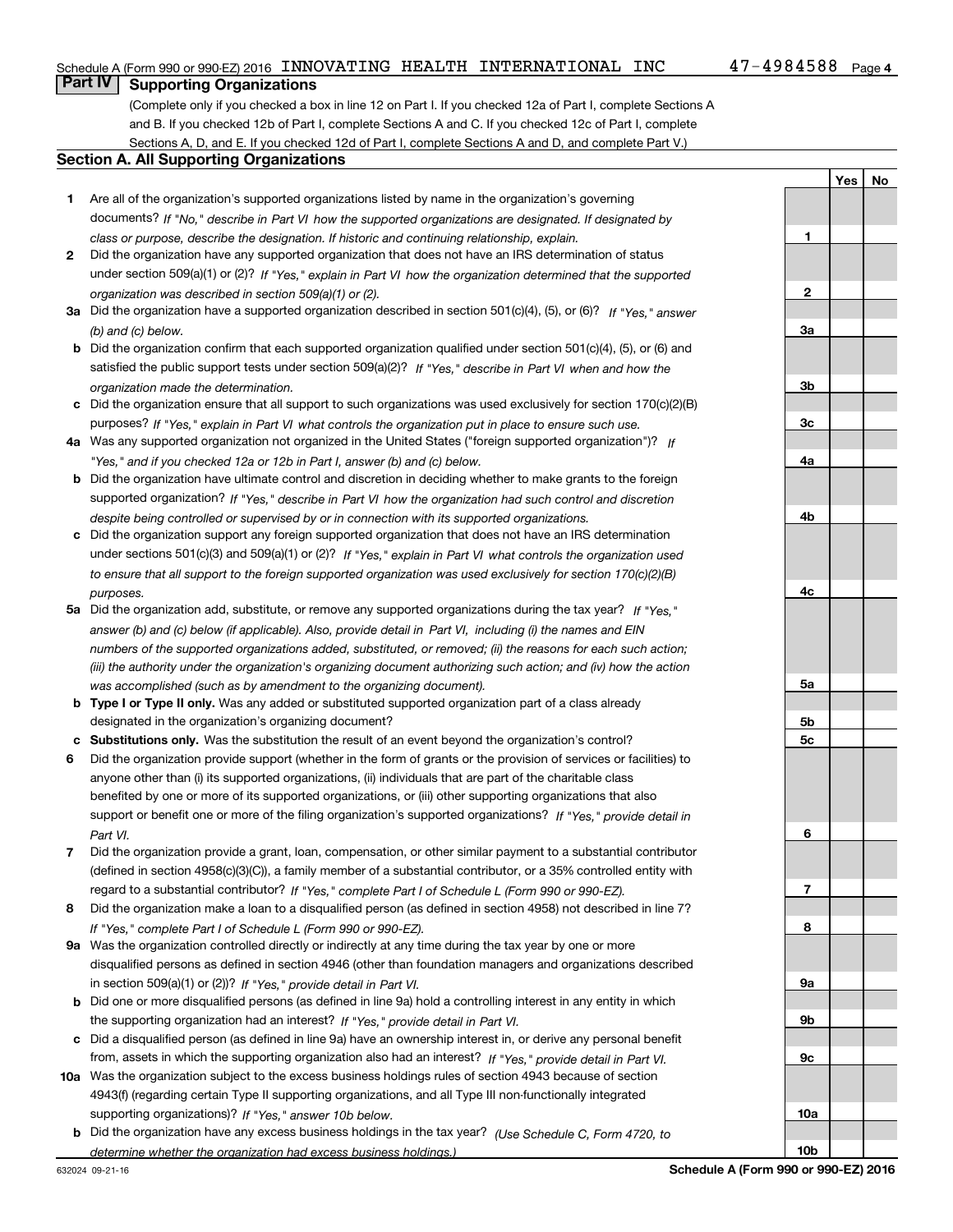Schedule A (Form 990 or 990-EZ) 2016 INNOVATING HEALTH INTERNATIONAL INC 47-4984588 Page 4

## Part IV Supporting Organizations

(Complete only if you checked a box in line 12 on Part I. If you checked 12a of Part I, complete Sections A and B. If you checked 12b of Part I, complete Sections A and C. If you checked 12c of Part I, complete Sections A, D, and E. If you checked 12d of Part I, complete Sections A and D, and complete Part V.)

### Section A. All Supporting Organizations

| | | Line | Yes | No |
|---|---|---|---|---|
| **1** | Are all of the organization's supported organizations listed by name in the organization's governing documents? *If "No," describe in Part VI how the supported organizations are designated. If designated by class or purpose, describe the designation. If historic and continuing relationship, explain.* | 1 | | |
| **2** | Did the organization have any supported organization that does not have an IRS determination of status under section 509(a)(1) or (2)? *If "Yes," explain in Part VI how the organization determined that the supported organization was described in section 509(a)(1) or (2).* | 2 | | |
| **3a** | Did the organization have a supported organization described in section 501(c)(4), (5), or (6)? *If "Yes," answer (b) and (c) below.* | 3a | | |
| **b** | Did the organization confirm that each supported organization qualified under section 501(c)(4), (5), or (6) and satisfied the public support tests under section 509(a)(2)? *If "Yes," describe in Part VI when and how the organization made the determination.* | 3b | | |
| **c** | Did the organization ensure that all support to such organizations was used exclusively for section 170(c)(2)(B) purposes? *If "Yes," explain in Part VI what controls the organization put in place to ensure such use.* | 3c | | |
| **4a** | Was any supported organization not organized in the United States ("foreign supported organization")? *If "Yes," and if you checked 12a or 12b in Part I, answer (b) and (c) below.* | 4a | | |
| **b** | Did the organization have ultimate control and discretion in deciding whether to make grants to the foreign supported organization? *If "Yes," describe in Part VI how the organization had such control and discretion despite being controlled or supervised by or in connection with its supported organizations.* | 4b | | |
| **c** | Did the organization support any foreign supported organization that does not have an IRS determination under sections 501(c)(3) and 509(a)(1) or (2)? *If "Yes," explain in Part VI what controls the organization used to ensure that all support to the foreign supported organization was used exclusively for section 170(c)(2)(B) purposes.* | 4c | | |
| **5a** | Did the organization add, substitute, or remove any supported organizations during the tax year? *If "Yes," answer (b) and (c) below (if applicable). Also, provide detail in Part VI, including (i) the names and EIN numbers of the supported organizations added, substituted, or removed; (ii) the reasons for each such action; (iii) the authority under the organization's organizing document authorizing such action; and (iv) how the action was accomplished (such as by amendment to the organizing document).* | 5a | | |
| **b** | **Type I or Type II only.** Was any added or substituted supported organization part of a class already designated in the organization's organizing document? | 5b | | |
| **c** | **Substitutions only.** Was the substitution the result of an event beyond the organization's control? | 5c | | |
| **6** | Did the organization provide support (whether in the form of grants or the provision of services or facilities) to anyone other than (i) its supported organizations, (ii) individuals that are part of the charitable class benefited by one or more of its supported organizations, or (iii) other supporting organizations that also support or benefit one or more of the filing organization's supported organizations? *If "Yes," provide detail in Part VI.* | 6 | | |
| **7** | Did the organization provide a grant, loan, compensation, or other similar payment to a substantial contributor (defined in section 4958(c)(3)(C)), a family member of a substantial contributor, or a 35% controlled entity with regard to a substantial contributor? *If "Yes," complete Part I of Schedule L (Form 990 or 990-EZ).* | 7 | | |
| **8** | Did the organization make a loan to a disqualified person (as defined in section 4958) not described in line 7? *If "Yes," complete Part I of Schedule L (Form 990 or 990-EZ).* | 8 | | |
| **9a** | Was the organization controlled directly or indirectly at any time during the tax year by one or more disqualified persons as defined in section 4946 (other than foundation managers and organizations described in section 509(a)(1) or (2))? *If "Yes," provide detail in Part VI.* | 9a | | |
| **b** | Did one or more disqualified persons (as defined in line 9a) hold a controlling interest in any entity in which the supporting organization had an interest? *If "Yes," provide detail in Part VI.* | 9b | | |
| **c** | Did a disqualified person (as defined in line 9a) have an ownership interest in, or derive any personal benefit from, assets in which the supporting organization also had an interest? *If "Yes," provide detail in Part VI.* | 9c | | |
| **10a** | Was the organization subject to the excess business holdings rules of section 4943 because of section 4943(f) (regarding certain Type II supporting organizations, and all Type III non-functionally integrated supporting organizations)? *If "Yes," answer 10b below.* | 10a | | |
| **b** | Did the organization have any excess business holdings in the tax year? *(Use Schedule C, Form 4720, to determine whether the organization had excess business holdings.)* | 10b | | |

632024 09-21-16 **Schedule A (Form 990 or 990-EZ) 2016**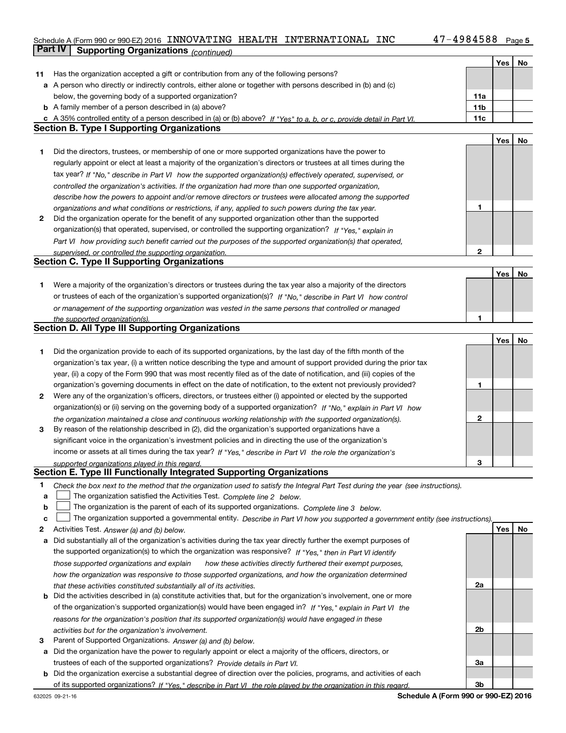Schedule A (Form 990 or 990-EZ) 2016 INNOVATING HEALTH INTERNATIONAL INC 47-4984588

## Part IV Supporting Organizations *(continued)*

| | | | Yes | No |
|---|---|---|---|---|
| **11** | Has the organization accepted a gift or contribution from any of the following persons? | | | |
| **a** | A person who directly or indirectly controls, either alone or together with persons described in (b) and (c) below, the governing body of a supported organization? | **11a** | | |
| **b** | A family member of a person described in (a) above? | **11b** | | |
| **c** | A 35% controlled entity of a person described in (a) or (b) above? *If "Yes" to a, b, or c, provide detail in Part VI.* | **11c** | | |

### Section B. Type I Supporting Organizations

| | | | Yes | No |
|---|---|---|---|---|
| **1** | Did the directors, trustees, or membership of one or more supported organizations have the power to regularly appoint or elect at least a majority of the organization's directors or trustees at all times during the tax year? *If "No," describe in Part VI how the supported organization(s) effectively operated, supervised, or controlled the organization's activities. If the organization had more than one supported organization, describe how the powers to appoint and/or remove directors or trustees were allocated among the supported organizations and what conditions or restrictions, if any, applied to such powers during the tax year.* | **1** | | |
| **2** | Did the organization operate for the benefit of any supported organization other than the supported organization(s) that operated, supervised, or controlled the supporting organization? *If "Yes," explain in Part VI how providing such benefit carried out the purposes of the supported organization(s) that operated, supervised, or controlled the supporting organization.* | **2** | | |

### Section C. Type II Supporting Organizations

| | | | Yes | No |
|---|---|---|---|---|
| **1** | Were a majority of the organization's directors or trustees during the tax year also a majority of the directors or trustees of each of the organization's supported organization(s)? *If "No," describe in Part VI how control or management of the supporting organization was vested in the same persons that controlled or managed the supported organization(s).* | **1** | | |

### Section D. All Type III Supporting Organizations

| | | | Yes | No |
|---|---|---|---|---|
| **1** | Did the organization provide to each of its supported organizations, by the last day of the fifth month of the organization's tax year, (i) a written notice describing the type and amount of support provided during the prior tax year, (ii) a copy of the Form 990 that was most recently filed as of the date of notification, and (iii) copies of the organization's governing documents in effect on the date of notification, to the extent not previously provided? | **1** | | |
| **2** | Were any of the organization's officers, directors, or trustees either (i) appointed or elected by the supported organization(s) or (ii) serving on the governing body of a supported organization? *If "No," explain in Part VI how the organization maintained a close and continuous working relationship with the supported organization(s).* | **2** | | |
| **3** | By reason of the relationship described in (2), did the organization's supported organizations have a significant voice in the organization's investment policies and in directing the use of the organization's income or assets at all times during the tax year? *If "Yes," describe in Part VI the role the organization's supported organizations played in this regard.* | **3** | | |

### Section E. Type III Functionally Integrated Supporting Organizations

**1** *Check the box next to the method that the organization used to satisfy the Integral Part Test during the year (see instructions).*

- **a** ☐ The organization satisfied the Activities Test. *Complete line 2 below.*
- **b** ☐ The organization is the parent of each of its supported organizations. *Complete line 3 below.*
- **c** ☐ The organization supported a governmental entity. *Describe in Part VI how you supported a government entity (see instructions).*

| | | | Yes | No |
|---|---|---|---|---|
| **2** | Activities Test. *Answer (a) and (b) below.* | | | |
| **a** | Did substantially all of the organization's activities during the tax year directly further the exempt purposes of the supported organization(s) to which the organization was responsive? *If "Yes," then in Part VI identify those supported organizations and explain how these activities directly furthered their exempt purposes, how the organization was responsive to those supported organizations, and how the organization determined that these activities constituted substantially all of its activities.* | **2a** | | |
| **b** | Did the activities described in (a) constitute activities that, but for the organization's involvement, one or more of the organization's supported organization(s) would have been engaged in? *If "Yes," explain in Part VI the reasons for the organization's position that its supported organization(s) would have engaged in these activities but for the organization's involvement.* | **2b** | | |
| **3** | Parent of Supported Organizations. *Answer (a) and (b) below.* | | | |
| **a** | Did the organization have the power to regularly appoint or elect a majority of the officers, directors, or trustees of each of the supported organizations? *Provide details in Part VI.* | **3a** | | |
| **b** | Did the organization exercise a substantial degree of direction over the policies, programs, and activities of each of its supported organizations? *If "Yes," describe in Part VI the role played by the organization in this regard.* | **3b** | | |

632025 09-21-16 **Schedule A (Form 990 or 990-EZ) 2016**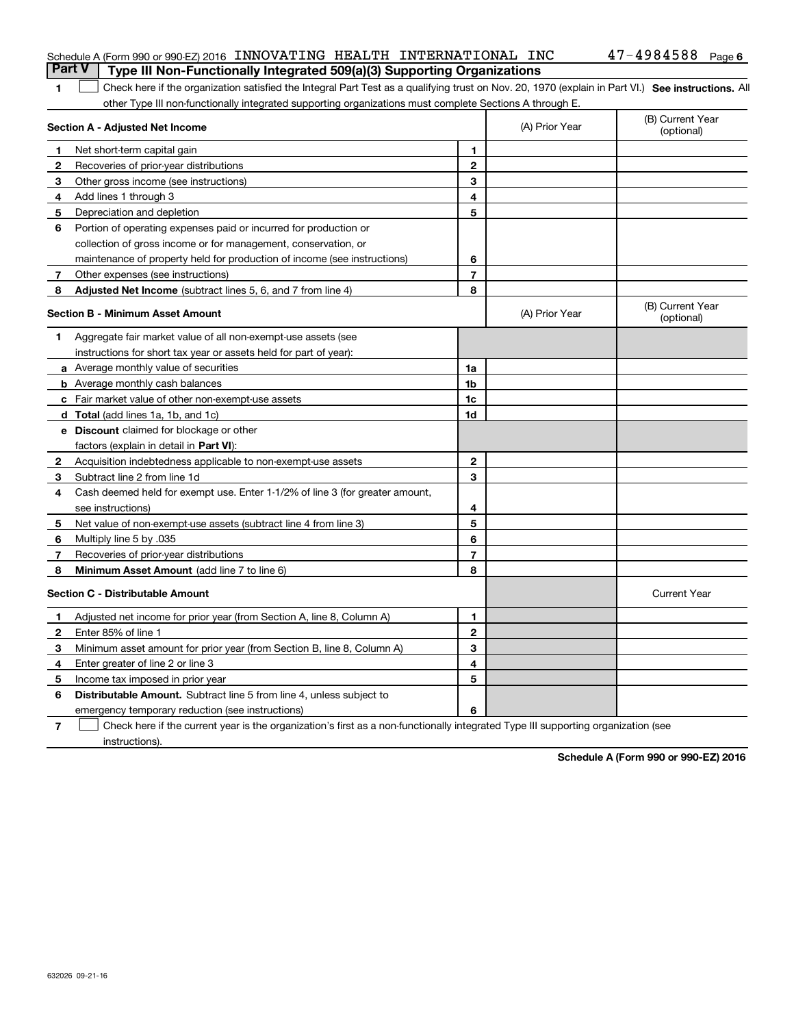Schedule A (Form 990 or 990-EZ) 2016 INNOVATING HEALTH INTERNATIONAL INC 47-4984588 Page 6

## Part V Type III Non-Functionally Integrated 509(a)(3) Supporting Organizations

1 ☐ Check here if the organization satisfied the Integral Part Test as a qualifying trust on Nov. 20, 1970 (explain in Part VI.) **See instructions.** All other Type III non-functionally integrated supporting organizations must complete Sections A through E.

| **Section A - Adjusted Net Income** | | (A) Prior Year | (B) Current Year (optional) |
|---|---|---|---|
| **1** Net short-term capital gain | 1 | | |
| **2** Recoveries of prior-year distributions | 2 | | |
| **3** Other gross income (see instructions) | 3 | | |
| **4** Add lines 1 through 3 | 4 | | |
| **5** Depreciation and depletion | 5 | | |
| **6** Portion of operating expenses paid or incurred for production or collection of gross income or for management, conservation, or maintenance of property held for production of income (see instructions) | 6 | | |
| **7** Other expenses (see instructions) | 7 | | |
| **8** **Adjusted Net Income** (subtract lines 5, 6, and 7 from line 4) | 8 | | |

| **Section B - Minimum Asset Amount** | | (A) Prior Year | (B) Current Year (optional) |
|---|---|---|---|
| **1** Aggregate fair market value of all non-exempt-use assets (see instructions for short tax year or assets held for part of year): | | | |
| **a** Average monthly value of securities | 1a | | |
| **b** Average monthly cash balances | 1b | | |
| **c** Fair market value of other non-exempt-use assets | 1c | | |
| **d** **Total** (add lines 1a, 1b, and 1c) | 1d | | |
| **e** **Discount** claimed for blockage or other factors (explain in detail in **Part VI**): | | | |
| **2** Acquisition indebtedness applicable to non-exempt-use assets | 2 | | |
| **3** Subtract line 2 from line 1d | 3 | | |
| **4** Cash deemed held for exempt use. Enter 1-1/2% of line 3 (for greater amount, see instructions) | 4 | | |
| **5** Net value of non-exempt-use assets (subtract line 4 from line 3) | 5 | | |
| **6** Multiply line 5 by .035 | 6 | | |
| **7** Recoveries of prior-year distributions | 7 | | |
| **8** **Minimum Asset Amount** (add line 7 to line 6) | 8 | | |

| **Section C - Distributable Amount** | | | Current Year |
|---|---|---|---|
| **1** Adjusted net income for prior year (from Section A, line 8, Column A) | 1 | | |
| **2** Enter 85% of line 1 | 2 | | |
| **3** Minimum asset amount for prior year (from Section B, line 8, Column A) | 3 | | |
| **4** Enter greater of line 2 or line 3 | 4 | | |
| **5** Income tax imposed in prior year | 5 | | |
| **6** **Distributable Amount.** Subtract line 5 from line 4, unless subject to emergency temporary reduction (see instructions) | 6 | | |

7 ☐ Check here if the current year is the organization's first as a non-functionally integrated Type III supporting organization (see instructions).

**Schedule A (Form 990 or 990-EZ) 2016**

632026 09-21-16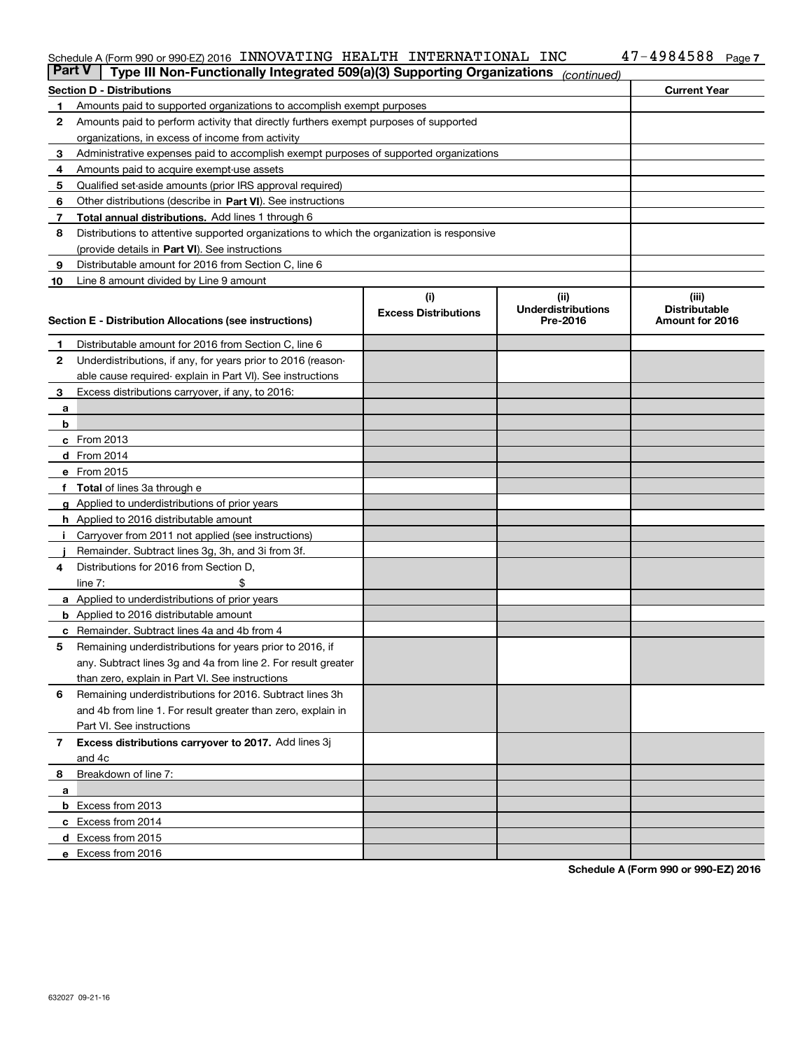Schedule A (Form 990 or 990-EZ) 2016 INNOVATING HEALTH INTERNATIONAL INC 47-4984588 Page 7

## Part V | Type III Non-Functionally Integrated 509(a)(3) Supporting Organizations *(continued)*

| Section D - Distributions | | Current Year |
|---|---|---|
| 1 | Amounts paid to supported organizations to accomplish exempt purposes | |
| 2 | Amounts paid to perform activity that directly furthers exempt purposes of supported organizations, in excess of income from activity | |
| 3 | Administrative expenses paid to accomplish exempt purposes of supported organizations | |
| 4 | Amounts paid to acquire exempt-use assets | |
| 5 | Qualified set-aside amounts (prior IRS approval required) | |
| 6 | Other distributions (describe in **Part VI**). See instructions | |
| 7 | **Total annual distributions.** Add lines 1 through 6 | |
| 8 | Distributions to attentive supported organizations to which the organization is responsive (provide details in **Part VI**). See instructions | |
| 9 | Distributable amount for 2016 from Section C, line 6 | |
| 10 | Line 8 amount divided by Line 9 amount | |

| Section E - Distribution Allocations (see instructions) | (i) Excess Distributions | (ii) Underdistributions Pre-2016 | (iii) Distributable Amount for 2016 |
|---|---|---|---|
| **1** Distributable amount for 2016 from Section C, line 6 | | | |
| **2** Underdistributions, if any, for years prior to 2016 (reasonable cause required- explain in Part VI). See instructions | | | |
| **3** Excess distributions carryover, if any, to 2016: | | | |
| **a** | | | |
| **b** | | | |
| **c** From 2013 | | | |
| **d** From 2014 | | | |
| **e** From 2015 | | | |
| **f** **Total** of lines 3a through e | | | |
| **g** Applied to underdistributions of prior years | | | |
| **h** Applied to 2016 distributable amount | | | |
| **i** Carryover from 2011 not applied (see instructions) | | | |
| **j** Remainder. Subtract lines 3g, 3h, and 3i from 3f. | | | |
| **4** Distributions for 2016 from Section D, line 7: $ | | | |
| **a** Applied to underdistributions of prior years | | | |
| **b** Applied to 2016 distributable amount | | | |
| **c** Remainder. Subtract lines 4a and 4b from 4 | | | |
| **5** Remaining underdistributions for years prior to 2016, if any. Subtract lines 3g and 4a from line 2. For result greater than zero, explain in Part VI. See instructions | | | |
| **6** Remaining underdistributions for 2016. Subtract lines 3h and 4b from line 1. For result greater than zero, explain in Part VI. See instructions | | | |
| **7** **Excess distributions carryover to 2017.** Add lines 3j and 4c | | | |
| **8** Breakdown of line 7: | | | |
| **a** | | | |
| **b** Excess from 2013 | | | |
| **c** Excess from 2014 | | | |
| **d** Excess from 2015 | | | |
| **e** Excess from 2016 | | | |

**Schedule A (Form 990 or 990-EZ) 2016**

632027 09-21-16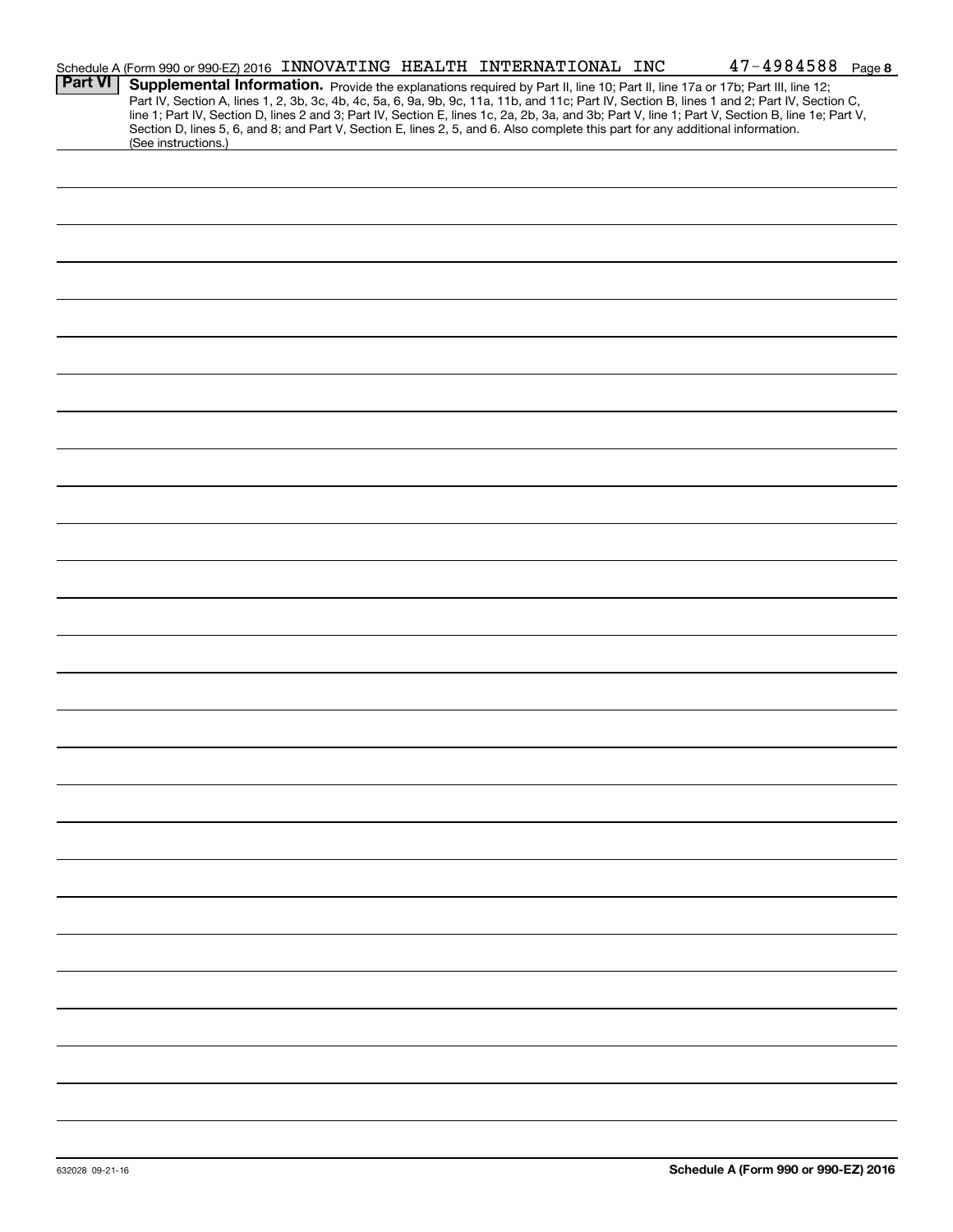Schedule A (Form 990 or 990-EZ) 2016 INNOVATING HEALTH INTERNATIONAL INC 47-4984588 Page 8

**Part VI** **Supplemental Information.** Provide the explanations required by Part II, line 10; Part II, line 17a or 17b; Part III, line 12; Part IV, Section A, lines 1, 2, 3b, 3c, 4b, 4c, 5a, 6, 9a, 9b, 9c, 11a, 11b, and 11c; Part IV, Section B, lines 1 and 2; Part IV, Section C, line 1; Part IV, Section D, lines 2 and 3; Part IV, Section E, lines 1c, 2a, 2b, 3a, and 3b; Part V, line 1; Part V, Section B, line 1e; Part V, Section D, lines 5, 6, and 8; and Part V, Section E, lines 2, 5, and 6. Also complete this part for any additional information. (See instructions.)

632028 09-21-16

**Schedule A (Form 990 or 990-EZ) 2016**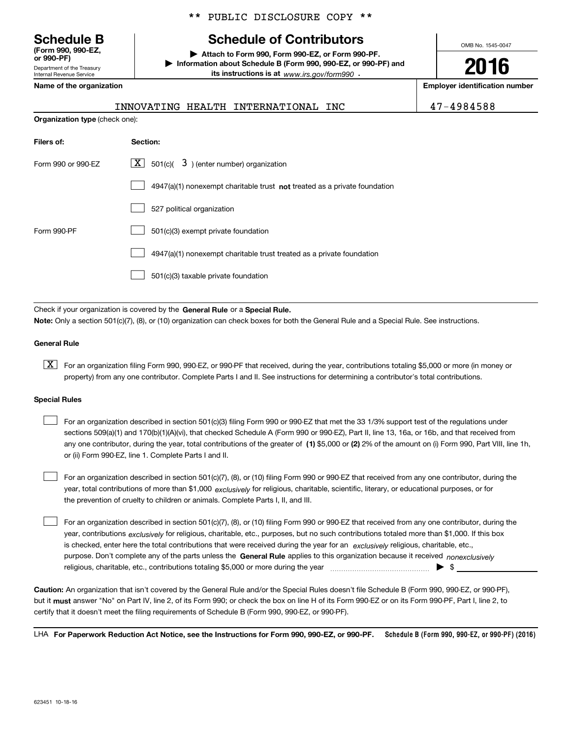** PUBLIC DISCLOSURE COPY **

# Schedule B
**(Form 990, 990-EZ, or 990-PF)**
Department of the Treasury
Internal Revenue Service

## Schedule of Contributors

▶ **Attach to Form 990, Form 990-EZ, or Form 990-PF.**
▶ **Information about Schedule B (Form 990, 990-EZ, or 990-PF) and its instructions is at** *www.irs.gov/form990* .

OMB No. 1545-0047

**2016**

| **Name of the organization** | **Employer identification number** |
|---|---|
| INNOVATING HEALTH INTERNATIONAL INC | 47-4984588 |

**Organization type** (check one):

| **Filers of:** | **Section:** |
|---|---|
| Form 990 or 990-EZ | [X] 501(c)( 3 ) (enter number) organization |
| | [ ] 4947(a)(1) nonexempt charitable trust **not** treated as a private foundation |
| | [ ] 527 political organization |
| Form 990-PF | [ ] 501(c)(3) exempt private foundation |
| | [ ] 4947(a)(1) nonexempt charitable trust treated as a private foundation |
| | [ ] 501(c)(3) taxable private foundation |

Check if your organization is covered by the **General Rule** or a **Special Rule.**
**Note:** Only a section 501(c)(7), (8), or (10) organization can check boxes for both the General Rule and a Special Rule. See instructions.

**General Rule**

[X] For an organization filing Form 990, 990-EZ, or 990-PF that received, during the year, contributions totaling $5,000 or more (in money or property) from any one contributor. Complete Parts I and II. See instructions for determining a contributor's total contributions.

**Special Rules**

[ ] For an organization described in section 501(c)(3) filing Form 990 or 990-EZ that met the 33 1/3% support test of the regulations under sections 509(a)(1) and 170(b)(1)(A)(vi), that checked Schedule A (Form 990 or 990-EZ), Part II, line 13, 16a, or 16b, and that received from any one contributor, during the year, total contributions of the greater of **(1)** $5,000 or **(2)** 2% of the amount on (i) Form 990, Part VIII, line 1h, or (ii) Form 990-EZ, line 1. Complete Parts I and II.

[ ] For an organization described in section 501(c)(7), (8), or (10) filing Form 990 or 990-EZ that received from any one contributor, during the year, total contributions of more than $1,000 *exclusively* for religious, charitable, scientific, literary, or educational purposes, or for the prevention of cruelty to children or animals. Complete Parts I, II, and III.

[ ] For an organization described in section 501(c)(7), (8), or (10) filing Form 990 or 990-EZ that received from any one contributor, during the year, contributions *exclusively* for religious, charitable, etc., purposes, but no such contributions totaled more than $1,000. If this box is checked, enter here the total contributions that were received during the year for an *exclusively* religious, charitable, etc., purpose. Don't complete any of the parts unless the **General Rule** applies to this organization because it received *nonexclusively* religious, charitable, etc., contributions totaling $5,000 or more during the year ▶ $

**Caution:** An organization that isn't covered by the General Rule and/or the Special Rules doesn't file Schedule B (Form 990, 990-EZ, or 990-PF), but it **must** answer "No" on Part IV, line 2, of its Form 990; or check the box on line H of its Form 990-EZ or on its Form 990-PF, Part I, line 2, to certify that it doesn't meet the filing requirements of Schedule B (Form 990, 990-EZ, or 990-PF).

LHA **For Paperwork Reduction Act Notice, see the Instructions for Form 990, 990-EZ, or 990-PF.** **Schedule B (Form 990, 990-EZ, or 990-PF) (2016)**

623451 10-18-16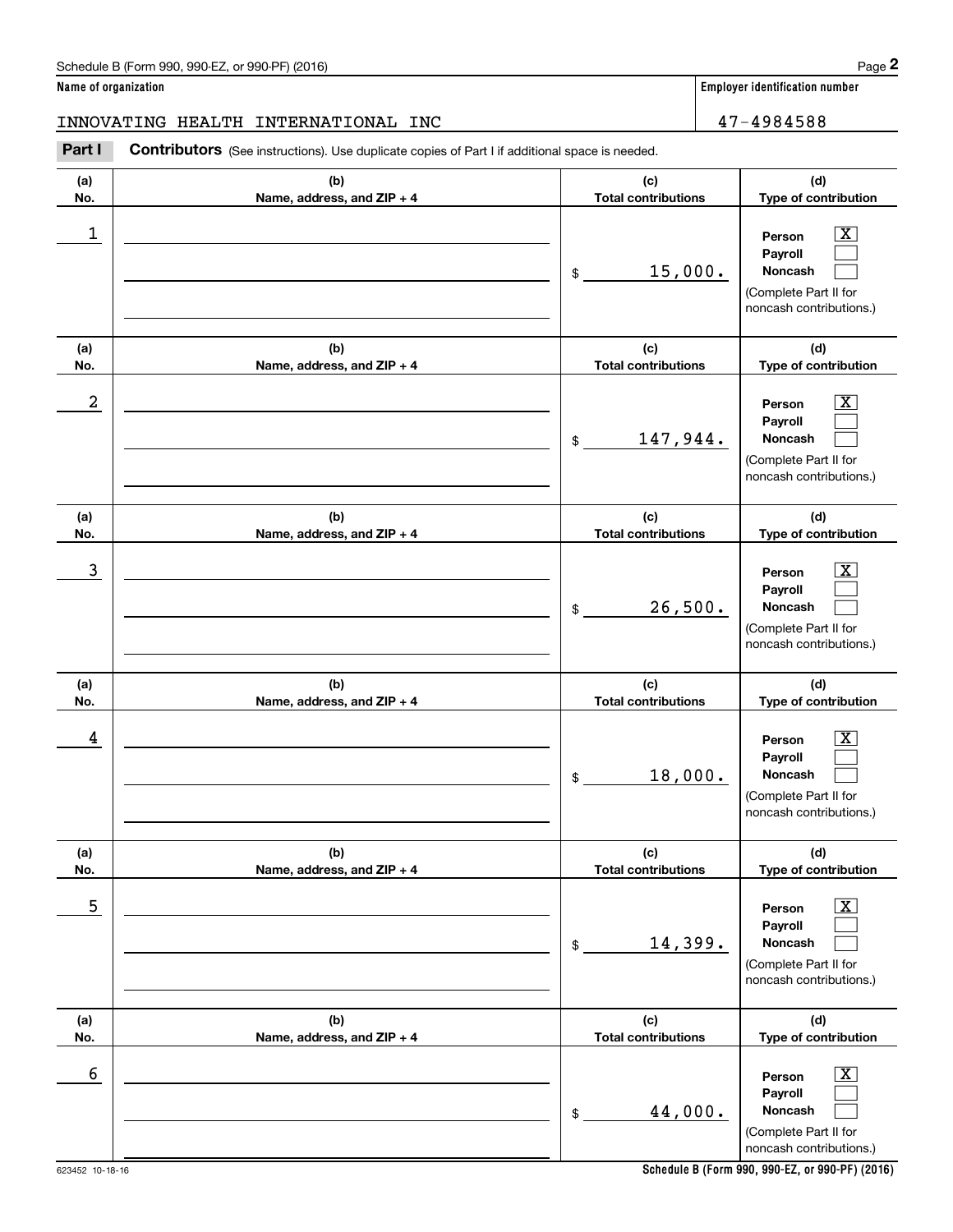Schedule B (Form 990, 990-EZ, or 990-PF) (2016)

**Name of organization**

INNOVATING HEALTH INTERNATIONAL INC

**Employer identification number**

47-4984588

**Part I** **Contributors** (See instructions). Use duplicate copies of Part I if additional space is needed.

| (a) No. | (b) Name, address, and ZIP + 4 | (c) Total contributions | (d) Type of contribution |
|---|---|---|---|
| 1 | | $ 15,000. | Person [X] Payroll [ ] Noncash [ ] (Complete Part II for noncash contributions.) |
| 2 | | $ 147,944. | Person [X] Payroll [ ] Noncash [ ] (Complete Part II for noncash contributions.) |
| 3 | | $ 26,500. | Person [X] Payroll [ ] Noncash [ ] (Complete Part II for noncash contributions.) |
| 4 | | $ 18,000. | Person [X] Payroll [ ] Noncash [ ] (Complete Part II for noncash contributions.) |
| 5 | | $ 14,399. | Person [X] Payroll [ ] Noncash [ ] (Complete Part II for noncash contributions.) |
| 6 | | $ 44,000. | Person [X] Payroll [ ] Noncash [ ] (Complete Part II for noncash contributions.) |

623452 10-18-16

**Schedule B (Form 990, 990-EZ, or 990-PF) (2016)**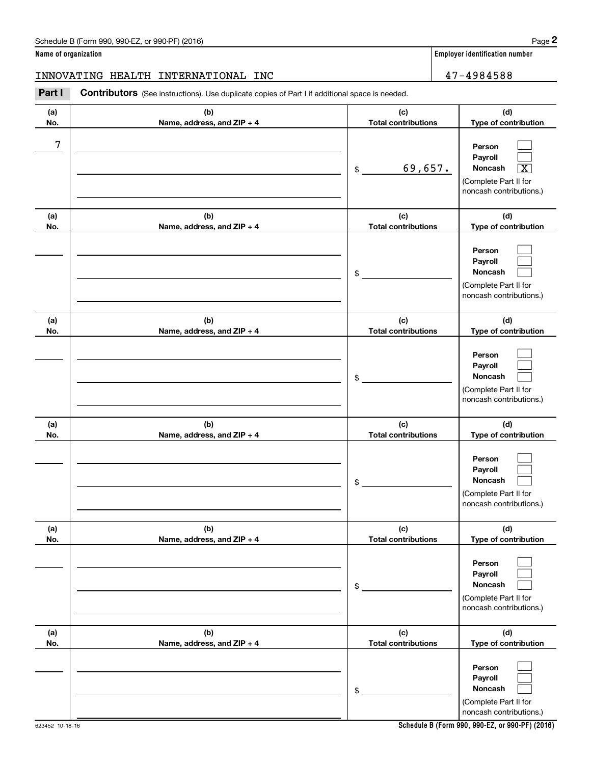Schedule B (Form 990, 990-EZ, or 990-PF) (2016) Page **2**

**Name of organization** | **Employer identification number**

INNOVATING HEALTH INTERNATIONAL INC | 47-4984588

**Part I** **Contributors** (See instructions). Use duplicate copies of Part I if additional space is needed.

| (a) No. | (b) Name, address, and ZIP + 4 | (c) Total contributions | (d) Type of contribution |
|---|---|---|---|
| 7 | | $ 69,657. | Person ☐ Payroll ☐ Noncash ☒ (Complete Part II for noncash contributions.) |
| | | $ | Person ☐ Payroll ☐ Noncash ☐ (Complete Part II for noncash contributions.) |
| | | $ | Person ☐ Payroll ☐ Noncash ☐ (Complete Part II for noncash contributions.) |
| | | $ | Person ☐ Payroll ☐ Noncash ☐ (Complete Part II for noncash contributions.) |
| | | $ | Person ☐ Payroll ☐ Noncash ☐ (Complete Part II for noncash contributions.) |
| | | $ | Person ☐ Payroll ☐ Noncash ☐ (Complete Part II for noncash contributions.) |

623452 10-18-16 **Schedule B (Form 990, 990-EZ, or 990-PF) (2016)**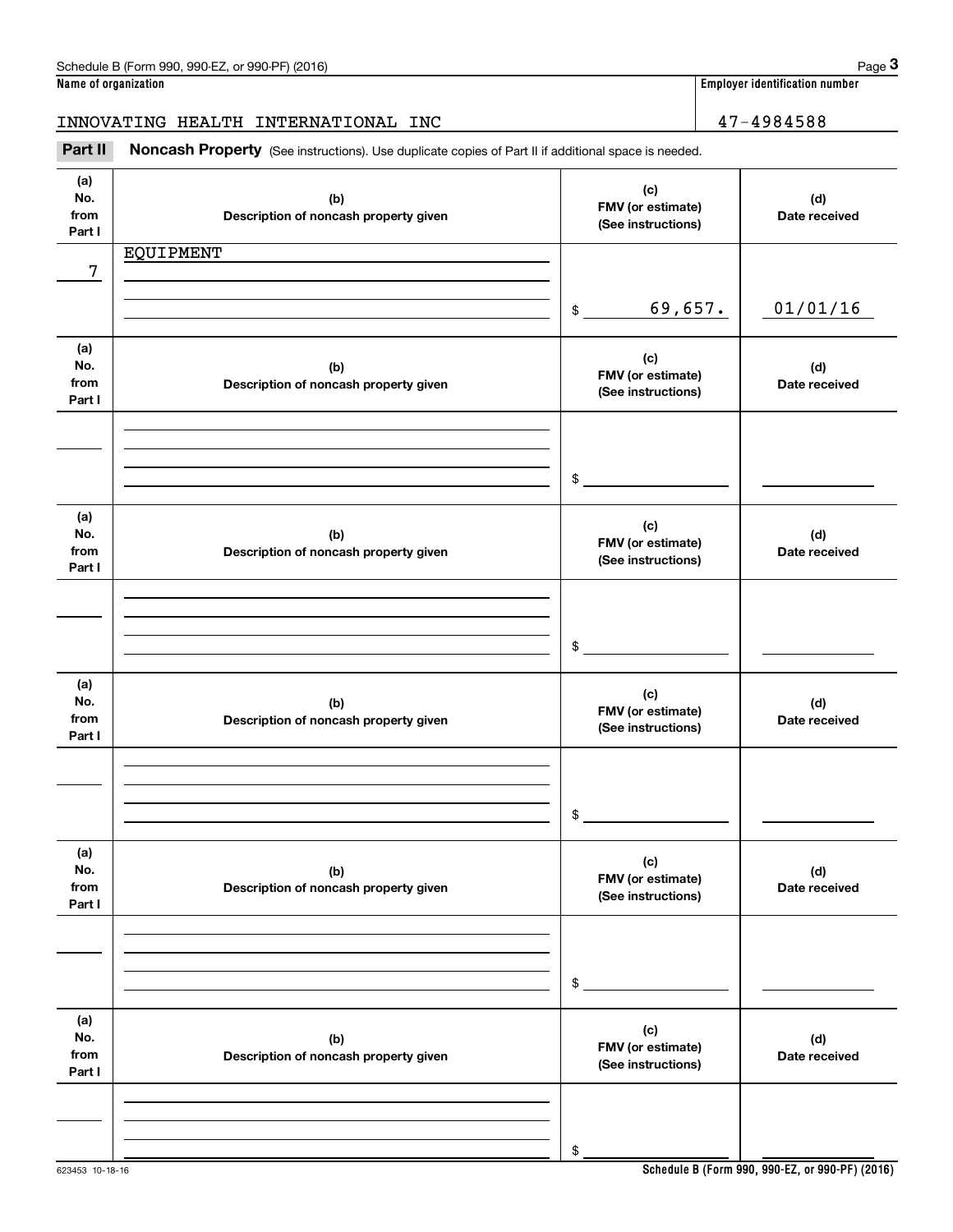Schedule B (Form 990, 990-EZ, or 990-PF) (2016)

**Name of organization**

INNOVATING HEALTH INTERNATIONAL INC

**Employer identification number**

47-4984588

## Part II Noncash Property (See instructions). Use duplicate copies of Part II if additional space is needed.

| (a) No. from Part I | (b) Description of noncash property given | (c) FMV (or estimate) (See instructions) | (d) Date received |
|---|---|---|---|
| 7 | EQUIPMENT | $ 69,657. | 01/01/16 |

| (a) No. from Part I | (b) Description of noncash property given | (c) FMV (or estimate) (See instructions) | (d) Date received |
|---|---|---|---|
| | | $ | |

| (a) No. from Part I | (b) Description of noncash property given | (c) FMV (or estimate) (See instructions) | (d) Date received |
|---|---|---|---|
| | | $ | |

| (a) No. from Part I | (b) Description of noncash property given | (c) FMV (or estimate) (See instructions) | (d) Date received |
|---|---|---|---|
| | | $ | |

| (a) No. from Part I | (b) Description of noncash property given | (c) FMV (or estimate) (See instructions) | (d) Date received |
|---|---|---|---|
| | | $ | |

| (a) No. from Part I | (b) Description of noncash property given | (c) FMV (or estimate) (See instructions) | (d) Date received |
|---|---|---|---|
| | | $ | |

623453 10-18-16

Schedule B (Form 990, 990-EZ, or 990-PF) (2016)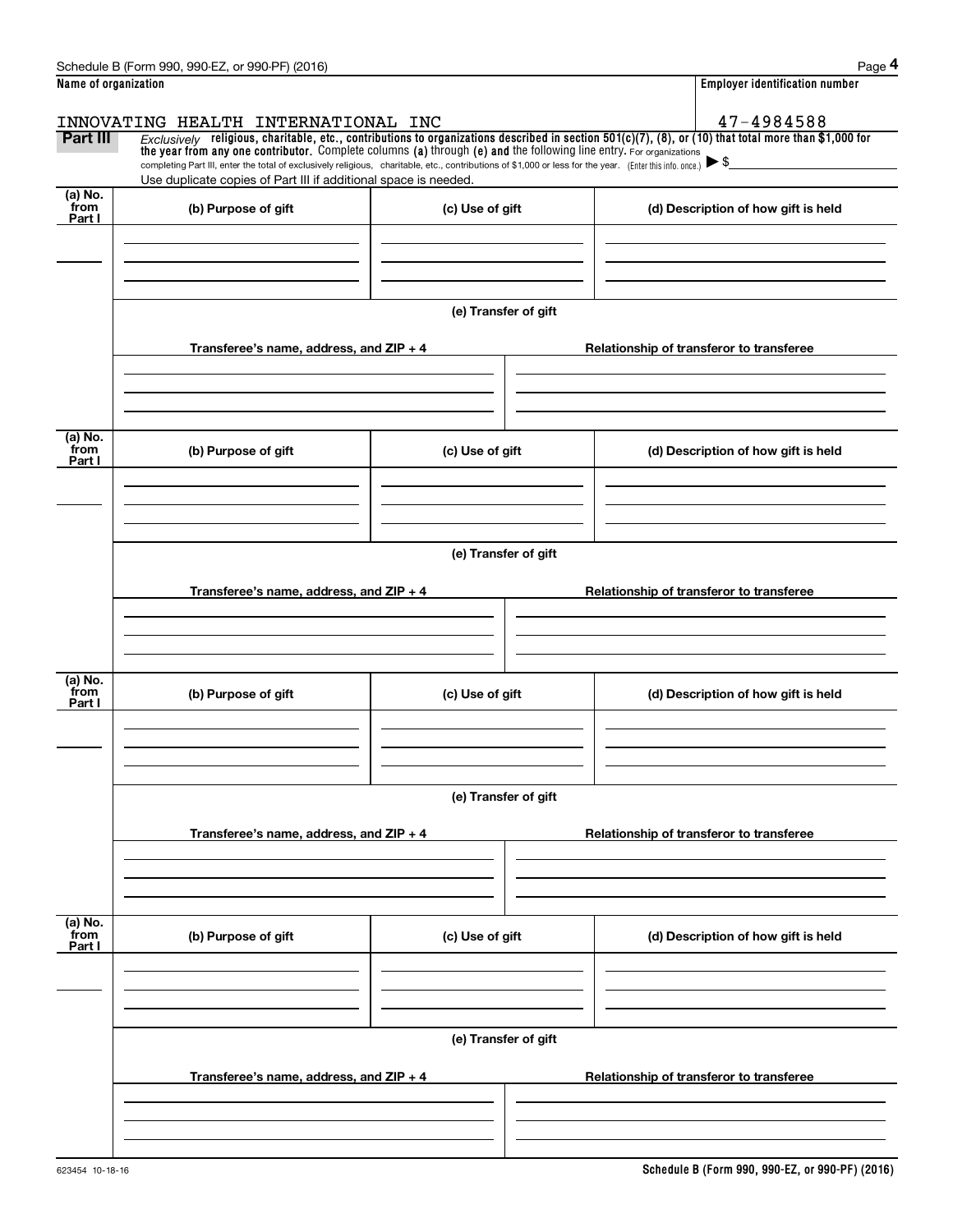Schedule B (Form 990, 990-EZ, or 990-PF) (2016)

**Name of organization**

INNOVATING HEALTH INTERNATIONAL INC

**Employer identification number**

47-4984588

**Part III** *Exclusively* **religious, charitable, etc., contributions to organizations described in section 501(c)(7), (8), or (10) that total more than $1,000 for the year from any one contributor.** Complete columns **(a)** through **(e) and** the following line entry. For organizations completing Part III, enter the total of exclusively religious, charitable, etc., contributions of $1,000 or less for the year. (Enter this info. once.) ▶ $

Use duplicate copies of Part III if additional space is needed.

| (a) No. from Part I | (b) Purpose of gift | (c) Use of gift | (d) Description of how gift is held |
|---|---|---|---|
| | | | |

**(e) Transfer of gift**

| Transferee's name, address, and ZIP + 4 | Relationship of transferor to transferee |
|---|---|
| | |

| (a) No. from Part I | (b) Purpose of gift | (c) Use of gift | (d) Description of how gift is held |
|---|---|---|---|
| | | | |

**(e) Transfer of gift**

| Transferee's name, address, and ZIP + 4 | Relationship of transferor to transferee |
|---|---|
| | |

| (a) No. from Part I | (b) Purpose of gift | (c) Use of gift | (d) Description of how gift is held |
|---|---|---|---|
| | | | |

**(e) Transfer of gift**

| Transferee's name, address, and ZIP + 4 | Relationship of transferor to transferee |
|---|---|
| | |

| (a) No. from Part I | (b) Purpose of gift | (c) Use of gift | (d) Description of how gift is held |
|---|---|---|---|
| | | | |

**(e) Transfer of gift**

| Transferee's name, address, and ZIP + 4 | Relationship of transferor to transferee |
|---|---|
| | |

623454 10-18-16

**Schedule B (Form 990, 990-EZ, or 990-PF) (2016)**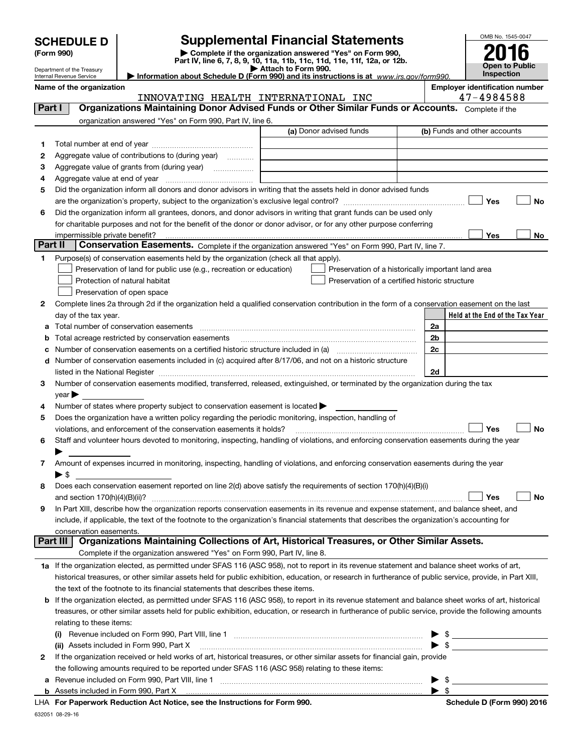# SCHEDULE D (Form 990)

Department of the Treasury
Internal Revenue Service

## Supplemental Financial Statements

▶ Complete if the organization answered "Yes" on Form 990, Part IV, line 6, 7, 8, 9, 10, 11a, 11b, 11c, 11d, 11e, 11f, 12a, or 12b.
▶ Attach to Form 990.
▶ Information about Schedule D (Form 990) and its instructions is at www.irs.gov/form990.

OMB No. 1545-0047

**2016**

**Open to Public Inspection**

**Name of the organization:** INNOVATING HEALTH INTERNATIONAL INC

**Employer identification number:** 47-4984588

## Part I — Organizations Maintaining Donor Advised Funds or Other Similar Funds or Accounts.

Complete if the organization answered "Yes" on Form 990, Part IV, line 6.

| | | (a) Donor advised funds | (b) Funds and other accounts |
|---|---|---|---|
| 1 | Total number at end of year | | |
| 2 | Aggregate value of contributions to (during year) | | |
| 3 | Aggregate value of grants from (during year) | | |
| 4 | Aggregate value at end of year | | |

5 Did the organization inform all donors and donor advisors in writing that the assets held in donor advised funds are the organization's property, subject to the organization's exclusive legal control? ☐ Yes ☐ No

6 Did the organization inform all grantees, donors, and donor advisors in writing that grant funds can be used only for charitable purposes and not for the benefit of the donor or donor advisor, or for any other purpose conferring impermissible private benefit? ☐ Yes ☐ No

## Part II — Conservation Easements.

Complete if the organization answered "Yes" on Form 990, Part IV, line 7.

1 Purpose(s) of conservation easements held by the organization (check all that apply).

- ☐ Preservation of land for public use (e.g., recreation or education)
- ☐ Preservation of a historically important land area
- ☐ Protection of natural habitat
- ☐ Preservation of a certified historic structure
- ☐ Preservation of open space

2 Complete lines 2a through 2d if the organization held a qualified conservation contribution in the form of a conservation easement on the last day of the tax year.

| | | | Held at the End of the Tax Year |
|---|---|---|---|
| a | Total number of conservation easements | 2a | |
| b | Total acreage restricted by conservation easements | 2b | |
| c | Number of conservation easements on a certified historic structure included in (a) | 2c | |
| d | Number of conservation easements included in (c) acquired after 8/17/06, and not on a historic structure listed in the National Register | 2d | |

3 Number of conservation easements modified, transferred, released, extinguished, or terminated by the organization during the tax year ▶

4 Number of states where property subject to conservation easement is located ▶

5 Does the organization have a written policy regarding the periodic monitoring, inspection, handling of violations, and enforcement of the conservation easements it holds? ☐ Yes ☐ No

6 Staff and volunteer hours devoted to monitoring, inspecting, handling of violations, and enforcing conservation easements during the year ▶

7 Amount of expenses incurred in monitoring, inspecting, handling of violations, and enforcing conservation easements during the year ▶ $

8 Does each conservation easement reported on line 2(d) above satisfy the requirements of section 170(h)(4)(B)(i) and section 170(h)(4)(B)(ii)? ☐ Yes ☐ No

9 In Part XIII, describe how the organization reports conservation easements in its revenue and expense statement, and balance sheet, and include, if applicable, the text of the footnote to the organization's financial statements that describes the organization's accounting for conservation easements.

## Part III — Organizations Maintaining Collections of Art, Historical Treasures, or Other Similar Assets.

Complete if the organization answered "Yes" on Form 990, Part IV, line 8.

1a If the organization elected, as permitted under SFAS 116 (ASC 958), not to report in its revenue statement and balance sheet works of art, historical treasures, or other similar assets held for public exhibition, education, or research in furtherance of public service, provide, in Part XIII, the text of the footnote to its financial statements that describes these items.

b If the organization elected, as permitted under SFAS 116 (ASC 958), to report in its revenue statement and balance sheet works of art, historical treasures, or other similar assets held for public exhibition, education, or research in furtherance of public service, provide the following amounts relating to these items:

(i) Revenue included on Form 990, Part VIII, line 1 ▶ $

(ii) Assets included in Form 990, Part X ▶ $

2 If the organization received or held works of art, historical treasures, or other similar assets for financial gain, provide the following amounts required to be reported under SFAS 116 (ASC 958) relating to these items:

a Revenue included on Form 990, Part VIII, line 1 ▶ $

b Assets included in Form 990, Part X ▶ $

LHA For Paperwork Reduction Act Notice, see the Instructions for Form 990.

Schedule D (Form 990) 2016

632051 08-29-16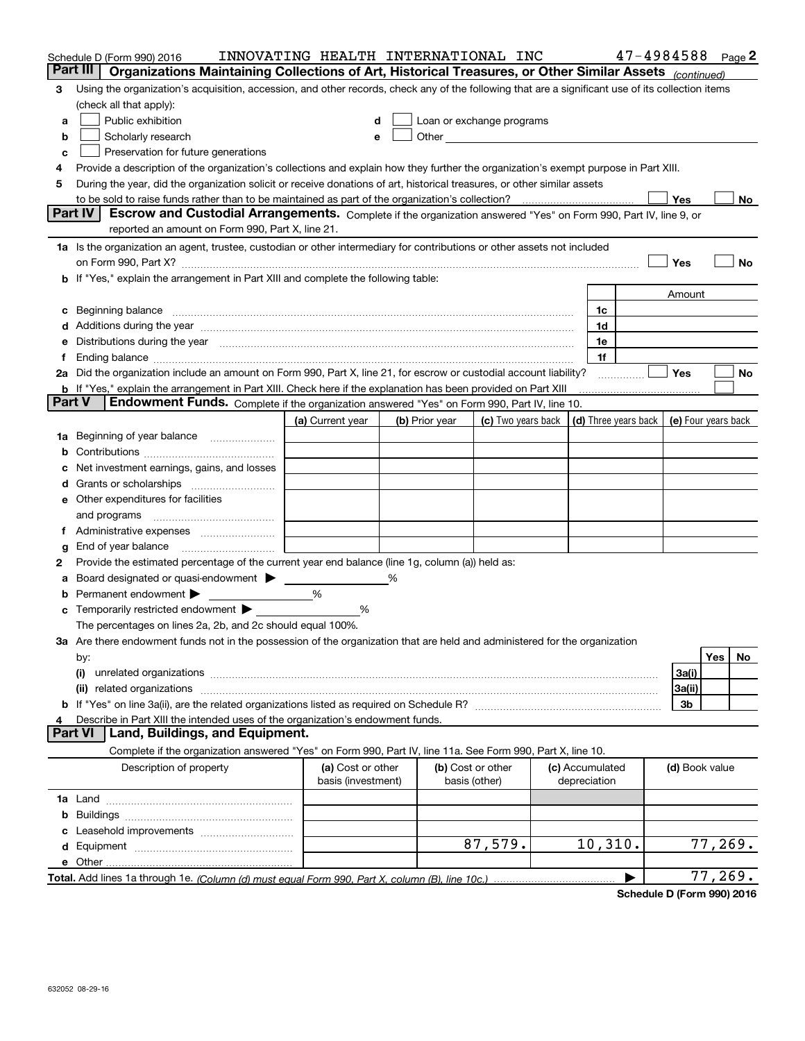Schedule D (Form 990) 2016 INNOVATING HEALTH INTERNATIONAL INC 47-4984588 Page 2

## Part III Organizations Maintaining Collections of Art, Historical Treasures, or Other Similar Assets *(continued)*

3 Using the organization's acquisition, accession, and other records, check any of the following that are a significant use of its collection items (check all that apply):

a ☐ Public exhibition
b ☐ Scholarly research
c ☐ Preservation for future generations
d ☐ Loan or exchange programs
e ☐ Other

4 Provide a description of the organization's collections and explain how they further the organization's exempt purpose in Part XIII.

5 During the year, did the organization solicit or receive donations of art, historical treasures, or other similar assets to be sold to raise funds rather than to be maintained as part of the organization's collection? ☐ Yes ☐ No

## Part IV Escrow and Custodial Arrangements.

Complete if the organization answered "Yes" on Form 990, Part IV, line 9, or reported an amount on Form 990, Part X, line 21.

1a Is the organization an agent, trustee, custodian or other intermediary for contributions or other assets not included on Form 990, Part X? ☐ Yes ☐ No

b If "Yes," explain the arrangement in Part XIII and complete the following table:

| | | Amount |
|---|---|---|
| c Beginning balance | 1c | |
| d Additions during the year | 1d | |
| e Distributions during the year | 1e | |
| f Ending balance | 1f | |

2a Did the organization include an amount on Form 990, Part X, line 21, for escrow or custodial account liability? ☐ Yes ☐ No

b If "Yes," explain the arrangement in Part XIII. Check here if the explanation has been provided on Part XIII ☐

## Part V Endowment Funds.

Complete if the organization answered "Yes" on Form 990, Part IV, line 10.

| | (a) Current year | (b) Prior year | (c) Two years back | (d) Three years back | (e) Four years back |
|---|---|---|---|---|---|
| 1a Beginning of year balance | | | | | |
| b Contributions | | | | | |
| c Net investment earnings, gains, and losses | | | | | |
| d Grants or scholarships | | | | | |
| e Other expenditures for facilities and programs | | | | | |
| f Administrative expenses | | | | | |
| g End of year balance | | | | | |

2 Provide the estimated percentage of the current year end balance (line 1g, column (a)) held as:

a Board designated or quasi-endowment ▶ _____ %
b Permanent endowment ▶ _____ %
c Temporarily restricted endowment ▶ _____ %

The percentages on lines 2a, 2b, and 2c should equal 100%.

3a Are there endowment funds not in the possession of the organization that are held and administered for the organization by:

| | | Yes | No |
|---|---|---|---|
| (i) unrelated organizations | 3a(i) | | |
| (ii) related organizations | 3a(ii) | | |
| b If "Yes" on line 3a(ii), are the related organizations listed as required on Schedule R? | 3b | | |

4 Describe in Part XIII the intended uses of the organization's endowment funds.

## Part VI Land, Buildings, and Equipment.

Complete if the organization answered "Yes" on Form 990, Part IV, line 11a. See Form 990, Part X, line 10.

| Description of property | (a) Cost or other basis (investment) | (b) Cost or other basis (other) | (c) Accumulated depreciation | (d) Book value |
|---|---|---|---|---|
| 1a Land | | | | |
| b Buildings | | | | |
| c Leasehold improvements | | | | |
| d Equipment | | 87,579. | 10,310. | 77,269. |
| e Other | | | | |

Total. Add lines 1a through 1e. *(Column (d) must equal Form 990, Part X, column (B), line 10c.)* ▶ 77,269.

Schedule D (Form 990) 2016

632052 08-29-16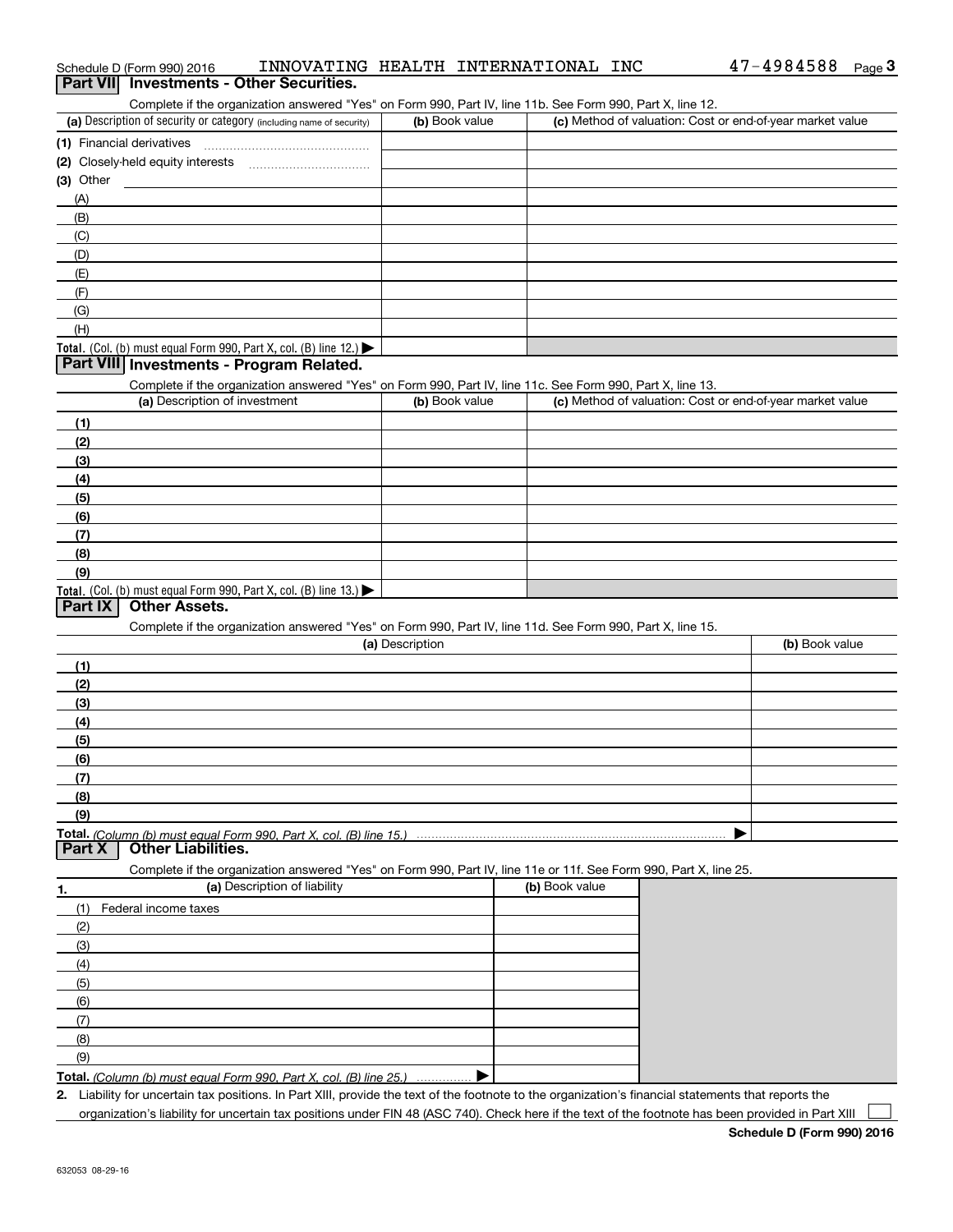Schedule D (Form 990) 2016 INNOVATING HEALTH INTERNATIONAL INC 47-4984588

## Part VII Investments - Other Securities.

Complete if the organization answered "Yes" on Form 990, Part IV, line 11b. See Form 990, Part X, line 12.

| (a) Description of security or category (including name of security) | (b) Book value | (c) Method of valuation: Cost or end-of-year market value |
|---|---|---|
| (1) Financial derivatives | | |
| (2) Closely-held equity interests | | |
| (3) Other | | |
| (A) | | |
| (B) | | |
| (C) | | |
| (D) | | |
| (E) | | |
| (F) | | |
| (G) | | |
| (H) | | |
| **Total.** (Col. (b) must equal Form 990, Part X, col. (B) line 12.) ▶ | | |

## Part VIII Investments - Program Related.

Complete if the organization answered "Yes" on Form 990, Part IV, line 11c. See Form 990, Part X, line 13.

| (a) Description of investment | (b) Book value | (c) Method of valuation: Cost or end-of-year market value |
|---|---|---|
| (1) | | |
| (2) | | |
| (3) | | |
| (4) | | |
| (5) | | |
| (6) | | |
| (7) | | |
| (8) | | |
| (9) | | |
| **Total.** (Col. (b) must equal Form 990, Part X, col. (B) line 13.) ▶ | | |

## Part IX Other Assets.

Complete if the organization answered "Yes" on Form 990, Part IV, line 11d. See Form 990, Part X, line 15.

| (a) Description | (b) Book value |
|---|---|
| (1) | |
| (2) | |
| (3) | |
| (4) | |
| (5) | |
| (6) | |
| (7) | |
| (8) | |
| (9) | |
| **Total.** *(Column (b) must equal Form 990, Part X, col. (B) line 15.)* ▶ | |

## Part X Other Liabilities.

Complete if the organization answered "Yes" on Form 990, Part IV, line 11e or 11f. See Form 990, Part X, line 25.

| 1. (a) Description of liability | (b) Book value |
|---|---|
| (1) Federal income taxes | |
| (2) | |
| (3) | |
| (4) | |
| (5) | |
| (6) | |
| (7) | |
| (8) | |
| (9) | |
| **Total.** *(Column (b) must equal Form 990, Part X, col. (B) line 25.)* ▶ | |

**2.** Liability for uncertain tax positions. In Part XIII, provide the text of the footnote to the organization's financial statements that reports the organization's liability for uncertain tax positions under FIN 48 (ASC 740). Check here if the text of the footnote has been provided in Part XIII ☐

**Schedule D (Form 990) 2016**

632053 08-29-16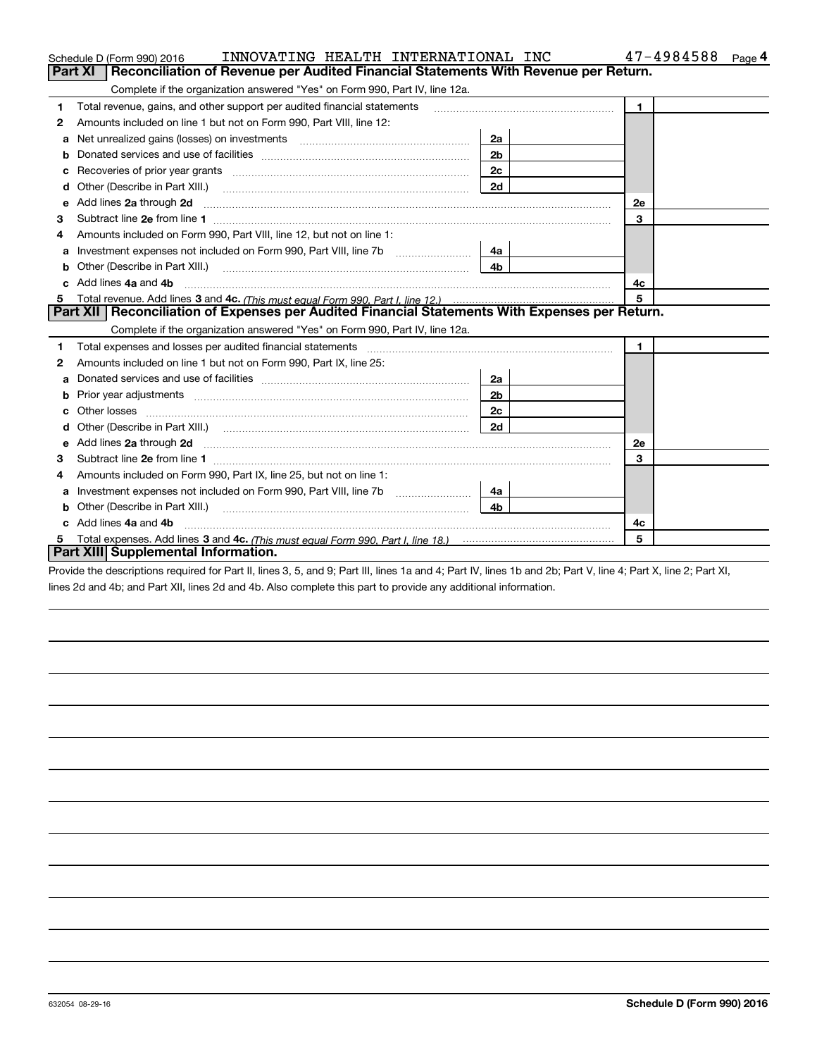Schedule D (Form 990) 2016 INNOVATING HEALTH INTERNATIONAL INC 47-4984588 Page **4**

## Part XI Reconciliation of Revenue per Audited Financial Statements With Revenue per Return.

Complete if the organization answered "Yes" on Form 990, Part IV, line 12a.

| | | | | | |
|---|---|---|---|---|---|
| **1** | Total revenue, gains, and other support per audited financial statements | | | **1** | |
| **2** | Amounts included on line 1 but not on Form 990, Part VIII, line 12: | | | | |
| **a** | Net unrealized gains (losses) on investments | **2a** | | | |
| **b** | Donated services and use of facilities | **2b** | | | |
| **c** | Recoveries of prior year grants | **2c** | | | |
| **d** | Other (Describe in Part XIII.) | **2d** | | | |
| **e** | Add lines **2a** through **2d** | | | **2e** | |
| **3** | Subtract line **2e** from line **1** | | | **3** | |
| **4** | Amounts included on Form 990, Part VIII, line 12, but not on line 1: | | | | |
| **a** | Investment expenses not included on Form 990, Part VIII, line 7b | **4a** | | | |
| **b** | Other (Describe in Part XIII.) | **4b** | | | |
| **c** | Add lines **4a** and **4b** | | | **4c** | |
| **5** | Total revenue. Add lines **3** and **4c.** *(This must equal Form 990, Part I, line 12.)* | | | **5** | |

## Part XII Reconciliation of Expenses per Audited Financial Statements With Expenses per Return.

Complete if the organization answered "Yes" on Form 990, Part IV, line 12a.

| | | | | | |
|---|---|---|---|---|---|
| **1** | Total expenses and losses per audited financial statements | | | **1** | |
| **2** | Amounts included on line 1 but not on Form 990, Part IX, line 25: | | | | |
| **a** | Donated services and use of facilities | **2a** | | | |
| **b** | Prior year adjustments | **2b** | | | |
| **c** | Other losses | **2c** | | | |
| **d** | Other (Describe in Part XIII.) | **2d** | | | |
| **e** | Add lines **2a** through **2d** | | | **2e** | |
| **3** | Subtract line **2e** from line **1** | | | **3** | |
| **4** | Amounts included on Form 990, Part IX, line 25, but not on line 1: | | | | |
| **a** | Investment expenses not included on Form 990, Part VIII, line 7b | **4a** | | | |
| **b** | Other (Describe in Part XIII.) | **4b** | | | |
| **c** | Add lines **4a** and **4b** | | | **4c** | |
| **5** | Total expenses. Add lines **3** and **4c.** *(This must equal Form 990, Part I, line 18.)* | | | **5** | |

## Part XIII Supplemental Information.

Provide the descriptions required for Part II, lines 3, 5, and 9; Part III, lines 1a and 4; Part IV, lines 1b and 2b; Part V, line 4; Part X, line 2; Part XI, lines 2d and 4b; and Part XII, lines 2d and 4b. Also complete this part to provide any additional information.

632054 08-29-16 **Schedule D (Form 990) 2016**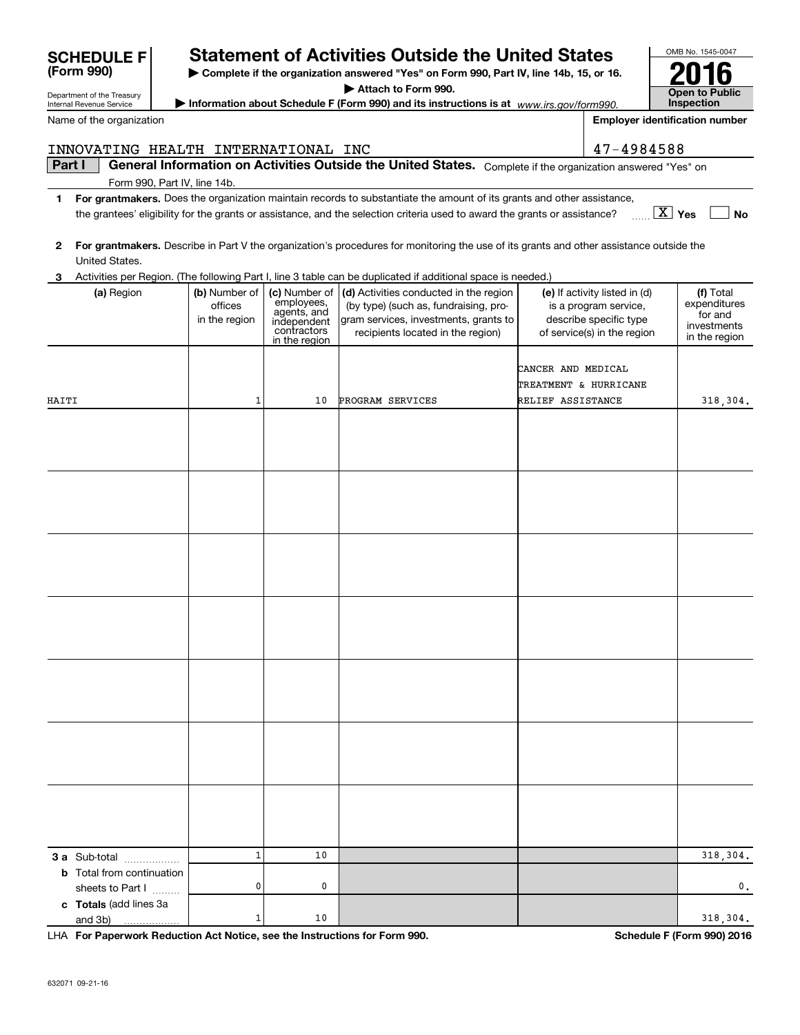**SCHEDULE F (Form 990)**

Department of the Treasury
Internal Revenue Service

# Statement of Activities Outside the United States

▶ Complete if the organization answered "Yes" on Form 990, Part IV, line 14b, 15, or 16.
▶ Attach to Form 990.
▶ Information about Schedule F (Form 990) and its instructions is at www.irs.gov/form990.

OMB No. 1545-0047

**2016**

**Open to Public Inspection**

Name of the organization: INNOVATING HEALTH INTERNATIONAL INC

Employer identification number: 47-4984588

**Part I — General Information on Activities Outside the United States.** Complete if the organization answered "Yes" on Form 990, Part IV, line 14b.

1 **For grantmakers.** Does the organization maintain records to substantiate the amount of its grants and other assistance, the grantees' eligibility for the grants or assistance, and the selection criteria used to award the grants or assistance? [X] Yes [ ] No

2 **For grantmakers.** Describe in Part V the organization's procedures for monitoring the use of its grants and other assistance outside the United States.

3 Activities per Region. (The following Part I, line 3 table can be duplicated if additional space is needed.)

| (a) Region | (b) Number of offices in the region | (c) Number of employees, agents, and independent contractors in the region | (d) Activities conducted in the region (by type) (such as, fundraising, program services, investments, grants to recipients located in the region) | (e) If activity listed in (d) is a program service, describe specific type of service(s) in the region | (f) Total expenditures for and investments in the region |
|---|---|---|---|---|---|
| HAITI | 1 | 10 | PROGRAM SERVICES | CANCER AND MEDICAL TREATMENT & HURRICANE RELIEF ASSISTANCE | 318,304. |
| | | | | | |
| | | | | | |
| | | | | | |
| | | | | | |
| | | | | | |
| | | | | | |
| | | | | | |
| **3 a** Sub-total | 1 | 10 | | | 318,304. |
| **b** Total from continuation sheets to Part I | 0 | 0 | | | 0. |
| **c Totals** (add lines 3a and 3b) | 1 | 10 | | | 318,304. |

LHA **For Paperwork Reduction Act Notice, see the Instructions for Form 990.**

**Schedule F (Form 990) 2016**

632071 09-21-16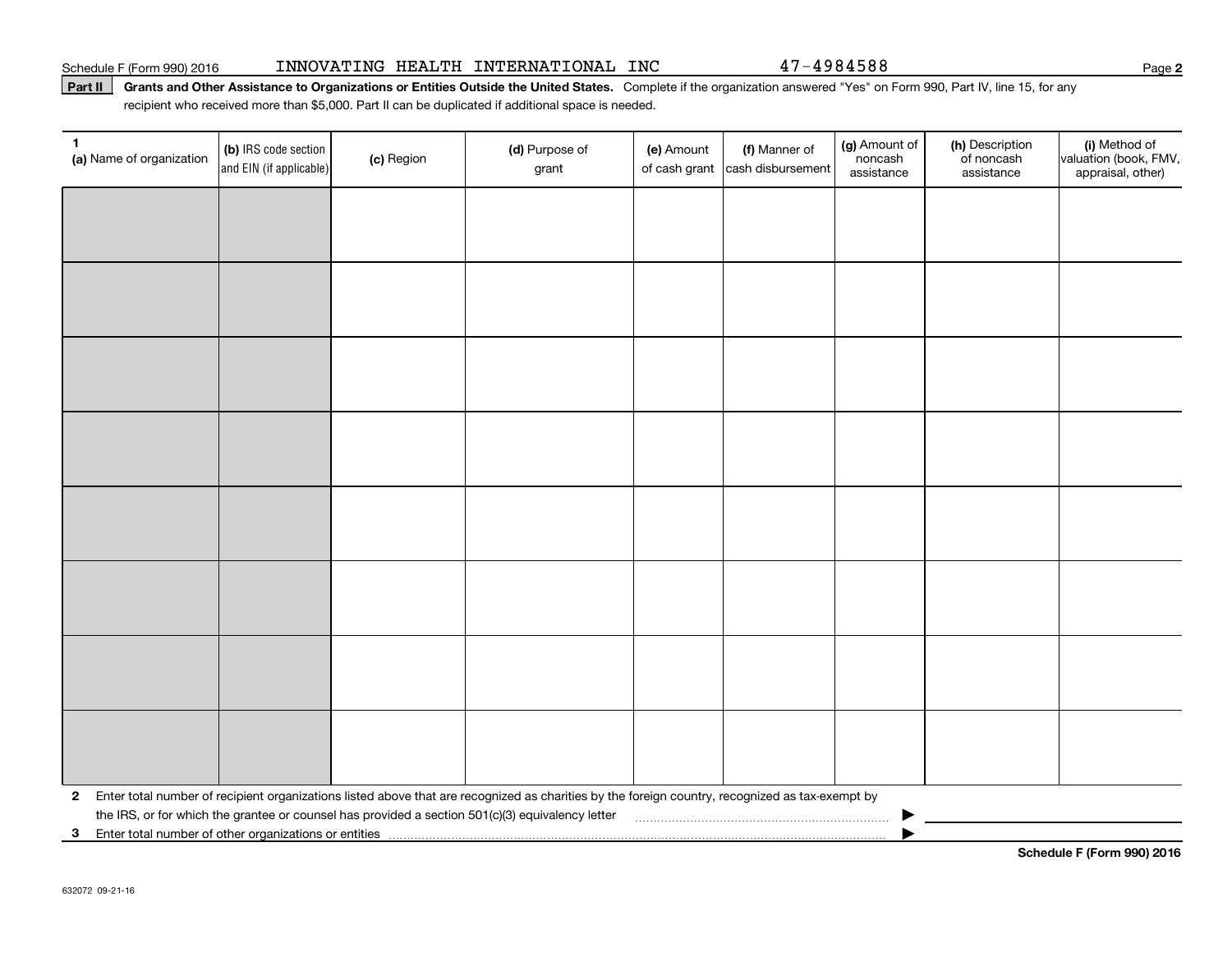Schedule F (Form 990) 2016 INNOVATING HEALTH INTERNATIONAL INC 47-4984588

**Part II** **Grants and Other Assistance to Organizations or Entities Outside the United States.** Complete if the organization answered "Yes" on Form 990, Part IV, line 15, for any recipient who received more than $5,000. Part II can be duplicated if additional space is needed.

| 1 (a) Name of organization | (b) IRS code section and EIN (if applicable) | (c) Region | (d) Purpose of grant | (e) Amount of cash grant | (f) Manner of cash disbursement | (g) Amount of noncash assistance | (h) Description of noncash assistance | (i) Method of valuation (book, FMV, appraisal, other) |
|---|---|---|---|---|---|---|---|---|
| | | | | | | | | |
| | | | | | | | | |
| | | | | | | | | |
| | | | | | | | | |
| | | | | | | | | |
| | | | | | | | | |
| | | | | | | | | |
| | | | | | | | | |

**2** Enter total number of recipient organizations listed above that are recognized as charities by the foreign country, recognized as tax-exempt by the IRS, or for which the grantee or counsel has provided a section 501(c)(3) equivalency letter ▶

**3** Enter total number of other organizations or entities ▶

**Schedule F (Form 990) 2016**

632072 09-21-16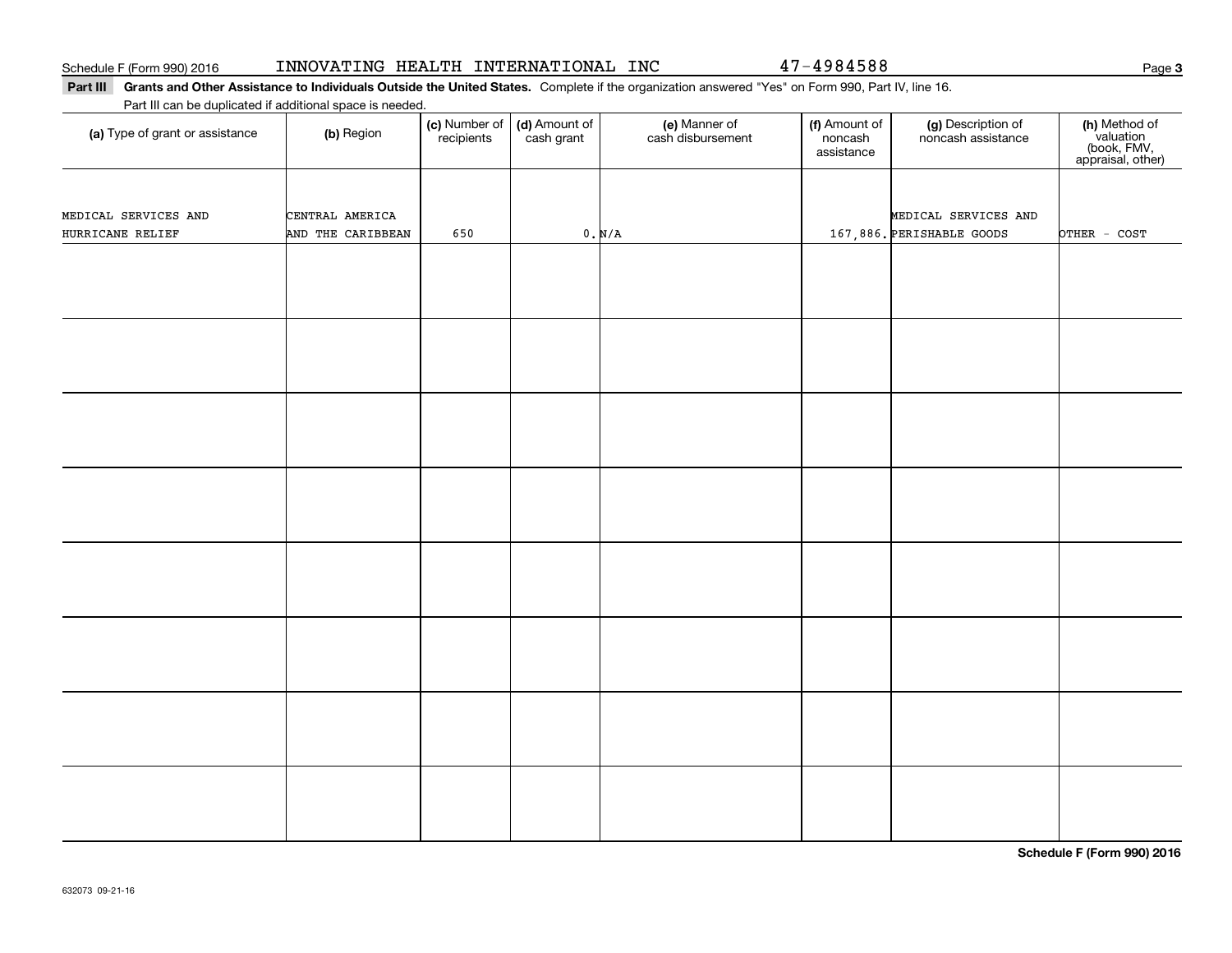Schedule F (Form 990) 2016 INNOVATING HEALTH INTERNATIONAL INC 47-4984588

**Part III** **Grants and Other Assistance to Individuals Outside the United States.** Complete if the organization answered "Yes" on Form 990, Part IV, line 16.

Part III can be duplicated if additional space is needed.

| (a) Type of grant or assistance | (b) Region | (c) Number of recipients | (d) Amount of cash grant | (e) Manner of cash disbursement | (f) Amount of noncash assistance | (g) Description of noncash assistance | (h) Method of valuation (book, FMV, appraisal, other) |
|---|---|---|---|---|---|---|---|
| MEDICAL SERVICES AND HURRICANE RELIEF | CENTRAL AMERICA AND THE CARIBBEAN | 650 | 0. | N/A | 167,886. | MEDICAL SERVICES AND PERISHABLE GOODS | OTHER - COST |
| | | | | | | | |
| | | | | | | | |
| | | | | | | | |
| | | | | | | | |
| | | | | | | | |
| | | | | | | | |
| | | | | | | | |
| | | | | | | | |

**Schedule F (Form 990) 2016**

632073 09-21-16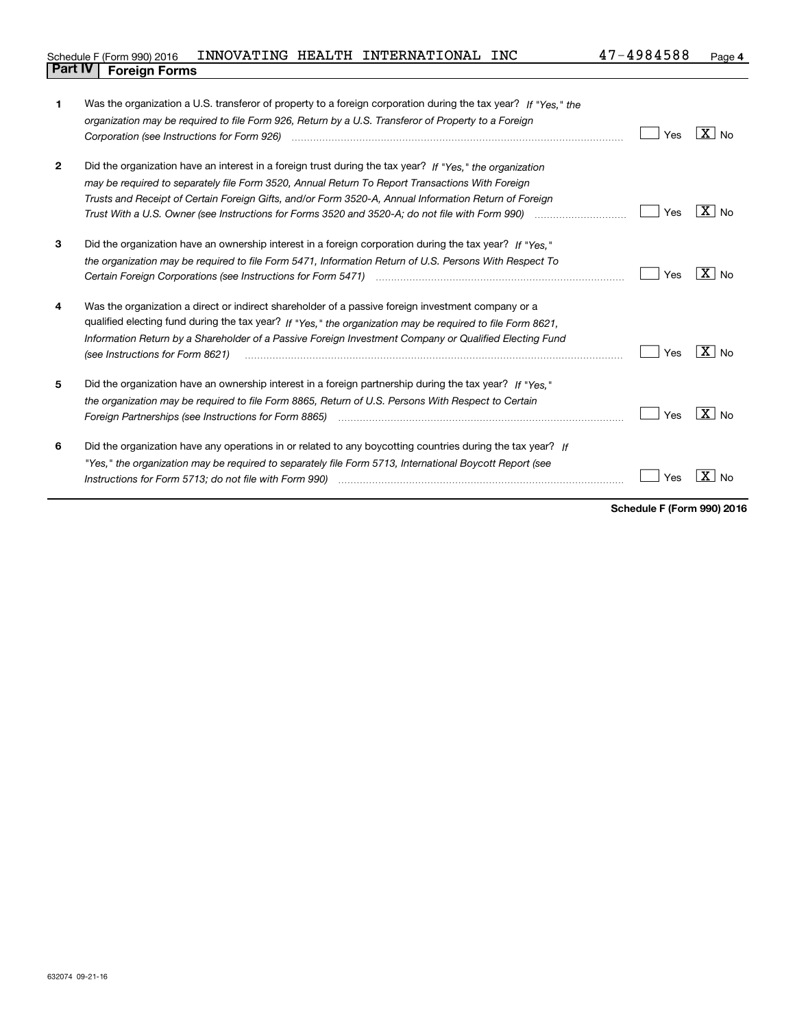Schedule F (Form 990) 2016 INNOVATING HEALTH INTERNATIONAL INC 47-4984588 Page 4

## Part IV Foreign Forms

| | | Yes | No |
|---|---|---|---|
| 1 | Was the organization a U.S. transferor of property to a foreign corporation during the tax year? *If "Yes," the organization may be required to file Form 926, Return by a U.S. Transferor of Property to a Foreign Corporation (see Instructions for Form 926)* | | X |
| 2 | Did the organization have an interest in a foreign trust during the tax year? *If "Yes," the organization may be required to separately file Form 3520, Annual Return To Report Transactions With Foreign Trusts and Receipt of Certain Foreign Gifts, and/or Form 3520-A, Annual Information Return of Foreign Trust With a U.S. Owner (see Instructions for Forms 3520 and 3520-A; do not file with Form 990)* | | X |
| 3 | Did the organization have an ownership interest in a foreign corporation during the tax year? *If "Yes," the organization may be required to file Form 5471, Information Return of U.S. Persons With Respect To Certain Foreign Corporations (see Instructions for Form 5471)* | | X |
| 4 | Was the organization a direct or indirect shareholder of a passive foreign investment company or a qualified electing fund during the tax year? *If "Yes," the organization may be required to file Form 8621, Information Return by a Shareholder of a Passive Foreign Investment Company or Qualified Electing Fund (see Instructions for Form 8621)* | | X |
| 5 | Did the organization have an ownership interest in a foreign partnership during the tax year? *If "Yes," the organization may be required to file Form 8865, Return of U.S. Persons With Respect to Certain Foreign Partnerships (see Instructions for Form 8865)* | | X |
| 6 | Did the organization have any operations in or related to any boycotting countries during the tax year? *If "Yes," the organization may be required to separately file Form 5713, International Boycott Report (see Instructions for Form 5713; do not file with Form 990)* | | X |

**Schedule F (Form 990) 2016**

632074 09-21-16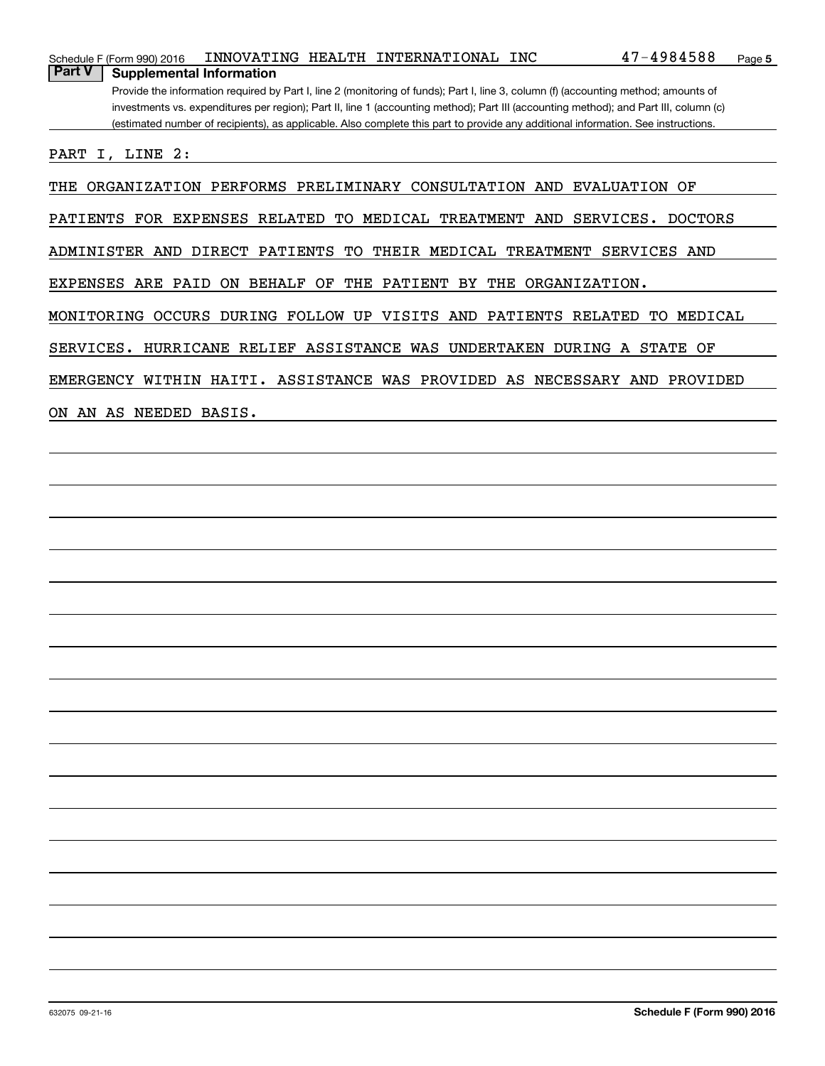Schedule F (Form 990) 2016 INNOVATING HEALTH INTERNATIONAL INC 47-4984588 Page 5

## Part V Supplemental Information

Provide the information required by Part I, line 2 (monitoring of funds); Part I, line 3, column (f) (accounting method; amounts of investments vs. expenditures per region); Part II, line 1 (accounting method); Part III (accounting method); and Part III, column (c) (estimated number of recipients), as applicable. Also complete this part to provide any additional information. See instructions.

PART I, LINE 2:

THE ORGANIZATION PERFORMS PRELIMINARY CONSULTATION AND EVALUATION OF PATIENTS FOR EXPENSES RELATED TO MEDICAL TREATMENT AND SERVICES. DOCTORS ADMINISTER AND DIRECT PATIENTS TO THEIR MEDICAL TREATMENT SERVICES AND EXPENSES ARE PAID ON BEHALF OF THE PATIENT BY THE ORGANIZATION. MONITORING OCCURS DURING FOLLOW UP VISITS AND PATIENTS RELATED TO MEDICAL SERVICES. HURRICANE RELIEF ASSISTANCE WAS UNDERTAKEN DURING A STATE OF EMERGENCY WITHIN HAITI. ASSISTANCE WAS PROVIDED AS NECESSARY AND PROVIDED ON AN AS NEEDED BASIS.

632075 09-21-16 **Schedule F (Form 990) 2016**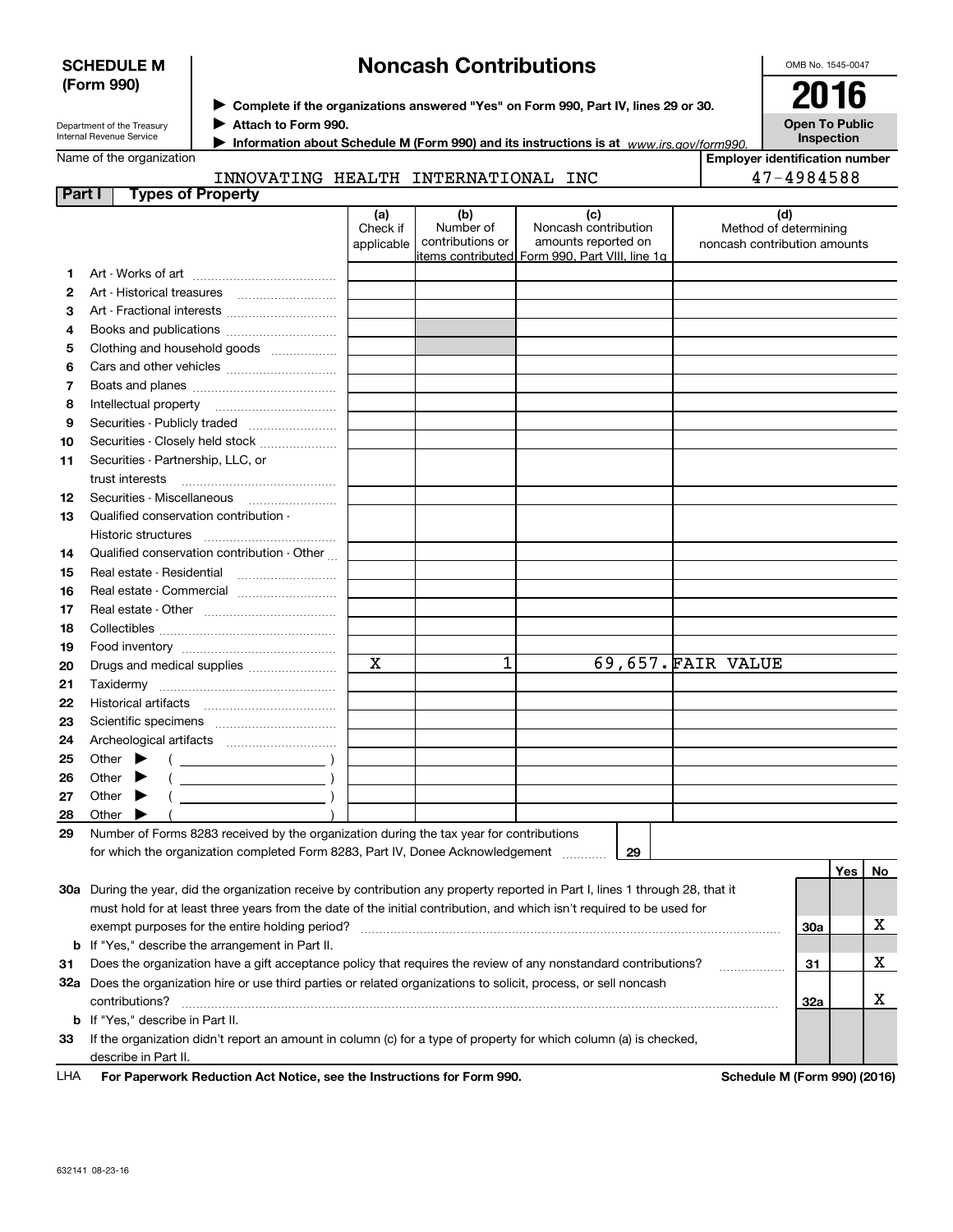**SCHEDULE M (Form 990)**

Department of the Treasury
Internal Revenue Service

# Noncash Contributions

▶ Complete if the organizations answered "Yes" on Form 990, Part IV, lines 29 or 30.
▶ Attach to Form 990.
▶ Information about Schedule M (Form 990) and its instructions is at www.irs.gov/form990.

OMB No. 1545-0047

**2016**

**Open To Public Inspection**

Name of the organization: INNOVATING HEALTH INTERNATIONAL INC

Employer identification number: 47-4984588

## Part I Types of Property

| | | (a) Check if applicable | (b) Number of contributions or items contributed | (c) Noncash contribution amounts reported on Form 990, Part VIII, line 1g | (d) Method of determining noncash contribution amounts |
|---|---|---|---|---|---|
| 1 | Art - Works of art | | | | |
| 2 | Art - Historical treasures | | | | |
| 3 | Art - Fractional interests | | | | |
| 4 | Books and publications | | | | |
| 5 | Clothing and household goods | | | | |
| 6 | Cars and other vehicles | | | | |
| 7 | Boats and planes | | | | |
| 8 | Intellectual property | | | | |
| 9 | Securities - Publicly traded | | | | |
| 10 | Securities - Closely held stock | | | | |
| 11 | Securities - Partnership, LLC, or trust interests | | | | |
| 12 | Securities - Miscellaneous | | | | |
| 13 | Qualified conservation contribution - Historic structures | | | | |
| 14 | Qualified conservation contribution - Other | | | | |
| 15 | Real estate - Residential | | | | |
| 16 | Real estate - Commercial | | | | |
| 17 | Real estate - Other | | | | |
| 18 | Collectibles | | | | |
| 19 | Food inventory | | | | |
| 20 | Drugs and medical supplies | X | 1 | 69,657. | FAIR VALUE |
| 21 | Taxidermy | | | | |
| 22 | Historical artifacts | | | | |
| 23 | Scientific specimens | | | | |
| 24 | Archeological artifacts | | | | |
| 25 | Other ▶ ( ) | | | | |
| 26 | Other ▶ ( ) | | | | |
| 27 | Other ▶ ( ) | | | | |
| 28 | Other ▶ ( ) | | | | |

29 Number of Forms 8283 received by the organization during the tax year for contributions for which the organization completed Form 8283, Part IV, Donee Acknowledgement ..... 29

| | | | Yes | No |
|---|---|---|---|---|
| 30a | During the year, did the organization receive by contribution any property reported in Part I, lines 1 through 28, that it must hold for at least three years from the date of the initial contribution, and which isn't required to be used for exempt purposes for the entire holding period? | 30a | | X |
| b | If "Yes," describe the arrangement in Part II. | | | |
| 31 | Does the organization have a gift acceptance policy that requires the review of any nonstandard contributions? | 31 | | X |
| 32a | Does the organization hire or use third parties or related organizations to solicit, process, or sell noncash contributions? | 32a | | X |
| b | If "Yes," describe in Part II. | | | |
| 33 | If the organization didn't report an amount in column (c) for a type of property for which column (a) is checked, describe in Part II. | | | |

LHA For Paperwork Reduction Act Notice, see the Instructions for Form 990. Schedule M (Form 990) (2016)

632141 08-23-16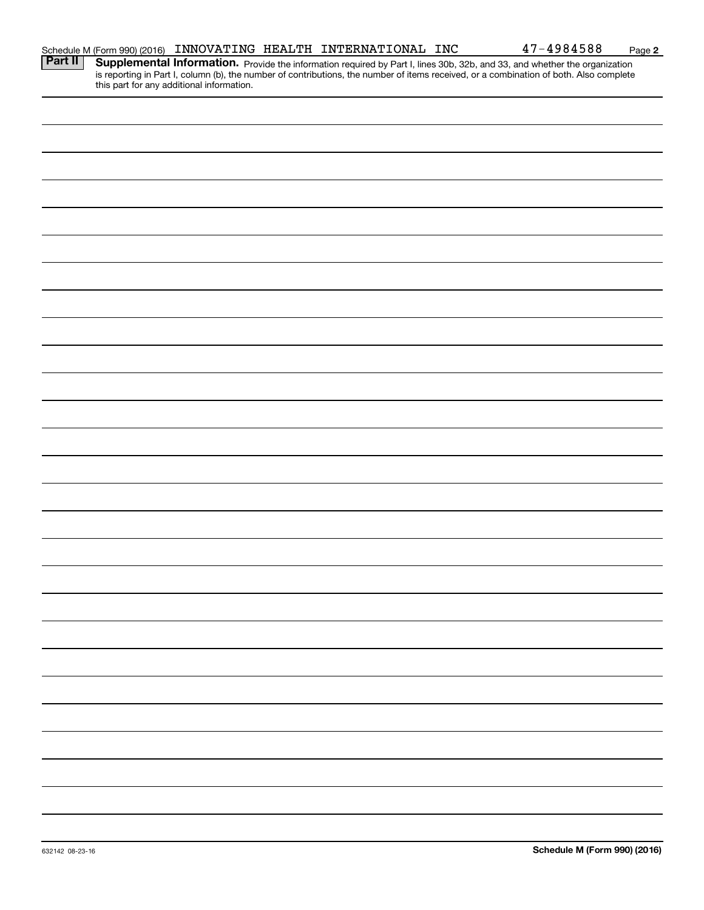Schedule M (Form 990) (2016) INNOVATING HEALTH INTERNATIONAL INC 47-4984588 Page **2**

**Part II** **Supplemental Information.** Provide the information required by Part I, lines 30b, 32b, and 33, and whether the organization is reporting in Part I, column (b), the number of contributions, the number of items received, or a combination of both. Also complete this part for any additional information.

632142 08-23-16 **Schedule M (Form 990) (2016)**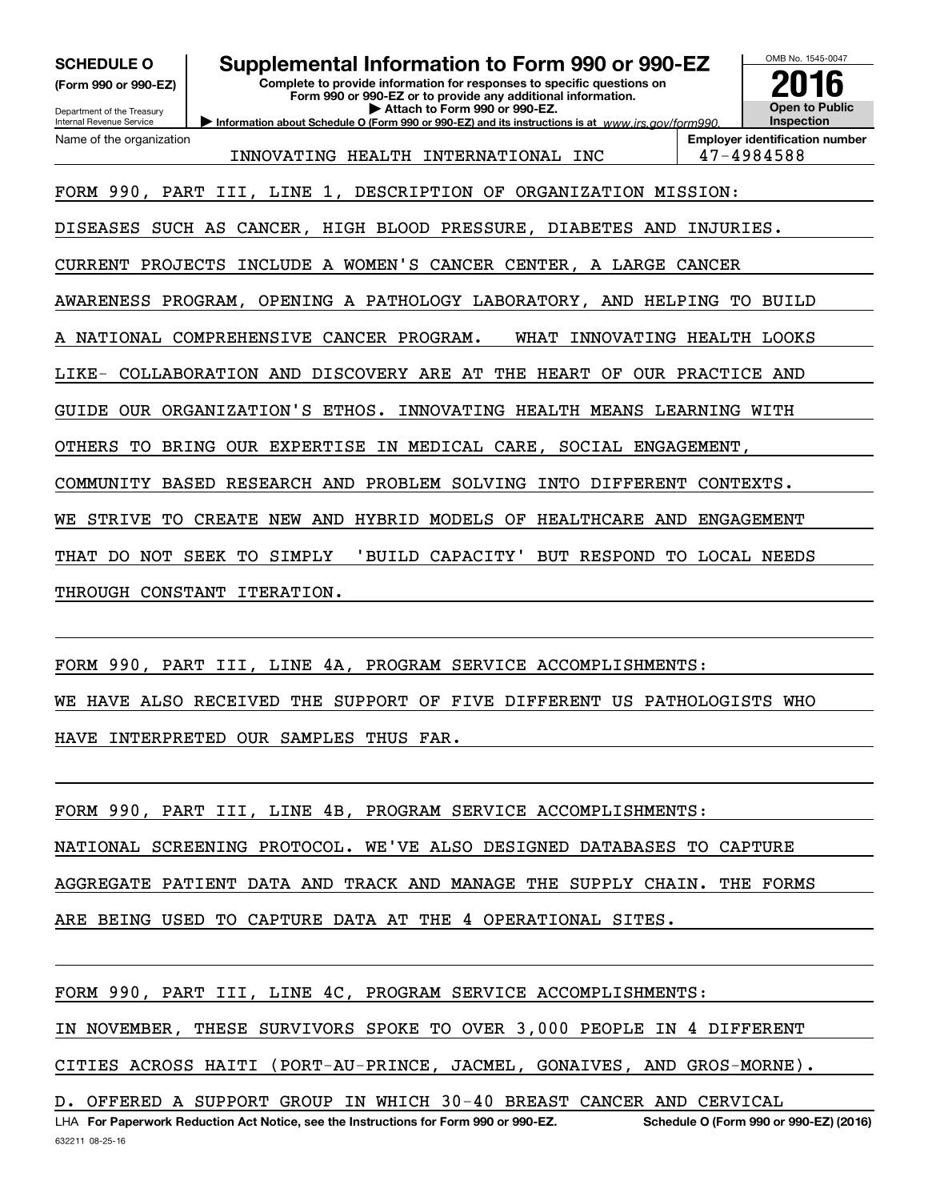**SCHEDULE O**
**(Form 990 or 990-EZ)**

Department of the Treasury
Internal Revenue Service

# Supplemental Information to Form 990 or 990-EZ

**Complete to provide information for responses to specific questions on Form 990 or 990-EZ or to provide any additional information.**
**▶ Attach to Form 990 or 990-EZ.**
**▶ Information about Schedule O (Form 990 or 990-EZ) and its instructions is at** *www.irs.gov/form990.*

OMB No. 1545-0047
**2016**
**Open to Public Inspection**

| Name of the organization | Employer identification number |
|---|---|
| INNOVATING HEALTH INTERNATIONAL INC | 47-4984588 |

FORM 990, PART III, LINE 1, DESCRIPTION OF ORGANIZATION MISSION:

DISEASES SUCH AS CANCER, HIGH BLOOD PRESSURE, DIABETES AND INJURIES. CURRENT PROJECTS INCLUDE A WOMEN'S CANCER CENTER, A LARGE CANCER AWARENESS PROGRAM, OPENING A PATHOLOGY LABORATORY, AND HELPING TO BUILD A NATIONAL COMPREHENSIVE CANCER PROGRAM.  WHAT INNOVATING HEALTH LOOKS LIKE- COLLABORATION AND DISCOVERY ARE AT THE HEART OF OUR PRACTICE AND GUIDE OUR ORGANIZATION'S ETHOS. INNOVATING HEALTH MEANS LEARNING WITH OTHERS TO BRING OUR EXPERTISE IN MEDICAL CARE, SOCIAL ENGAGEMENT, COMMUNITY BASED RESEARCH AND PROBLEM SOLVING INTO DIFFERENT CONTEXTS. WE STRIVE TO CREATE NEW AND HYBRID MODELS OF HEALTHCARE AND ENGAGEMENT THAT DO NOT SEEK TO SIMPLY  'BUILD CAPACITY' BUT RESPOND TO LOCAL NEEDS THROUGH CONSTANT ITERATION.

FORM 990, PART III, LINE 4A, PROGRAM SERVICE ACCOMPLISHMENTS:

WE HAVE ALSO RECEIVED THE SUPPORT OF FIVE DIFFERENT US PATHOLOGISTS WHO HAVE INTERPRETED OUR SAMPLES THUS FAR.

FORM 990, PART III, LINE 4B, PROGRAM SERVICE ACCOMPLISHMENTS:

NATIONAL SCREENING PROTOCOL. WE'VE ALSO DESIGNED DATABASES TO CAPTURE AGGREGATE PATIENT DATA AND TRACK AND MANAGE THE SUPPLY CHAIN. THE FORMS ARE BEING USED TO CAPTURE DATA AT THE 4 OPERATIONAL SITES.

FORM 990, PART III, LINE 4C, PROGRAM SERVICE ACCOMPLISHMENTS:

IN NOVEMBER, THESE SURVIVORS SPOKE TO OVER 3,000 PEOPLE IN 4 DIFFERENT CITIES ACROSS HAITI (PORT-AU-PRINCE, JACMEL, GONAIVES, AND GROS-MORNE).

D. OFFERED A SUPPORT GROUP IN WHICH 30-40 BREAST CANCER AND CERVICAL

LHA **For Paperwork Reduction Act Notice, see the Instructions for Form 990 or 990-EZ.** **Schedule O (Form 990 or 990-EZ) (2016)**
632211 08-25-16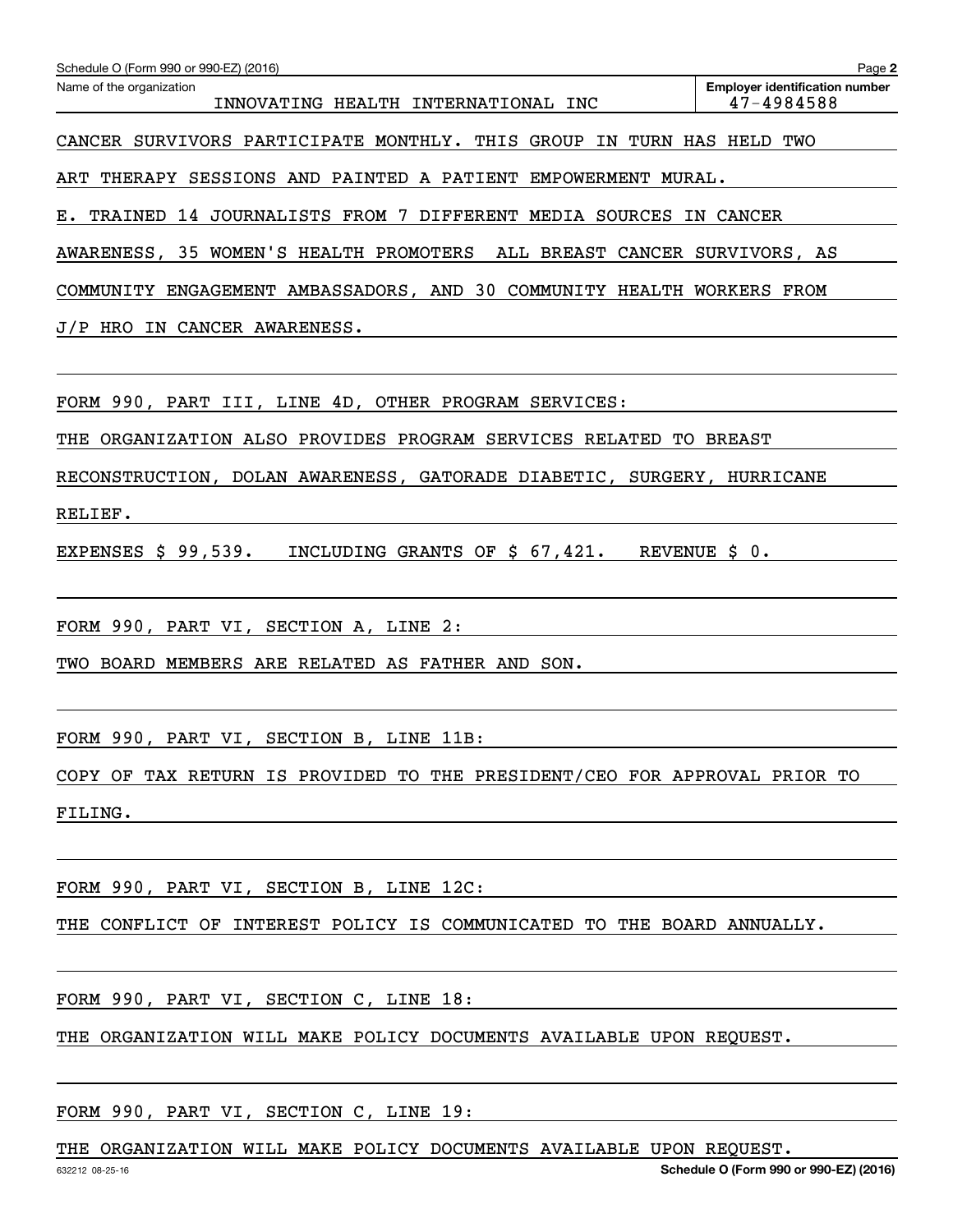Name of the organization: INNOVATING HEALTH INTERNATIONAL INC

Employer identification number: 47-4984588

CANCER SURVIVORS PARTICIPATE MONTHLY. THIS GROUP IN TURN HAS HELD TWO ART THERAPY SESSIONS AND PAINTED A PATIENT EMPOWERMENT MURAL.

E. TRAINED 14 JOURNALISTS FROM 7 DIFFERENT MEDIA SOURCES IN CANCER AWARENESS, 35 WOMEN'S HEALTH PROMOTERS ALL BREAST CANCER SURVIVORS, AS COMMUNITY ENGAGEMENT AMBASSADORS, AND 30 COMMUNITY HEALTH WORKERS FROM J/P HRO IN CANCER AWARENESS.

FORM 990, PART III, LINE 4D, OTHER PROGRAM SERVICES:

THE ORGANIZATION ALSO PROVIDES PROGRAM SERVICES RELATED TO BREAST RECONSTRUCTION, DOLAN AWARENESS, GATORADE DIABETIC, SURGERY, HURRICANE RELIEF.

EXPENSES $ 99,539. INCLUDING GRANTS OF $ 67,421. REVENUE $ 0.

FORM 990, PART VI, SECTION A, LINE 2:

TWO BOARD MEMBERS ARE RELATED AS FATHER AND SON.

FORM 990, PART VI, SECTION B, LINE 11B:

COPY OF TAX RETURN IS PROVIDED TO THE PRESIDENT/CEO FOR APPROVAL PRIOR TO FILING.

FORM 990, PART VI, SECTION B, LINE 12C:

THE CONFLICT OF INTEREST POLICY IS COMMUNICATED TO THE BOARD ANNUALLY.

FORM 990, PART VI, SECTION C, LINE 18:

THE ORGANIZATION WILL MAKE POLICY DOCUMENTS AVAILABLE UPON REQUEST.

FORM 990, PART VI, SECTION C, LINE 19:

THE ORGANIZATION WILL MAKE POLICY DOCUMENTS AVAILABLE UPON REQUEST.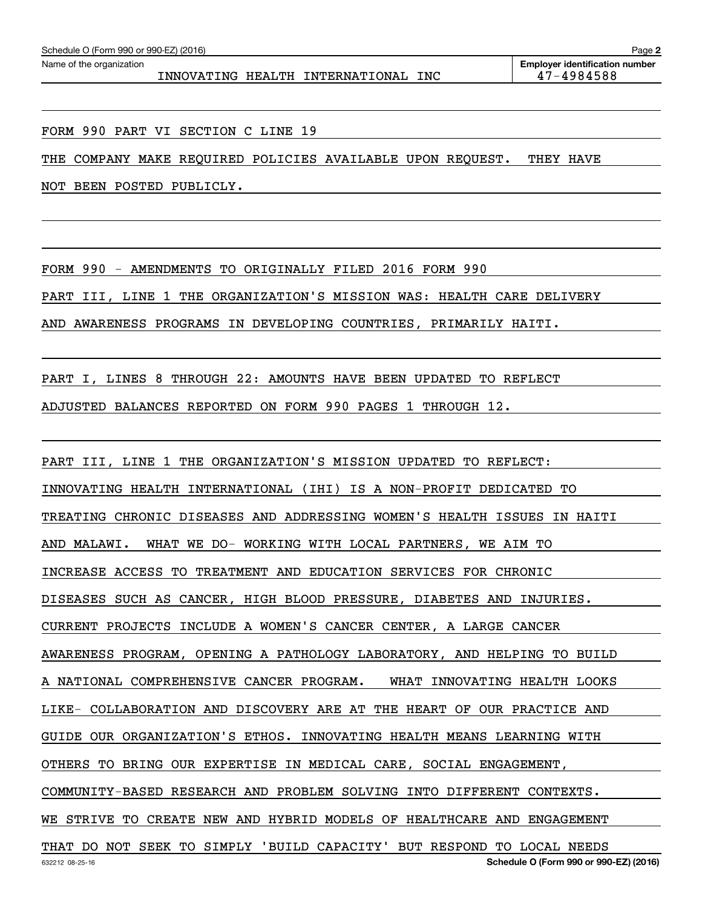Schedule O (Form 990 or 990-EZ) (2016) Page 2

Name of the organization: INNOVATING HEALTH INTERNATIONAL INC

Employer identification number: 47-4984588

FORM 990 PART VI SECTION C LINE 19

THE COMPANY MAKE REQUIRED POLICIES AVAILABLE UPON REQUEST. THEY HAVE NOT BEEN POSTED PUBLICLY.

FORM 990 - AMENDMENTS TO ORIGINALLY FILED 2016 FORM 990

PART III, LINE 1 THE ORGANIZATION'S MISSION WAS: HEALTH CARE DELIVERY AND AWARENESS PROGRAMS IN DEVELOPING COUNTRIES, PRIMARILY HAITI.

PART I, LINES 8 THROUGH 22: AMOUNTS HAVE BEEN UPDATED TO REFLECT ADJUSTED BALANCES REPORTED ON FORM 990 PAGES 1 THROUGH 12.

PART III, LINE 1 THE ORGANIZATION'S MISSION UPDATED TO REFLECT: INNOVATING HEALTH INTERNATIONAL (IHI) IS A NON-PROFIT DEDICATED TO TREATING CHRONIC DISEASES AND ADDRESSING WOMEN'S HEALTH ISSUES IN HAITI AND MALAWI. WHAT WE DO- WORKING WITH LOCAL PARTNERS, WE AIM TO INCREASE ACCESS TO TREATMENT AND EDUCATION SERVICES FOR CHRONIC DISEASES SUCH AS CANCER, HIGH BLOOD PRESSURE, DIABETES AND INJURIES. CURRENT PROJECTS INCLUDE A WOMEN'S CANCER CENTER, A LARGE CANCER AWARENESS PROGRAM, OPENING A PATHOLOGY LABORATORY, AND HELPING TO BUILD A NATIONAL COMPREHENSIVE CANCER PROGRAM. WHAT INNOVATING HEALTH LOOKS LIKE- COLLABORATION AND DISCOVERY ARE AT THE HEART OF OUR PRACTICE AND GUIDE OUR ORGANIZATION'S ETHOS. INNOVATING HEALTH MEANS LEARNING WITH OTHERS TO BRING OUR EXPERTISE IN MEDICAL CARE, SOCIAL ENGAGEMENT, COMMUNITY-BASED RESEARCH AND PROBLEM SOLVING INTO DIFFERENT CONTEXTS. WE STRIVE TO CREATE NEW AND HYBRID MODELS OF HEALTHCARE AND ENGAGEMENT THAT DO NOT SEEK TO SIMPLY 'BUILD CAPACITY' BUT RESPOND TO LOCAL NEEDS

632212 08-25-16 Schedule O (Form 990 or 990-EZ) (2016)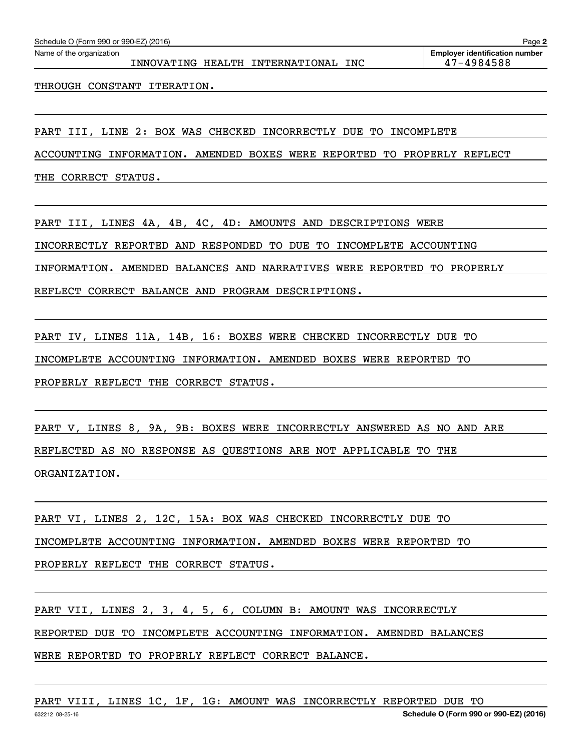Name of the organization
INNOVATING HEALTH INTERNATIONAL INC

Employer identification number
47-4984588

THROUGH CONSTANT ITERATION.

PART III, LINE 2: BOX WAS CHECKED INCORRECTLY DUE TO INCOMPLETE ACCOUNTING INFORMATION. AMENDED BOXES WERE REPORTED TO PROPERLY REFLECT THE CORRECT STATUS.

PART III, LINES 4A, 4B, 4C, 4D: AMOUNTS AND DESCRIPTIONS WERE INCORRECTLY REPORTED AND RESPONDED TO DUE TO INCOMPLETE ACCOUNTING INFORMATION. AMENDED BALANCES AND NARRATIVES WERE REPORTED TO PROPERLY REFLECT CORRECT BALANCE AND PROGRAM DESCRIPTIONS.

PART IV, LINES 11A, 14B, 16: BOXES WERE CHECKED INCORRECTLY DUE TO INCOMPLETE ACCOUNTING INFORMATION. AMENDED BOXES WERE REPORTED TO PROPERLY REFLECT THE CORRECT STATUS.

PART V, LINES 8, 9A, 9B: BOXES WERE INCORRECTLY ANSWERED AS NO AND ARE REFLECTED AS NO RESPONSE AS QUESTIONS ARE NOT APPLICABLE TO THE ORGANIZATION.

PART VI, LINES 2, 12C, 15A: BOX WAS CHECKED INCORRECTLY DUE TO INCOMPLETE ACCOUNTING INFORMATION. AMENDED BOXES WERE REPORTED TO PROPERLY REFLECT THE CORRECT STATUS.

PART VII, LINES 2, 3, 4, 5, 6, COLUMN B: AMOUNT WAS INCORRECTLY REPORTED DUE TO INCOMPLETE ACCOUNTING INFORMATION. AMENDED BALANCES WERE REPORTED TO PROPERLY REFLECT CORRECT BALANCE.

PART VIII, LINES 1C, 1F, 1G: AMOUNT WAS INCORRECTLY REPORTED DUE TO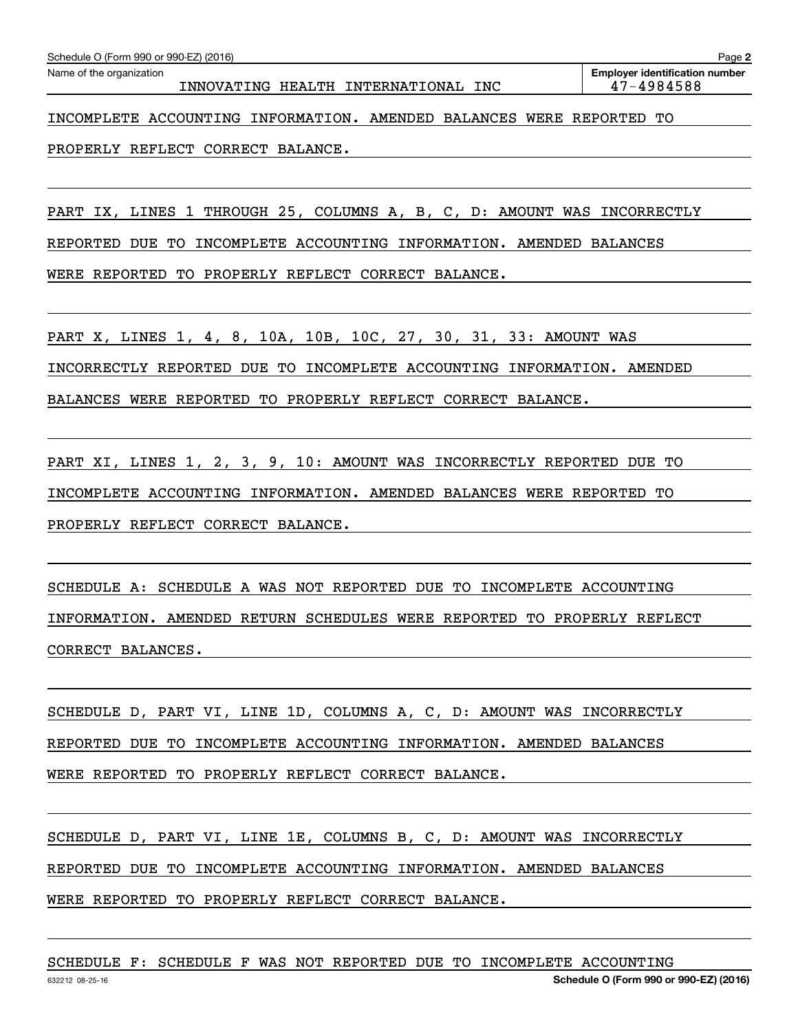Name of the organization: INNOVATING HEALTH INTERNATIONAL INC

Employer identification number: 47-4984588

INCOMPLETE ACCOUNTING INFORMATION. AMENDED BALANCES WERE REPORTED TO PROPERLY REFLECT CORRECT BALANCE.

PART IX, LINES 1 THROUGH 25, COLUMNS A, B, C, D: AMOUNT WAS INCORRECTLY REPORTED DUE TO INCOMPLETE ACCOUNTING INFORMATION. AMENDED BALANCES WERE REPORTED TO PROPERLY REFLECT CORRECT BALANCE.

PART X, LINES 1, 4, 8, 10A, 10B, 10C, 27, 30, 31, 33: AMOUNT WAS INCORRECTLY REPORTED DUE TO INCOMPLETE ACCOUNTING INFORMATION. AMENDED BALANCES WERE REPORTED TO PROPERLY REFLECT CORRECT BALANCE.

PART XI, LINES 1, 2, 3, 9, 10: AMOUNT WAS INCORRECTLY REPORTED DUE TO INCOMPLETE ACCOUNTING INFORMATION. AMENDED BALANCES WERE REPORTED TO PROPERLY REFLECT CORRECT BALANCE.

SCHEDULE A: SCHEDULE A WAS NOT REPORTED DUE TO INCOMPLETE ACCOUNTING INFORMATION. AMENDED RETURN SCHEDULES WERE REPORTED TO PROPERLY REFLECT CORRECT BALANCES.

SCHEDULE D, PART VI, LINE 1D, COLUMNS A, C, D: AMOUNT WAS INCORRECTLY REPORTED DUE TO INCOMPLETE ACCOUNTING INFORMATION. AMENDED BALANCES WERE REPORTED TO PROPERLY REFLECT CORRECT BALANCE.

SCHEDULE D, PART VI, LINE 1E, COLUMNS B, C, D: AMOUNT WAS INCORRECTLY REPORTED DUE TO INCOMPLETE ACCOUNTING INFORMATION. AMENDED BALANCES WERE REPORTED TO PROPERLY REFLECT CORRECT BALANCE.

SCHEDULE F: SCHEDULE F WAS NOT REPORTED DUE TO INCOMPLETE ACCOUNTING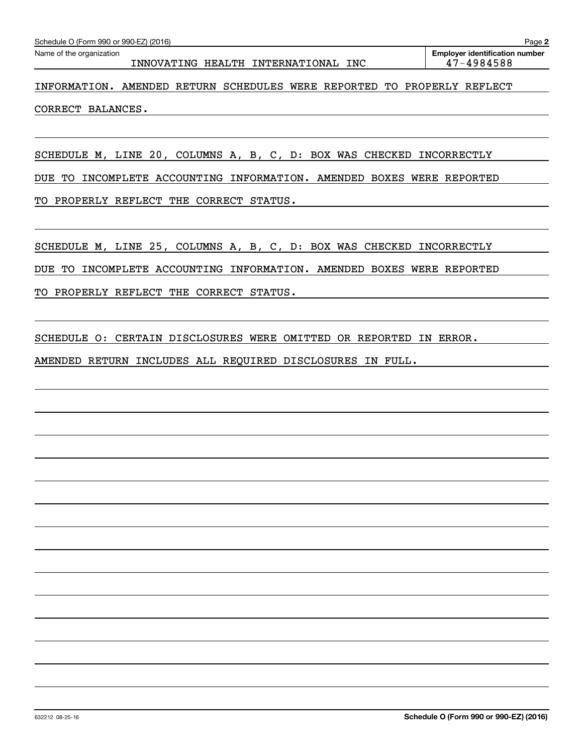Schedule O (Form 990 or 990-EZ) (2016)

Name of the organization: INNOVATING HEALTH INTERNATIONAL INC

Employer identification number: 47-4984588

INFORMATION. AMENDED RETURN SCHEDULES WERE REPORTED TO PROPERLY REFLECT CORRECT BALANCES.

SCHEDULE M, LINE 20, COLUMNS A, B, C, D: BOX WAS CHECKED INCORRECTLY DUE TO INCOMPLETE ACCOUNTING INFORMATION. AMENDED BOXES WERE REPORTED TO PROPERLY REFLECT THE CORRECT STATUS.

SCHEDULE M, LINE 25, COLUMNS A, B, C, D: BOX WAS CHECKED INCORRECTLY DUE TO INCOMPLETE ACCOUNTING INFORMATION. AMENDED BOXES WERE REPORTED TO PROPERLY REFLECT THE CORRECT STATUS.

SCHEDULE O: CERTAIN DISCLOSURES WERE OMITTED OR REPORTED IN ERROR. AMENDED RETURN INCLUDES ALL REQUIRED DISCLOSURES IN FULL.

632212 08-25-16

Schedule O (Form 990 or 990-EZ) (2016)